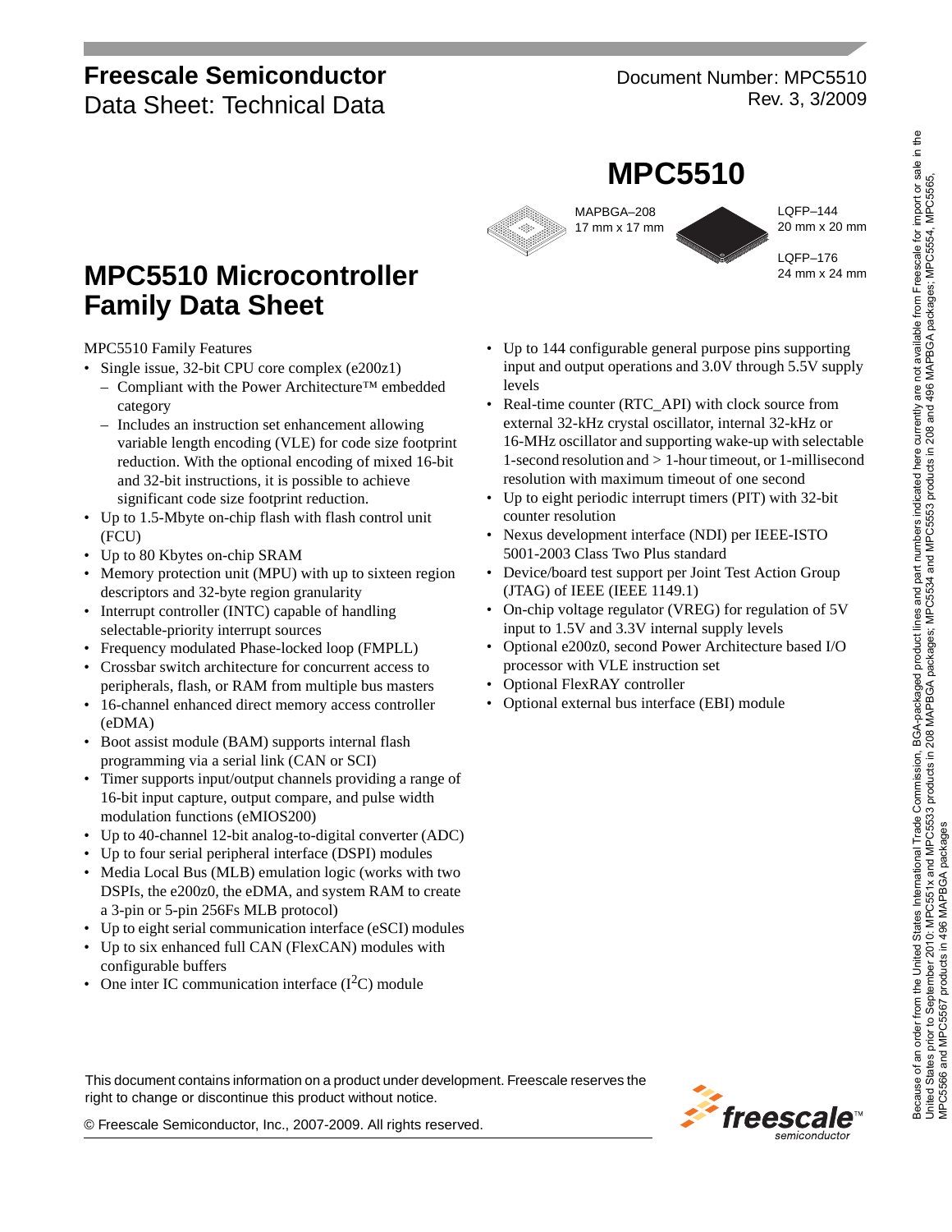**Freescale Semiconductor**
Data Sheet: Technical Data

Document Number: MPC5510
Rev. 3, 3/2009

# MPC5510

MAPBGA–208
17 mm x 17 mm

LQFP–144
20 mm x 20 mm

LQFP–176
24 mm x 24 mm

# MPC5510 Microcontroller Family Data Sheet

MPC5510 Family Features

- Single issue, 32-bit CPU core complex (e200z1)
  - Compliant with the Power Architecture™ embedded category
  - Includes an instruction set enhancement allowing variable length encoding (VLE) for code size footprint reduction. With the optional encoding of mixed 16-bit and 32-bit instructions, it is possible to achieve significant code size footprint reduction.
- Up to 1.5-Mbyte on-chip flash with flash control unit (FCU)
- Up to 80 Kbytes on-chip SRAM
- Memory protection unit (MPU) with up to sixteen region descriptors and 32-byte region granularity
- Interrupt controller (INTC) capable of handling selectable-priority interrupt sources
- Frequency modulated Phase-locked loop (FMPLL)
- Crossbar switch architecture for concurrent access to peripherals, flash, or RAM from multiple bus masters
- 16-channel enhanced direct memory access controller (eDMA)
- Boot assist module (BAM) supports internal flash programming via a serial link (CAN or SCI)
- Timer supports input/output channels providing a range of 16-bit input capture, output compare, and pulse width modulation functions (eMIOS200)
- Up to 40-channel 12-bit analog-to-digital converter (ADC)
- Up to four serial peripheral interface (DSPI) modules
- Media Local Bus (MLB) emulation logic (works with two DSPIs, the e200z0, the eDMA, and system RAM to create a 3-pin or 5-pin 256Fs MLB protocol)
- Up to eight serial communication interface (eSCI) modules
- Up to six enhanced full CAN (FlexCAN) modules with configurable buffers
- One inter IC communication interface ($I^2C$) module
- Up to 144 configurable general purpose pins supporting input and output operations and 3.0V through 5.5V supply levels
- Real-time counter (RTC_API) with clock source from external 32-kHz crystal oscillator, internal 32-kHz or 16-MHz oscillator and supporting wake-up with selectable 1-second resolution and > 1-hour timeout, or 1-millisecond resolution with maximum timeout of one second
- Up to eight periodic interrupt timers (PIT) with 32-bit counter resolution
- Nexus development interface (NDI) per IEEE-ISTO 5001-2003 Class Two Plus standard
- Device/board test support per Joint Test Action Group (JTAG) of IEEE (IEEE 1149.1)
- On-chip voltage regulator (VREG) for regulation of 5V input to 1.5V and 3.3V internal supply levels
- Optional e200z0, second Power Architecture based I/O processor with VLE instruction set
- Optional FlexRAY controller
- Optional external bus interface (EBI) module

Because of an order from the United States International Trade Commission, BGA-packaged product lines and part numbers indicated here currently are not available from Freescale for import or sale in the United States prior to September 2010: MPC551x and MPC5533 products in 208 MAPBGA packages; MPC5534 and MPC5553 products in 208 and 496 MAPBGA packages; MPC5554, MPC5565, MPC5566 and MPC5567 products in 496 MAPBGA packages

This document contains information on a product under development. Freescale reserves the right to change or discontinue this product without notice.

© Freescale Semiconductor, Inc., 2007-2009. All rights reserved.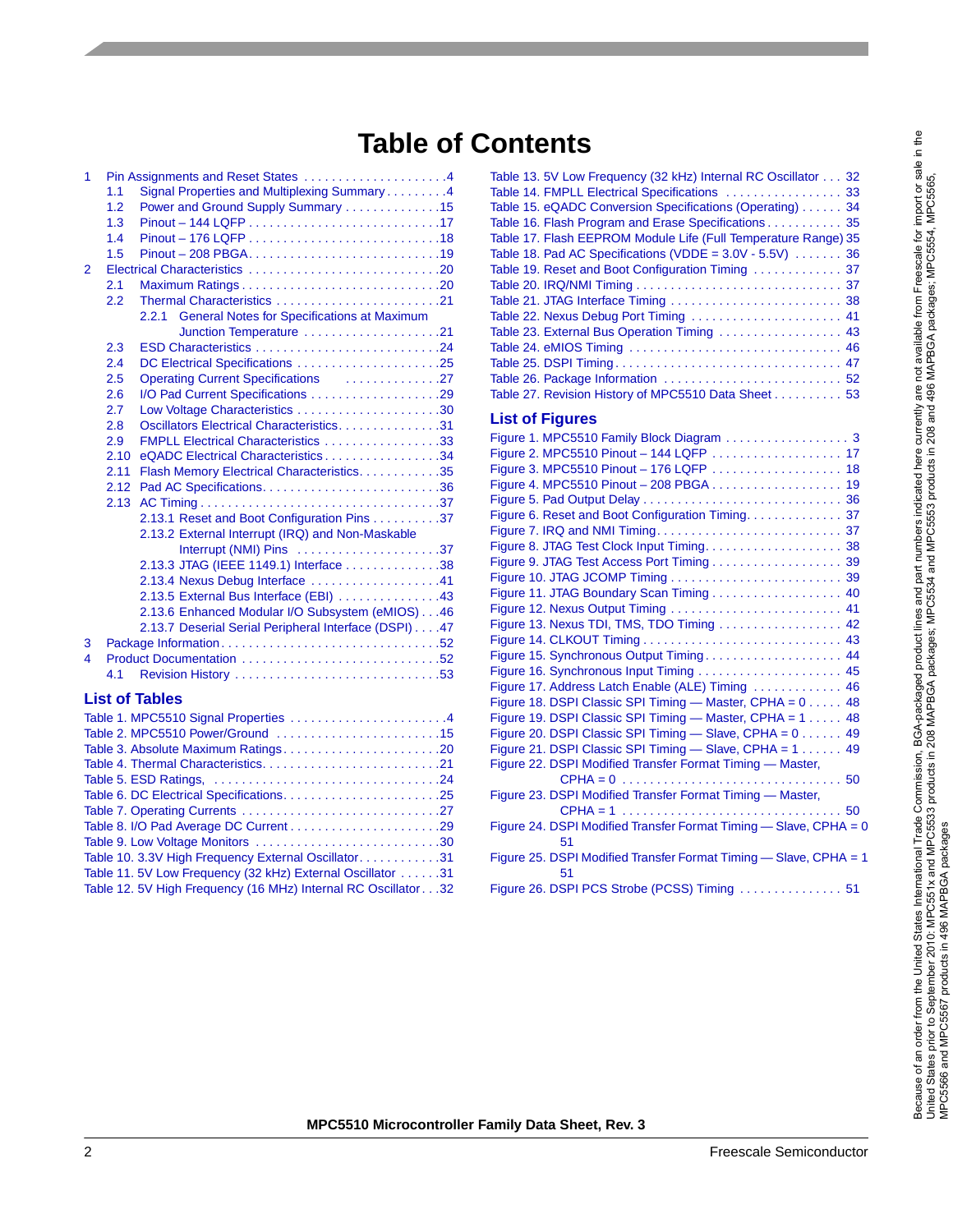# Table of Contents

1 Pin Assignments and Reset States . . . . . . . . . . . . . . . . . . . . .4
- 1.1 Signal Properties and Multiplexing Summary . . . . . . . . .4
- 1.2 Power and Ground Supply Summary . . . . . . . . . . . . . .15
- 1.3 Pinout – 144 LQFP . . . . . . . . . . . . . . . . . . . . . . . . . . .17
- 1.4 Pinout – 176 LQFP . . . . . . . . . . . . . . . . . . . . . . . . . . .18
- 1.5 Pinout – 208 PBGA. . . . . . . . . . . . . . . . . . . . . . . . . . .19

2 Electrical Characteristics . . . . . . . . . . . . . . . . . . . . . . . . . . .20
- 2.1 Maximum Ratings . . . . . . . . . . . . . . . . . . . . . . . . . . . .20
- 2.2 Thermal Characteristics . . . . . . . . . . . . . . . . . . . . . . . .21
  - 2.2.1 General Notes for Specifications at Maximum Junction Temperature . . . . . . . . . . . . . . . . . . . .21
- 2.3 ESD Characteristics . . . . . . . . . . . . . . . . . . . . . . . . . . .24
- 2.4 DC Electrical Specifications . . . . . . . . . . . . . . . . . . . . .25
- 2.5 Operating Current Specifications . . . . . . . . . . . . . .27
- 2.6 I/O Pad Current Specifications . . . . . . . . . . . . . . . . . . .29
- 2.7 Low Voltage Characteristics . . . . . . . . . . . . . . . . . . . . .30
- 2.8 Oscillators Electrical Characteristics. . . . . . . . . . . . . . .31
- 2.9 FMPLL Electrical Characteristics . . . . . . . . . . . . . . . . .33
- 2.10 eQADC Electrical Characteristics . . . . . . . . . . . . . . . . .34
- 2.11 Flash Memory Electrical Characteristics. . . . . . . . . . . .35
- 2.12 Pad AC Specifications. . . . . . . . . . . . . . . . . . . . . . . . . .36
- 2.13 AC Timing . . . . . . . . . . . . . . . . . . . . . . . . . . . . . . . . . .37
  - 2.13.1 Reset and Boot Configuration Pins . . . . . . . . . .37
  - 2.13.2 External Interrupt (IRQ) and Non-Maskable Interrupt (NMI) Pins . . . . . . . . . . . . . . . . . . . . .37
  - 2.13.3 JTAG (IEEE 1149.1) Interface . . . . . . . . . . . . . .38
  - 2.13.4 Nexus Debug Interface . . . . . . . . . . . . . . . . . . .41
  - 2.13.5 External Bus Interface (EBI) . . . . . . . . . . . . . . .43
  - 2.13.6 Enhanced Modular I/O Subsystem (eMIOS) . . .46
  - 2.13.7 Deserial Serial Peripheral Interface (DSPI) . . . .47

3 Package Information. . . . . . . . . . . . . . . . . . . . . . . . . . . . . . .52

4 Product Documentation . . . . . . . . . . . . . . . . . . . . . . . . . . . .52
- 4.1 Revision History . . . . . . . . . . . . . . . . . . . . . . . . . . . . .53

## List of Tables

Table 1. MPC5510 Signal Properties . . . . . . . . . . . . . . . . . . . . . . .4
Table 2. MPC5510 Power/Ground . . . . . . . . . . . . . . . . . . . . . . . .15
Table 3. Absolute Maximum Ratings. . . . . . . . . . . . . . . . . . . . . . .20
Table 4. Thermal Characteristics. . . . . . . . . . . . . . . . . . . . . . . . . .21
Table 5. ESD Ratings, . . . . . . . . . . . . . . . . . . . . . . . . . . . . . . . .24
Table 6. DC Electrical Specifications. . . . . . . . . . . . . . . . . . . . . . .25
Table 7. Operating Currents . . . . . . . . . . . . . . . . . . . . . . . . . . . .27
Table 8. I/O Pad Average DC Current . . . . . . . . . . . . . . . . . . . . . .29
Table 9. Low Voltage Monitors . . . . . . . . . . . . . . . . . . . . . . . . . . .30
Table 10. 3.3V High Frequency External Oscillator. . . . . . . . . . . .31
Table 11. 5V Low Frequency (32 kHz) External Oscillator . . . . . .31
Table 12. 5V High Frequency (16 MHz) Internal RC Oscillator . . .32
Table 13. 5V Low Frequency (32 kHz) Internal RC Oscillator . . . 32
Table 14. FMPLL Electrical Specifications . . . . . . . . . . . . . . . . . 33
Table 15. eQADC Conversion Specifications (Operating) . . . . . . 34
Table 16. Flash Program and Erase Specifications . . . . . . . . . . . 35
Table 17. Flash EEPROM Module Life (Full Temperature Range) 35
Table 18. Pad AC Specifications (VDDE = 3.0V - 5.5V) . . . . . . . 36
Table 19. Reset and Boot Configuration Timing . . . . . . . . . . . . . 37
Table 20. IRQ/NMI Timing . . . . . . . . . . . . . . . . . . . . . . . . . . . . . 37
Table 21. JTAG Interface Timing . . . . . . . . . . . . . . . . . . . . . . . . . 38
Table 22. Nexus Debug Port Timing . . . . . . . . . . . . . . . . . . . . . . 41
Table 23. External Bus Operation Timing . . . . . . . . . . . . . . . . . . 43
Table 24. eMIOS Timing . . . . . . . . . . . . . . . . . . . . . . . . . . . . . . . 46
Table 25. DSPI Timing . . . . . . . . . . . . . . . . . . . . . . . . . . . . . . . . 47
Table 26. Package Information . . . . . . . . . . . . . . . . . . . . . . . . . . 52
Table 27. Revision History of MPC5510 Data Sheet . . . . . . . . . . 53

## List of Figures

Figure 1. MPC5510 Family Block Diagram . . . . . . . . . . . . . . . . . . 3
Figure 2. MPC5510 Pinout – 144 LQFP . . . . . . . . . . . . . . . . . . . 17
Figure 3. MPC5510 Pinout – 176 LQFP . . . . . . . . . . . . . . . . . . . 18
Figure 4. MPC5510 Pinout – 208 PBGA . . . . . . . . . . . . . . . . . . . 19
Figure 5. Pad Output Delay . . . . . . . . . . . . . . . . . . . . . . . . . . . . 36
Figure 6. Reset and Boot Configuration Timing. . . . . . . . . . . . . . 37
Figure 7. IRQ and NMI Timing. . . . . . . . . . . . . . . . . . . . . . . . . . . 37
Figure 8. JTAG Test Clock Input Timing. . . . . . . . . . . . . . . . . . . . 38
Figure 9. JTAG Test Access Port Timing . . . . . . . . . . . . . . . . . . . 39
Figure 10. JTAG JCOMP Timing . . . . . . . . . . . . . . . . . . . . . . . . . 39
Figure 11. JTAG Boundary Scan Timing . . . . . . . . . . . . . . . . . . . 40
Figure 12. Nexus Output Timing . . . . . . . . . . . . . . . . . . . . . . . . . 41
Figure 13. Nexus TDI, TMS, TDO Timing . . . . . . . . . . . . . . . . . . 42
Figure 14. CLKOUT Timing . . . . . . . . . . . . . . . . . . . . . . . . . . . . 43
Figure 15. Synchronous Output Timing. . . . . . . . . . . . . . . . . . . . 44
Figure 16. Synchronous Input Timing . . . . . . . . . . . . . . . . . . . . . 45
Figure 17. Address Latch Enable (ALE) Timing . . . . . . . . . . . . . 46
Figure 18. DSPI Classic SPI Timing — Master, CPHA = 0 . . . . . 48
Figure 19. DSPI Classic SPI Timing — Master, CPHA = 1 . . . . . 48
Figure 20. DSPI Classic SPI Timing — Slave, CPHA = 0 . . . . . . 49
Figure 21. DSPI Classic SPI Timing — Slave, CPHA = 1 . . . . . . 49
Figure 22. DSPI Modified Transfer Format Timing — Master, CPHA = 0 . . . . . . . . . . . . . . . . . . . . . . . . . . . . . . . 50
Figure 23. DSPI Modified Transfer Format Timing — Master, CPHA = 1 . . . . . . . . . . . . . . . . . . . . . . . . . . . . . . . 50
Figure 24. DSPI Modified Transfer Format Timing — Slave, CPHA = 0 51
Figure 25. DSPI Modified Transfer Format Timing — Slave, CPHA = 1 51
Figure 26. DSPI PCS Strobe (PCSS) Timing . . . . . . . . . . . . . . . 51

Because of an order from the United States International Trade Commission, BGA-packaged product lines and part numbers indicated here currently are not available from Freescale for import or sale in the United States prior to September 2010: MPC551x and MPC5533 products in 208 MAPBGA packages; MPC5534 and MPC5553 products in 208 and 496 MAPBGA packages; MPC5554, MPC5565, MPC5566 and MPC5567 products in 496 MAPBGA packages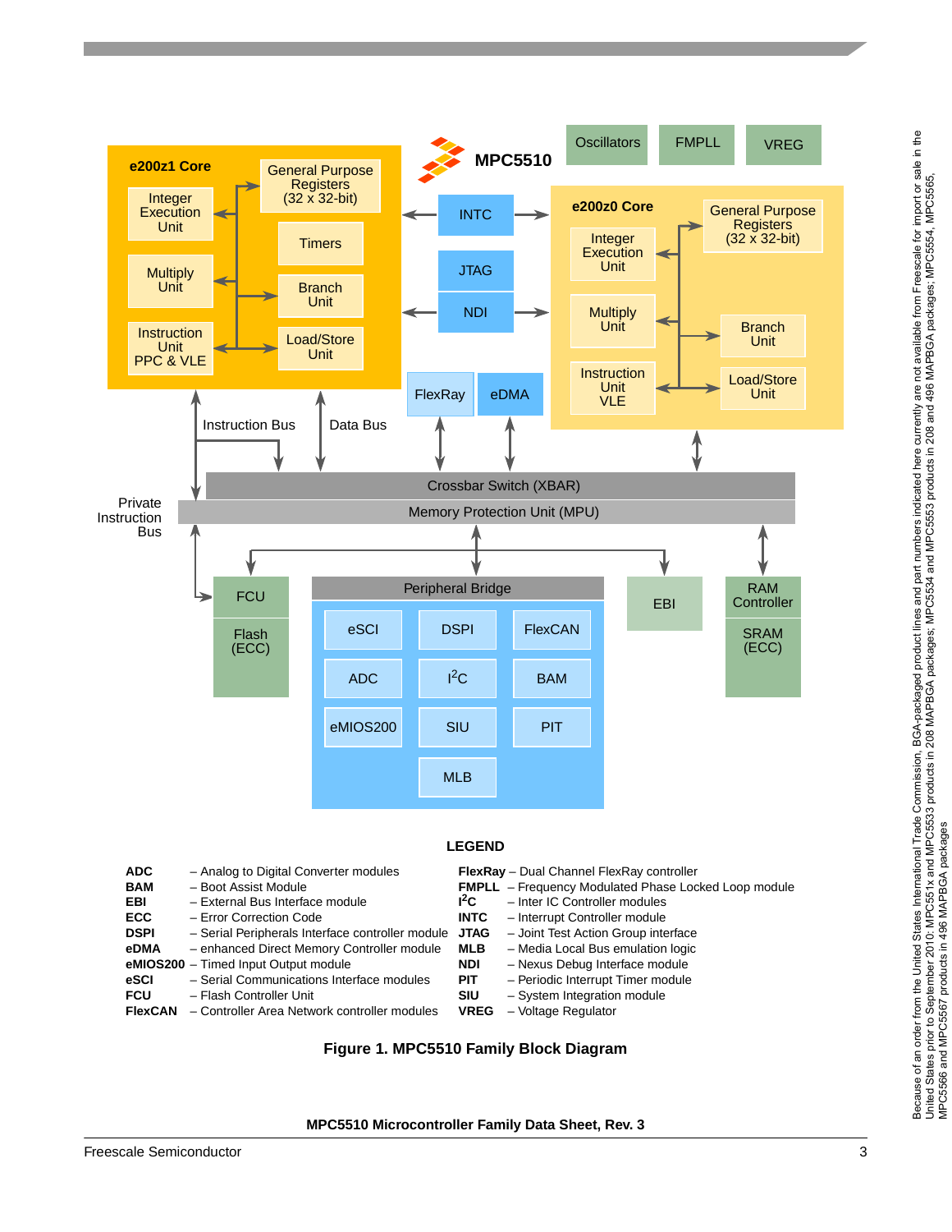**LEGEND**

| | |
|---|---|
| **ADC** | – Analog to Digital Converter modules |
| **BAM** | – Boot Assist Module |
| **EBI** | – External Bus Interface module |
| **ECC** | – Error Correction Code |
| **DSPI** | – Serial Peripherals Interface controller module |
| **eDMA** | – enhanced Direct Memory Controller module |
| **eMIOS200** | – Timed Input Output module |
| **eSCI** | – Serial Communications Interface modules |
| **FCU** | – Flash Controller Unit |
| **FlexCAN** | – Controller Area Network controller modules |
| **FlexRay** | – Dual Channel FlexRay controller |
| **FMPLL** | – Frequency Modulated Phase Locked Loop module |
| **I$^2$C** | – Inter IC Controller modules |
| **INTC** | – Interrupt Controller module |
| **JTAG** | – Joint Test Action Group interface |
| **MLB** | – Media Local Bus emulation logic |
| **NDI** | – Nexus Debug Interface module |
| **PIT** | – Periodic Interrupt Timer module |
| **SIU** | – System Integration module |
| **VREG** | – Voltage Regulator |

**Figure 1. MPC5510 Family Block Diagram**

Because of an order from the United States International Trade Commission, BGA-packaged product lines and part numbers indicated here currently are not available from Freescale for import or sale in the United States prior to September 2010: MPC551x and MPC5533 products in 208 MAPBGA packages; MPC5534 and MPC5553 products in 208 and 496 MAPBGA packages; MPC5554, MPC5565, MPC5566 and MPC5567 products in 496 MAPBGA packages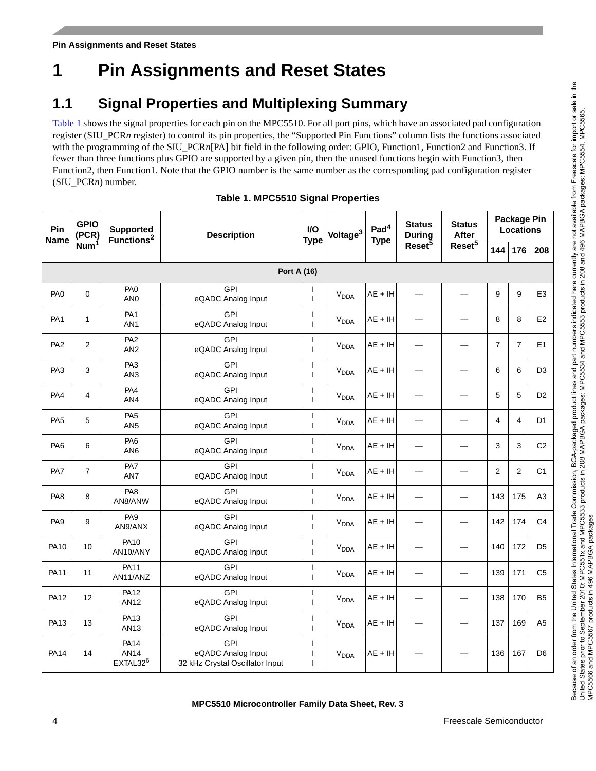# 1 Pin Assignments and Reset States

## 1.1 Signal Properties and Multiplexing Summary

Table 1 shows the signal properties for each pin on the MPC5510. For all port pins, which have an associated pad configuration register (SIU_PCR*n* register) to control its pin properties, the "Supported Pin Functions" column lists the functions associated with the programming of the SIU_PCR*n*[PA] bit field in the following order: GPIO, Function1, Function2 and Function3. If fewer than three functions plus GPIO are supported by a given pin, then the unused functions begin with Function3, then Function2, then Function1. Note that the GPIO number is the same number as the corresponding pad configuration register (SIU_PCR*n*) number.

**Table 1. MPC5510 Signal Properties**

| Pin Name | GPIO (PCR) Num[1] | Supported Functions[2] | Description | I/O Type | Voltage[3] | Pad[4] Type | Status During Reset[5] | Status After Reset[5] | Package Pin Locations | | |
|---|---|---|---|---|---|---|---|---|---|---|---|
| | | | | | | | | | 144 | 176 | 208 |
| **Port A (16)** | | | | | | | | | | | |
| PA0 | 0 | PA0<br>AN0 | GPI<br>eQADC Analog Input | I<br>I | $V_{DDA}$ | AE + IH | — | — | 9 | 9 | E3 |
| PA1 | 1 | PA1<br>AN1 | GPI<br>eQADC Analog Input | I<br>I | $V_{DDA}$ | AE + IH | — | — | 8 | 8 | E2 |
| PA2 | 2 | PA2<br>AN2 | GPI<br>eQADC Analog Input | I<br>I | $V_{DDA}$ | AE + IH | — | — | 7 | 7 | E1 |
| PA3 | 3 | PA3<br>AN3 | GPI<br>eQADC Analog Input | I<br>I | $V_{DDA}$ | AE + IH | — | — | 6 | 6 | D3 |
| PA4 | 4 | PA4<br>AN4 | GPI<br>eQADC Analog Input | I<br>I | $V_{DDA}$ | AE + IH | — | — | 5 | 5 | D2 |
| PA5 | 5 | PA5<br>AN5 | GPI<br>eQADC Analog Input | I<br>I | $V_{DDA}$ | AE + IH | — | — | 4 | 4 | D1 |
| PA6 | 6 | PA6<br>AN6 | GPI<br>eQADC Analog Input | I<br>I | $V_{DDA}$ | AE + IH | — | — | 3 | 3 | C2 |
| PA7 | 7 | PA7<br>AN7 | GPI<br>eQADC Analog Input | I<br>I | $V_{DDA}$ | AE + IH | — | — | 2 | 2 | C1 |
| PA8 | 8 | PA8<br>AN8/ANW | GPI<br>eQADC Analog Input | I<br>I | $V_{DDA}$ | AE + IH | — | — | 143 | 175 | A3 |
| PA9 | 9 | PA9<br>AN9/ANX | GPI<br>eQADC Analog Input | I<br>I | $V_{DDA}$ | AE + IH | — | — | 142 | 174 | C4 |
| PA10 | 10 | PA10<br>AN10/ANY | GPI<br>eQADC Analog Input | I<br>I | $V_{DDA}$ | AE + IH | — | — | 140 | 172 | D5 |
| PA11 | 11 | PA11<br>AN11/ANZ | GPI<br>eQADC Analog Input | I<br>I | $V_{DDA}$ | AE + IH | — | — | 139 | 171 | C5 |
| PA12 | 12 | PA12<br>AN12 | GPI<br>eQADC Analog Input | I<br>I | $V_{DDA}$ | AE + IH | — | — | 138 | 170 | B5 |
| PA13 | 13 | PA13<br>AN13 | GPI<br>eQADC Analog Input | I<br>I | $V_{DDA}$ | AE + IH | — | — | 137 | 169 | A5 |
| PA14 | 14 | PA14<br>AN14<br>EXTAL32[6] | GPI<br>eQADC Analog Input<br>32 kHz Crystal Oscillator Input | I<br>I<br>I | $V_{DDA}$ | AE + IH | — | — | 136 | 167 | D6 |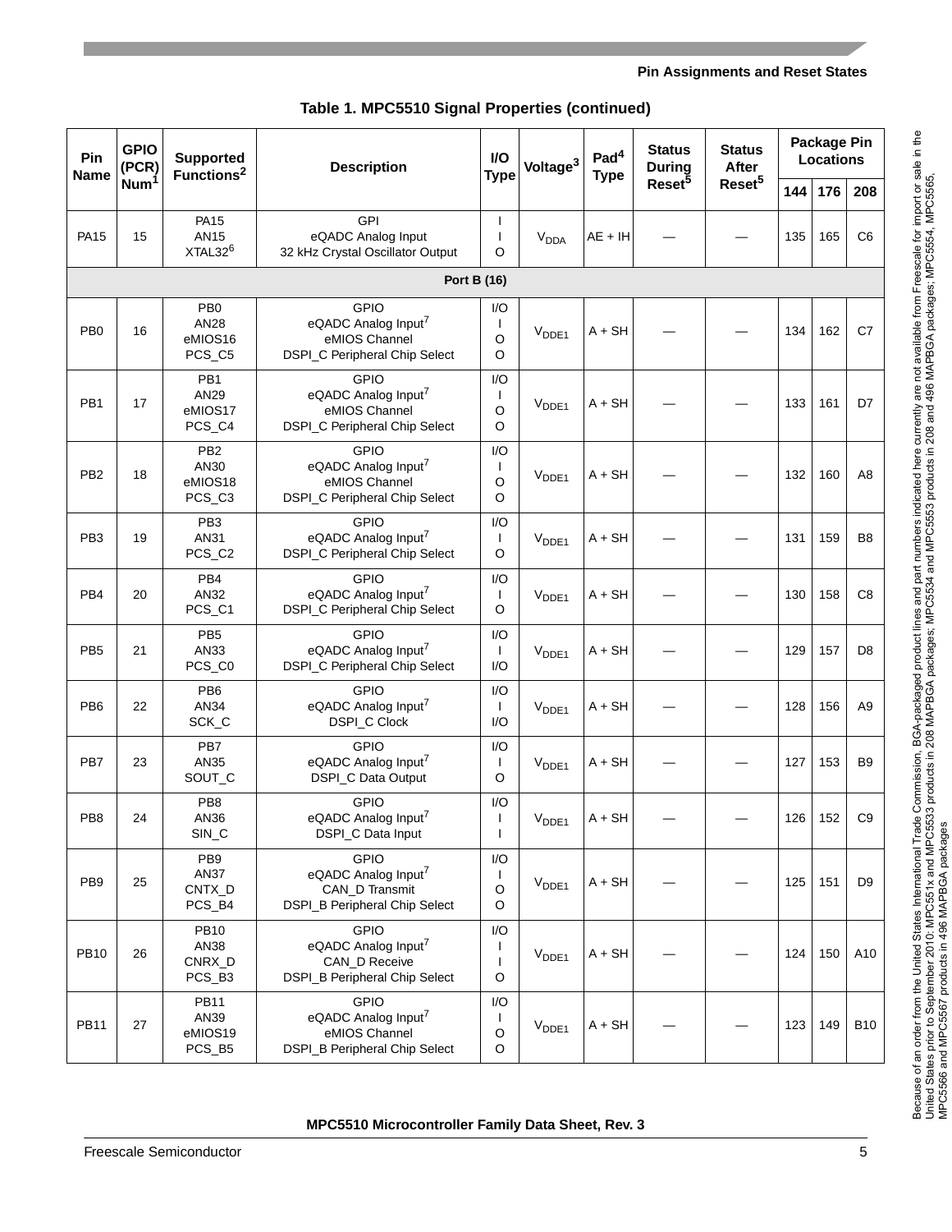**Table 1. MPC5510 Signal Properties (continued)**

| Pin Name | GPIO (PCR) Num[1] | Supported Functions[2] | Description | I/O Type | Voltage[3] | Pad[4] Type | Status During Reset[5] | Status After Reset[5] | Package Pin Locations | | |
|---|---|---|---|---|---|---|---|---|---|---|---|
| | | | | | | | | | 144 | 176 | 208 |
| PA15 | 15 | PA15<br>AN15<br>XTAL32[6] | GPI<br>eQADC Analog Input<br>32 kHz Crystal Oscillator Output | I<br>I<br>O | $V_{DDA}$ | AE + IH | — | — | 135 | 165 | C6 |
| **Port B (16)** | | | | | | | | | | | |
| PB0 | 16 | PB0<br>AN28<br>eMIOS16<br>PCS_C5 | GPIO<br>eQADC Analog Input[7]<br>eMIOS Channel<br>DSPI_C Peripheral Chip Select | I/O<br>I<br>O<br>O | $V_{DDE1}$ | A + SH | — | — | 134 | 162 | C7 |
| PB1 | 17 | PB1<br>AN29<br>eMIOS17<br>PCS_C4 | GPIO<br>eQADC Analog Input[7]<br>eMIOS Channel<br>DSPI_C Peripheral Chip Select | I/O<br>I<br>O<br>O | $V_{DDE1}$ | A + SH | — | — | 133 | 161 | D7 |
| PB2 | 18 | PB2<br>AN30<br>eMIOS18<br>PCS_C3 | GPIO<br>eQADC Analog Input[7]<br>eMIOS Channel<br>DSPI_C Peripheral Chip Select | I/O<br>I<br>O<br>O | $V_{DDE1}$ | A + SH | — | — | 132 | 160 | A8 |
| PB3 | 19 | PB3<br>AN31<br>PCS_C2 | GPIO<br>eQADC Analog Input[7]<br>DSPI_C Peripheral Chip Select | I/O<br>I<br>O | $V_{DDE1}$ | A + SH | — | — | 131 | 159 | B8 |
| PB4 | 20 | PB4<br>AN32<br>PCS_C1 | GPIO<br>eQADC Analog Input[7]<br>DSPI_C Peripheral Chip Select | I/O<br>I<br>O | $V_{DDE1}$ | A + SH | — | — | 130 | 158 | C8 |
| PB5 | 21 | PB5<br>AN33<br>PCS_C0 | GPIO<br>eQADC Analog Input[7]<br>DSPI_C Peripheral Chip Select | I/O<br>I<br>I/O | $V_{DDE1}$ | A + SH | — | — | 129 | 157 | D8 |
| PB6 | 22 | PB6<br>AN34<br>SCK_C | GPIO<br>eQADC Analog Input[7]<br>DSPI_C Clock | I/O<br>I<br>I/O | $V_{DDE1}$ | A + SH | — | — | 128 | 156 | A9 |
| PB7 | 23 | PB7<br>AN35<br>SOUT_C | GPIO<br>eQADC Analog Input[7]<br>DSPI_C Data Output | I/O<br>I<br>O | $V_{DDE1}$ | A + SH | — | — | 127 | 153 | B9 |
| PB8 | 24 | PB8<br>AN36<br>SIN_C | GPIO<br>eQADC Analog Input[7]<br>DSPI_C Data Input | I/O<br>I<br>I | $V_{DDE1}$ | A + SH | — | — | 126 | 152 | C9 |
| PB9 | 25 | PB9<br>AN37<br>CNTX_D<br>PCS_B4 | GPIO<br>eQADC Analog Input[7]<br>CAN_D Transmit<br>DSPI_B Peripheral Chip Select | I/O<br>I<br>O<br>O | $V_{DDE1}$ | A + SH | — | — | 125 | 151 | D9 |
| PB10 | 26 | PB10<br>AN38<br>CNRX_D<br>PCS_B3 | GPIO<br>eQADC Analog Input[7]<br>CAN_D Receive<br>DSPI_B Peripheral Chip Select | I/O<br>I<br>I<br>O | $V_{DDE1}$ | A + SH | — | — | 124 | 150 | A10 |
| PB11 | 27 | PB11<br>AN39<br>eMIOS19<br>PCS_B5 | GPIO<br>eQADC Analog Input[7]<br>eMIOS Channel<br>DSPI_B Peripheral Chip Select | I/O<br>I<br>O<br>O | $V_{DDE1}$ | A + SH | — | — | 123 | 149 | B10 |

Because of an order from the United States International Trade Commission, BGA-packaged product lines and part numbers indicated here currently are not available from Freescale for import or sale in the United States prior to September 2010: MPC551x and MPC5533 products in 208 MAPBGA packages; MPC5534 and MPC5553 products in 208 and 496 MAPBGA packages; MPC5554, MPC5565, MPC5566 and MPC5567 products in 496 MAPBGA packages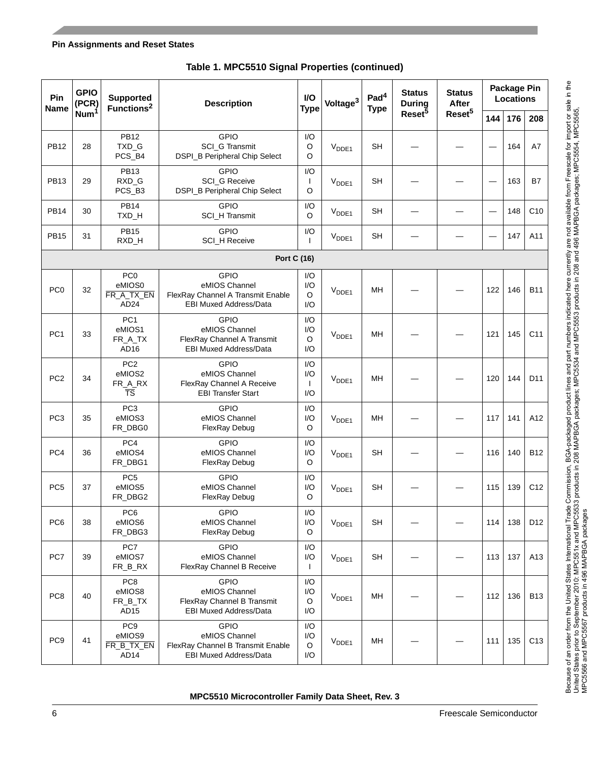**Table 1. MPC5510 Signal Properties (continued)**

| Pin Name | GPIO (PCR) Num[1] | Supported Functions[2] | Description | I/O Type | Voltage[3] | Pad[4] Type | Status During Reset[5] | Status After Reset[5] | Package Pin Locations | | |
|---|---|---|---|---|---|---|---|---|---|---|---|
| | | | | | | | | | 144 | 176 | 208 |
| PB12 | 28 | PB12<br>TXD_G<br>PCS_B4 | GPIO<br>SCI_G Transmit<br>DSPI_B Peripheral Chip Select | I/O<br>O<br>O | $V_{DDE1}$ | SH | — | — | — | 164 | A7 |
| PB13 | 29 | PB13<br>RXD_G<br>PCS_B3 | GPIO<br>SCI_G Receive<br>DSPI_B Peripheral Chip Select | I/O<br>I<br>O | $V_{DDE1}$ | SH | — | — | — | 163 | B7 |
| PB14 | 30 | PB14<br>TXD_H | GPIO<br>SCI_H Transmit | I/O<br>O | $V_{DDE1}$ | SH | — | — | — | 148 | C10 |
| PB15 | 31 | PB15<br>RXD_H | GPIO<br>SCI_H Receive | I/O<br>I | $V_{DDE1}$ | SH | — | — | — | 147 | A11 |
| **Port C (16)** | | | | | | | | | | | |
| PC0 | 32 | PC0<br>eMIOS0<br>$\overline{\text{FR\_A\_TX\_EN}}$<br>AD24 | GPIO<br>eMIOS Channel<br>FlexRay Channel A Transmit Enable<br>EBI Muxed Address/Data | I/O<br>I/O<br>O<br>I/O | $V_{DDE1}$ | MH | — | — | 122 | 146 | B11 |
| PC1 | 33 | PC1<br>eMIOS1<br>FR_A_TX<br>AD16 | GPIO<br>eMIOS Channel<br>FlexRay Channel A Transmit<br>EBI Muxed Address/Data | I/O<br>I/O<br>O<br>I/O | $V_{DDE1}$ | MH | — | — | 121 | 145 | C11 |
| PC2 | 34 | PC2<br>eMIOS2<br>FR_A_RX<br>$\overline{\text{TS}}$ | GPIO<br>eMIOS Channel<br>FlexRay Channel A Receive<br>EBI Transfer Start | I/O<br>I/O<br>I<br>I/O | $V_{DDE1}$ | MH | — | — | 120 | 144 | D11 |
| PC3 | 35 | PC3<br>eMIOS3<br>FR_DBG0 | GPIO<br>eMIOS Channel<br>FlexRay Debug | I/O<br>I/O<br>O | $V_{DDE1}$ | MH | — | — | 117 | 141 | A12 |
| PC4 | 36 | PC4<br>eMIOS4<br>FR_DBG1 | GPIO<br>eMIOS Channel<br>FlexRay Debug | I/O<br>I/O<br>O | $V_{DDE1}$ | SH | — | — | 116 | 140 | B12 |
| PC5 | 37 | PC5<br>eMIOS5<br>FR_DBG2 | GPIO<br>eMIOS Channel<br>FlexRay Debug | I/O<br>I/O<br>O | $V_{DDE1}$ | SH | — | — | 115 | 139 | C12 |
| PC6 | 38 | PC6<br>eMIOS6<br>FR_DBG3 | GPIO<br>eMIOS Channel<br>FlexRay Debug | I/O<br>I/O<br>O | $V_{DDE1}$ | SH | — | — | 114 | 138 | D12 |
| PC7 | 39 | PC7<br>eMIOS7<br>FR_B_RX | GPIO<br>eMIOS Channel<br>FlexRay Channel B Receive | I/O<br>I/O<br>I | $V_{DDE1}$ | SH | — | — | 113 | 137 | A13 |
| PC8 | 40 | PC8<br>eMIOS8<br>FR_B_TX<br>AD15 | GPIO<br>eMIOS Channel<br>FlexRay Channel B Transmit<br>EBI Muxed Address/Data | I/O<br>I/O<br>O<br>I/O | $V_{DDE1}$ | MH | — | — | 112 | 136 | B13 |
| PC9 | 41 | PC9<br>eMIOS9<br>$\overline{\text{FR\_B\_TX\_EN}}$<br>AD14 | GPIO<br>eMIOS Channel<br>FlexRay Channel B Transmit Enable<br>EBI Muxed Address/Data | I/O<br>I/O<br>O<br>I/O | $V_{DDE1}$ | MH | — | — | 111 | 135 | C13 |

Because of an order from the United States International Trade Commission, BGA-packaged product lines and part numbers indicated here currently are not available from Freescale for import or sale in the United States prior to September 2010: MPC551x and MPC5533 products in 208 MAPBGA packages; MPC5534 and MPC5553 products in 208 and 496 MAPBGA packages; MPC5554, MPC5565, MPC5566 and MPC5567 products in 496 MAPBGA packages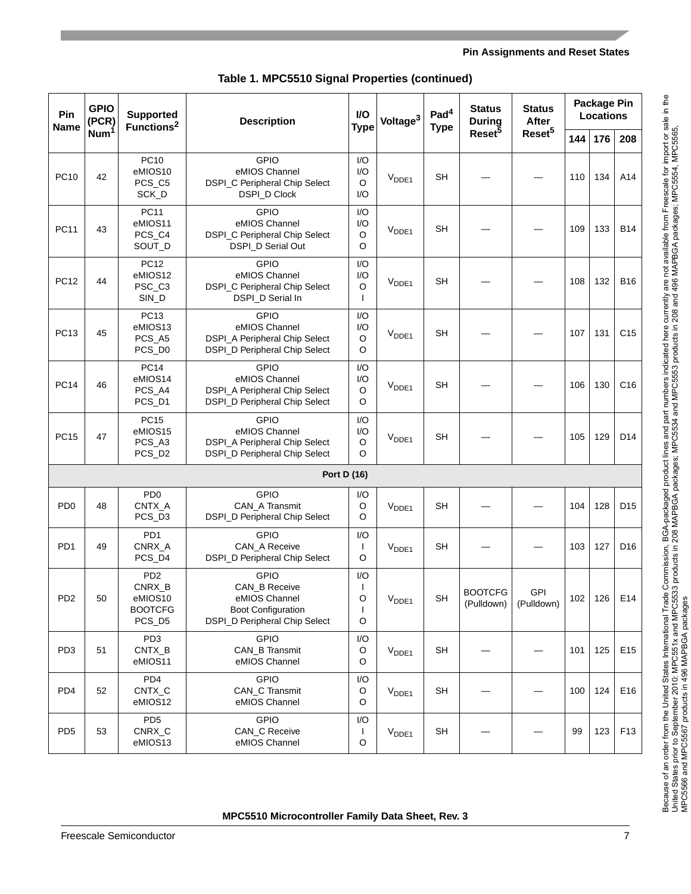**Table 1. MPC5510 Signal Properties (continued)**

| Pin Name | GPIO (PCR) Num[1] | Supported Functions[2] | Description | I/O Type | Voltage[3] | Pad[4] Type | Status During Reset[5] | Status After Reset[5] | Package Pin Locations | | |
|---|---|---|---|---|---|---|---|---|---|---|---|
| | | | | | | | | | 144 | 176 | 208 |
| PC10 | 42 | PC10<br>eMIOS10<br>PCS_C5<br>SCK_D | GPIO<br>eMIOS Channel<br>DSPI_C Peripheral Chip Select<br>DSPI_D Clock | I/O<br>I/O<br>O<br>I/O | $V_{DDE1}$ | SH | — | — | 110 | 134 | A14 |
| PC11 | 43 | PC11<br>eMIOS11<br>PCS_C4<br>SOUT_D | GPIO<br>eMIOS Channel<br>DSPI_C Peripheral Chip Select<br>DSPI_D Serial Out | I/O<br>I/O<br>O<br>O | $V_{DDE1}$ | SH | — | — | 109 | 133 | B14 |
| PC12 | 44 | PC12<br>eMIOS12<br>PSC_C3<br>SIN_D | GPIO<br>eMIOS Channel<br>DSPI_C Peripheral Chip Select<br>DSPI_D Serial In | I/O<br>I/O<br>O<br>I | $V_{DDE1}$ | SH | — | — | 108 | 132 | B16 |
| PC13 | 45 | PC13<br>eMIOS13<br>PCS_A5<br>PCS_D0 | GPIO<br>eMIOS Channel<br>DSPI_A Peripheral Chip Select<br>DSPI_D Peripheral Chip Select | I/O<br>I/O<br>O<br>O | $V_{DDE1}$ | SH | — | — | 107 | 131 | C15 |
| PC14 | 46 | PC14<br>eMIOS14<br>PCS_A4<br>PCS_D1 | GPIO<br>eMIOS Channel<br>DSPI_A Peripheral Chip Select<br>DSPI_D Peripheral Chip Select | I/O<br>I/O<br>O<br>O | $V_{DDE1}$ | SH | — | — | 106 | 130 | C16 |
| PC15 | 47 | PC15<br>eMIOS15<br>PCS_A3<br>PCS_D2 | GPIO<br>eMIOS Channel<br>DSPI_A Peripheral Chip Select<br>DSPI_D Peripheral Chip Select | I/O<br>I/O<br>O<br>O | $V_{DDE1}$ | SH | — | — | 105 | 129 | D14 |
| **Port D (16)** | | | | | | | | | | | |
| PD0 | 48 | PD0<br>CNTX_A<br>PCS_D3 | GPIO<br>CAN_A Transmit<br>DSPI_D Peripheral Chip Select | I/O<br>O<br>O | $V_{DDE1}$ | SH | — | — | 104 | 128 | D15 |
| PD1 | 49 | PD1<br>CNRX_A<br>PCS_D4 | GPIO<br>CAN_A Receive<br>DSPI_D Peripheral Chip Select | I/O<br>I<br>O | $V_{DDE1}$ | SH | — | — | 103 | 127 | D16 |
| PD2 | 50 | PD2<br>CNRX_B<br>eMIOS10<br>BOOTCFG<br>PCS_D5 | GPIO<br>CAN_B Receive<br>eMIOS Channel<br>Boot Configuration<br>DSPI_D Peripheral Chip Select | I/O<br>I<br>O<br>I<br>O | $V_{DDE1}$ | SH | BOOTCFG (Pulldown) | GPI (Pulldown) | 102 | 126 | E14 |
| PD3 | 51 | PD3<br>CNTX_B<br>eMIOS11 | GPIO<br>CAN_B Transmit<br>eMIOS Channel | I/O<br>O<br>O | $V_{DDE1}$ | SH | — | — | 101 | 125 | E15 |
| PD4 | 52 | PD4<br>CNTX_C<br>eMIOS12 | GPIO<br>CAN_C Transmit<br>eMIOS Channel | I/O<br>O<br>O | $V_{DDE1}$ | SH | — | — | 100 | 124 | E16 |
| PD5 | 53 | PD5<br>CNRX_C<br>eMIOS13 | GPIO<br>CAN_C Receive<br>eMIOS Channel | I/O<br>I<br>O | $V_{DDE1}$ | SH | — | — | 99 | 123 | F13 |

Because of an order from the United States International Trade Commission, BGA-packaged product lines and part numbers indicated here currently are not available from Freescale for import or sale in the United States prior to September 2010: MPC551x and MPC5533 products in 208 MAPBGA packages; MPC5534 and MPC5553 products in 208 and 496 MAPBGA packages; MPC5554, MPC5565, MPC5566 and MPC5567 products in 496 MAPBGA packages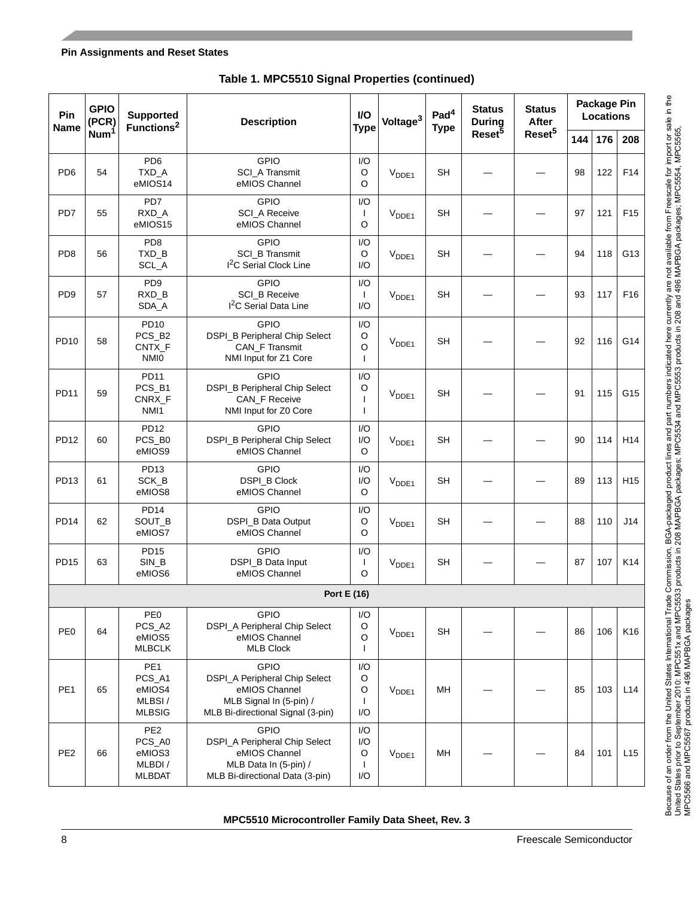**Table 1. MPC5510 Signal Properties (continued)**

| Pin Name | GPIO (PCR) Num[1] | Supported Functions[2] | Description | I/O Type | Voltage[3] | Pad[4] Type | Status During Reset[5] | Status After Reset[5] | Package Pin Locations | | |
|---|---|---|---|---|---|---|---|---|---|---|---|
| | | | | | | | | | 144 | 176 | 208 |
| PD6 | 54 | PD6<br>TXD_A<br>eMIOS14 | GPIO<br>SCI_A Transmit<br>eMIOS Channel | I/O<br>O<br>O | $V_{DDE1}$ | SH | — | — | 98 | 122 | F14 |
| PD7 | 55 | PD7<br>RXD_A<br>eMIOS15 | GPIO<br>SCI_A Receive<br>eMIOS Channel | I/O<br>I<br>O | $V_{DDE1}$ | SH | — | — | 97 | 121 | F15 |
| PD8 | 56 | PD8<br>TXD_B<br>SCL_A | GPIO<br>SCI_B Transmit<br>I²C Serial Clock Line | I/O<br>O<br>I/O | $V_{DDE1}$ | SH | — | — | 94 | 118 | G13 |
| PD9 | 57 | PD9<br>RXD_B<br>SDA_A | GPIO<br>SCI_B Receive<br>I²C Serial Data Line | I/O<br>I<br>I/O | $V_{DDE1}$ | SH | — | — | 93 | 117 | F16 |
| PD10 | 58 | PD10<br>PCS_B2<br>CNTX_F<br>NMI0 | GPIO<br>DSPI_B Peripheral Chip Select<br>CAN_F Transmit<br>NMI Input for Z1 Core | I/O<br>O<br>O<br>I | $V_{DDE1}$ | SH | — | — | 92 | 116 | G14 |
| PD11 | 59 | PD11<br>PCS_B1<br>CNRX_F<br>NMI1 | GPIO<br>DSPI_B Peripheral Chip Select<br>CAN_F Receive<br>NMI Input for Z0 Core | I/O<br>O<br>I<br>I | $V_{DDE1}$ | SH | — | — | 91 | 115 | G15 |
| PD12 | 60 | PD12<br>PCS_B0<br>eMIOS9 | GPIO<br>DSPI_B Peripheral Chip Select<br>eMIOS Channel | I/O<br>I/O<br>O | $V_{DDE1}$ | SH | — | — | 90 | 114 | H14 |
| PD13 | 61 | PD13<br>SCK_B<br>eMIOS8 | GPIO<br>DSPI_B Clock<br>eMIOS Channel | I/O<br>I/O<br>O | $V_{DDE1}$ | SH | — | — | 89 | 113 | H15 |
| PD14 | 62 | PD14<br>SOUT_B<br>eMIOS7 | GPIO<br>DSPI_B Data Output<br>eMIOS Channel | I/O<br>O<br>O | $V_{DDE1}$ | SH | — | — | 88 | 110 | J14 |
| PD15 | 63 | PD15<br>SIN_B<br>eMIOS6 | GPIO<br>DSPI_B Data Input<br>eMIOS Channel | I/O<br>I<br>O | $V_{DDE1}$ | SH | — | — | 87 | 107 | K14 |
| **Port E (16)** | | | | | | | | | | | |
| PE0 | 64 | PE0<br>PCS_A2<br>eMIOS5<br>MLBCLK | GPIO<br>DSPI_A Peripheral Chip Select<br>eMIOS Channel<br>MLB Clock | I/O<br>O<br>O<br>I | $V_{DDE1}$ | SH | — | — | 86 | 106 | K16 |
| PE1 | 65 | PE1<br>PCS_A1<br>eMIOS4<br>MLBSI /<br>MLBSIG | GPIO<br>DSPI_A Peripheral Chip Select<br>eMIOS Channel<br>MLB Signal In (5-pin) /<br>MLB Bi-directional Signal (3-pin) | I/O<br>O<br>O<br>I<br>I/O | $V_{DDE1}$ | MH | — | — | 85 | 103 | L14 |
| PE2 | 66 | PE2<br>PCS_A0<br>eMIOS3<br>MLBDI /<br>MLBDAT | GPIO<br>DSPI_A Peripheral Chip Select<br>eMIOS Channel<br>MLB Data In (5-pin) /<br>MLB Bi-directional Data (3-pin) | I/O<br>I/O<br>O<br>I<br>I/O | $V_{DDE1}$ | MH | — | — | 84 | 101 | L15 |

Because of an order from the United States International Trade Commission, BGA-packaged product lines and part numbers indicated here currently are not available from Freescale for import or sale in the United States prior to September 2010: MPC551x and MPC5533 products in 208 MAPBGA packages; MPC5534 and MPC5553 products in 208 and 496 MAPBGA packages; MPC5554, MPC5565, MPC5566 and MPC5567 products in 496 MAPBGA packages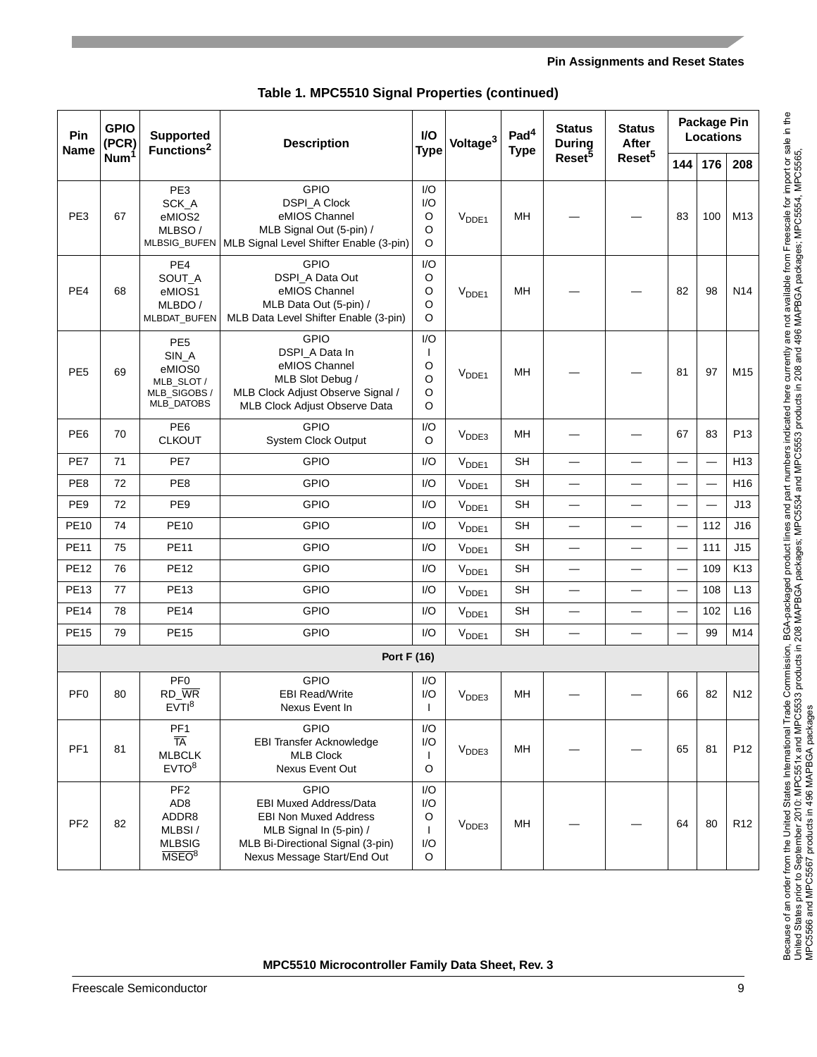## Table 1. MPC5510 Signal Properties (continued)

| Pin Name | GPIO (PCR) Num[1] | Supported Functions[2] | Description | I/O Type | Voltage[3] | Pad[4] Type | Status During Reset[5] | Status After Reset[5] | Package Pin Locations | | |
|---|---|---|---|---|---|---|---|---|---|---|---|
| | | | | | | | | | 144 | 176 | 208 |
| PE3 | 67 | PE3<br>SCK_A<br>eMIOS2<br>MLBSO /<br>MLBSIG_BUFEN | GPIO<br>DSPI_A Clock<br>eMIOS Channel<br>MLB Signal Out (5-pin) /<br>MLB Signal Level Shifter Enable (3-pin) | I/O<br>I/O<br>O<br>O<br>O | $V_{DDE1}$ | MH | — | — | 83 | 100 | M13 |
| PE4 | 68 | PE4<br>SOUT_A<br>eMIOS1<br>MLBDO /<br>MLBDAT_BUFEN | GPIO<br>DSPI_A Data Out<br>eMIOS Channel<br>MLB Data Out (5-pin) /<br>MLB Data Level Shifter Enable (3-pin) | I/O<br>O<br>O<br>O<br>O | $V_{DDE1}$ | MH | — | — | 82 | 98 | N14 |
| PE5 | 69 | PE5<br>SIN_A<br>eMIOS0<br>MLB_SLOT /<br>MLB_SIGOBS /<br>MLB_DATOBS | GPIO<br>DSPI_A Data In<br>eMIOS Channel<br>MLB Slot Debug /<br>MLB Clock Adjust Observe Signal /<br>MLB Clock Adjust Observe Data | I/O<br>I<br>O<br>O<br>O<br>O | $V_{DDE1}$ | MH | — | — | 81 | 97 | M15 |
| PE6 | 70 | PE6<br>CLKOUT | GPIO<br>System Clock Output | I/O<br>O | $V_{DDE3}$ | MH | — | — | 67 | 83 | P13 |
| PE7 | 71 | PE7 | GPIO | I/O | $V_{DDE1}$ | SH | — | — | — | — | H13 |
| PE8 | 72 | PE8 | GPIO | I/O | $V_{DDE1}$ | SH | — | — | — | — | H16 |
| PE9 | 72 | PE9 | GPIO | I/O | $V_{DDE1}$ | SH | — | — | — | — | J13 |
| PE10 | 74 | PE10 | GPIO | I/O | $V_{DDE1}$ | SH | — | — | — | 112 | J16 |
| PE11 | 75 | PE11 | GPIO | I/O | $V_{DDE1}$ | SH | — | — | — | 111 | J15 |
| PE12 | 76 | PE12 | GPIO | I/O | $V_{DDE1}$ | SH | — | — | — | 109 | K13 |
| PE13 | 77 | PE13 | GPIO | I/O | $V_{DDE1}$ | SH | — | — | — | 108 | L13 |
| PE14 | 78 | PE14 | GPIO | I/O | $V_{DDE1}$ | SH | — | — | — | 102 | L16 |
| PE15 | 79 | PE15 | GPIO | I/O | $V_{DDE1}$ | SH | — | — | — | 99 | M14 |
| **Port F (16)** | | | | | | | | | | | |
| PF0 | 80 | PF0<br>RD_$\overline{WR}$<br>EVTI[8] | GPIO<br>EBI Read/Write<br>Nexus Event In | I/O<br>I/O<br>I | $V_{DDE3}$ | MH | — | — | 66 | 82 | N12 |
| PF1 | 81 | PF1<br>$\overline{TA}$<br>MLBCLK<br>EVTO[8] | GPIO<br>EBI Transfer Acknowledge<br>MLB Clock<br>Nexus Event Out | I/O<br>I/O<br>I<br>O | $V_{DDE3}$ | MH | — | — | 65 | 81 | P12 |
| PF2 | 82 | PF2<br>AD8<br>ADDR8<br>MLBSI /<br>MLBSIG<br>$\overline{MSEO}$[8] | GPIO<br>EBI Muxed Address/Data<br>EBI Non Muxed Address<br>MLB Signal In (5-pin) /<br>MLB Bi-Directional Signal (3-pin)<br>Nexus Message Start/End Out | I/O<br>I/O<br>O<br>I<br>I/O<br>O | $V_{DDE3}$ | MH | — | — | 64 | 80 | R12 |

Because of an order from the United States International Trade Commission, BGA-packaged product lines and part numbers indicated here currently are not available from Freescale for import or sale in the United States prior to September 2010: MPC551x and MPC5533 products in 208 MAPBGA packages; MPC5534 and MPC5553 products in 208 and 496 MAPBGA packages; MPC5554, MPC5565, MPC5566 and MPC5567 products in 496 MAPBGA packages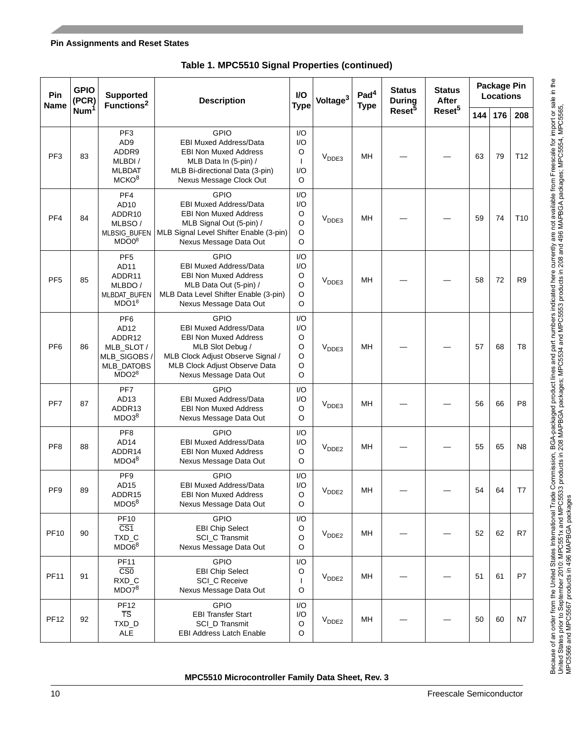**Table 1. MPC5510 Signal Properties (continued)**

| Pin Name | GPIO (PCR) Num[1] | Supported Functions[2] | Description | I/O Type | Voltage[3] | Pad[4] Type | Status During Reset[5] | Status After Reset[5] | Package Pin Locations | | |
|---|---|---|---|---|---|---|---|---|---|---|---|
| | | | | | | | | | 144 | 176 | 208 |
| PF3 | 83 | PF3<br>AD9<br>ADDR9<br>MLBDI /<br>MLBDAT<br>MCKO[8] | GPIO<br>EBI Muxed Address/Data<br>EBI Non Muxed Address<br>MLB Data In (5-pin) /<br>MLB Bi-directional Data (3-pin)<br>Nexus Message Clock Out | I/O<br>I/O<br>O<br>I<br>I/O<br>O | $V_{DDE3}$ | MH | — | — | 63 | 79 | T12 |
| PF4 | 84 | PF4<br>AD10<br>ADDR10<br>MLBSO /<br>MLBSIG_BUFEN<br>MDO0[8] | GPIO<br>EBI Muxed Address/Data<br>EBI Non Muxed Address<br>MLB Signal Out (5-pin) /<br>MLB Signal Level Shifter Enable (3-pin)<br>Nexus Message Data Out | I/O<br>I/O<br>O<br>O<br>O<br>O | $V_{DDE3}$ | MH | — | — | 59 | 74 | T10 |
| PF5 | 85 | PF5<br>AD11<br>ADDR11<br>MLBDO /<br>MLBDAT_BUFEN<br>MDO1[8] | GPIO<br>EBI Muxed Address/Data<br>EBI Non Muxed Address<br>MLB Data Out (5-pin) /<br>MLB Data Level Shifter Enable (3-pin)<br>Nexus Message Data Out | I/O<br>I/O<br>O<br>O<br>O<br>O | $V_{DDE3}$ | MH | — | — | 58 | 72 | R9 |
| PF6 | 86 | PF6<br>AD12<br>ADDR12<br>MLB_SLOT /<br>MLB_SIGOBS /<br>MLB_DATOBS<br>MDO2[8] | GPIO<br>EBI Muxed Address/Data<br>EBI Non Muxed Address<br>MLB Slot Debug /<br>MLB Clock Adjust Observe Signal /<br>MLB Clock Adjust Observe Data<br>Nexus Message Data Out | I/O<br>I/O<br>O<br>O<br>O<br>O<br>O | $V_{DDE3}$ | MH | — | — | 57 | 68 | T8 |
| PF7 | 87 | PF7<br>AD13<br>ADDR13<br>MDO3[8] | GPIO<br>EBI Muxed Address/Data<br>EBI Non Muxed Address<br>Nexus Message Data Out | I/O<br>I/O<br>O<br>O | $V_{DDE3}$ | MH | — | — | 56 | 66 | P8 |
| PF8 | 88 | PF8<br>AD14<br>ADDR14<br>MDO4[8] | GPIO<br>EBI Muxed Address/Data<br>EBI Non Muxed Address<br>Nexus Message Data Out | I/O<br>I/O<br>O<br>O | $V_{DDE2}$ | MH | — | — | 55 | 65 | N8 |
| PF9 | 89 | PF9<br>AD15<br>ADDR15<br>MDO5[8] | GPIO<br>EBI Muxed Address/Data<br>EBI Non Muxed Address<br>Nexus Message Data Out | I/O<br>I/O<br>O<br>O | $V_{DDE2}$ | MH | — | — | 54 | 64 | T7 |
| PF10 | 90 | PF10<br>$\overline{CS1}$<br>TXD_C<br>MDO6[8] | GPIO<br>EBI Chip Select<br>SCI_C Transmit<br>Nexus Message Data Out | I/O<br>O<br>O<br>O | $V_{DDE2}$ | MH | — | — | 52 | 62 | R7 |
| PF11 | 91 | PF11<br>$\overline{CS0}$<br>RXD_C<br>MDO7[8] | GPIO<br>EBI Chip Select<br>SCI_C Receive<br>Nexus Message Data Out | I/O<br>O<br>I<br>O | $V_{DDE2}$ | MH | — | — | 51 | 61 | P7 |
| PF12 | 92 | PF12<br>$\overline{TS}$<br>TXD_D<br>ALE | GPIO<br>EBI Transfer Start<br>SCI_D Transmit<br>EBI Address Latch Enable | I/O<br>I/O<br>O<br>O | $V_{DDE2}$ | MH | — | — | 50 | 60 | N7 |

Because of an order from the United States International Trade Commission, BGA-packaged product lines and part numbers indicated here currently are not available from Freescale for import or sale in the United States prior to September 2010: MPC551x and MPC5533 products in 208 MAPBGA packages; MPC5534 and MPC5553 products in 208 and 496 MAPBGA packages; MPC5554, MPC5565, MPC5566 and MPC5567 products in 496 MAPBGA packages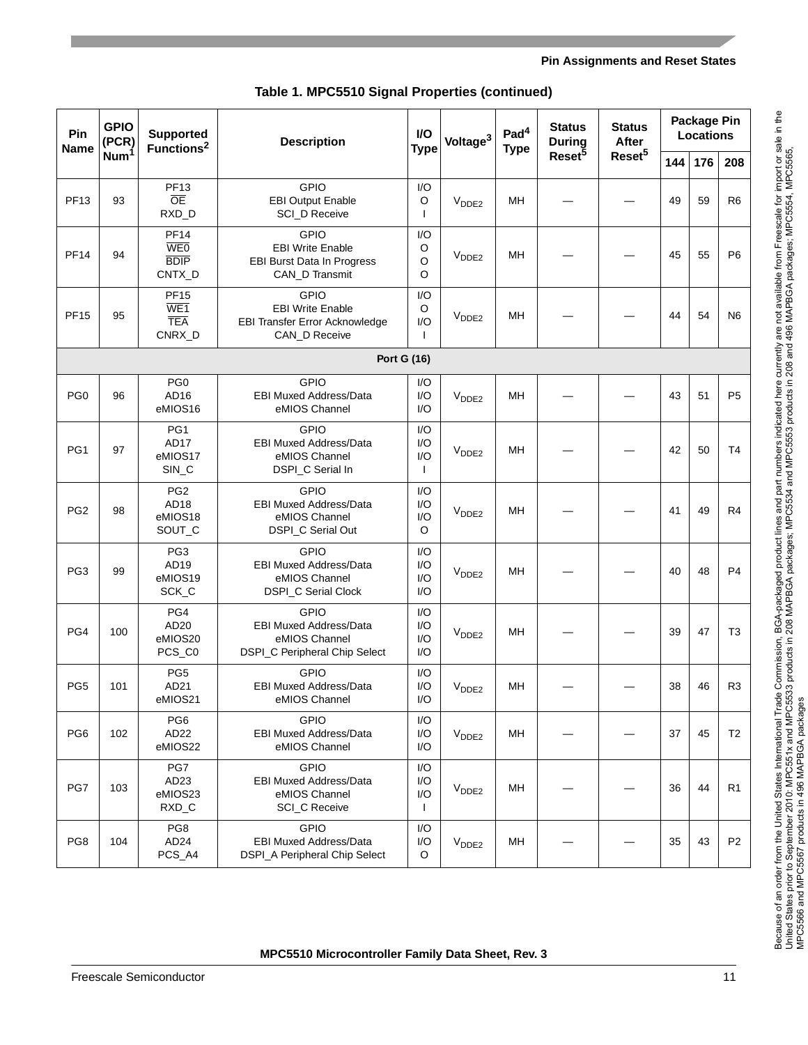**Table 1. MPC5510 Signal Properties (continued)**

| Pin Name | GPIO (PCR) Num[1] | Supported Functions[2] | Description | I/O Type | Voltage[3] | Pad[4] Type | Status During Reset[5] | Status After Reset[5] | Package Pin Locations | | |
|---|---|---|---|---|---|---|---|---|---|---|---|
| | | | | | | | | | 144 | 176 | 208 |
| PF13 | 93 | PF13<br>OE<br>RXD_D | GPIO<br>EBI Output Enable<br>SCI_D Receive | I/O<br>O<br>I | $V_{DDE2}$ | MH | — | — | 49 | 59 | R6 |
| PF14 | 94 | PF14<br>WE0<br>BDIP<br>CNTX_D | GPIO<br>EBI Write Enable<br>EBI Burst Data In Progress<br>CAN_D Transmit | I/O<br>O<br>O<br>O | $V_{DDE2}$ | MH | — | — | 45 | 55 | P6 |
| PF15 | 95 | PF15<br>WE1<br>TEA<br>CNRX_D | GPIO<br>EBI Write Enable<br>EBI Transfer Error Acknowledge<br>CAN_D Receive | I/O<br>O<br>I/O<br>I | $V_{DDE2}$ | MH | — | — | 44 | 54 | N6 |
| **Port G (16)** | | | | | | | | | | | |
| PG0 | 96 | PG0<br>AD16<br>eMIOS16 | GPIO<br>EBI Muxed Address/Data<br>eMIOS Channel | I/O<br>I/O<br>I/O | $V_{DDE2}$ | MH | — | — | 43 | 51 | P5 |
| PG1 | 97 | PG1<br>AD17<br>eMIOS17<br>SIN_C | GPIO<br>EBI Muxed Address/Data<br>eMIOS Channel<br>DSPI_C Serial In | I/O<br>I/O<br>I/O<br>I | $V_{DDE2}$ | MH | — | — | 42 | 50 | T4 |
| PG2 | 98 | PG2<br>AD18<br>eMIOS18<br>SOUT_C | GPIO<br>EBI Muxed Address/Data<br>eMIOS Channel<br>DSPI_C Serial Out | I/O<br>I/O<br>I/O<br>O | $V_{DDE2}$ | MH | — | — | 41 | 49 | R4 |
| PG3 | 99 | PG3<br>AD19<br>eMIOS19<br>SCK_C | GPIO<br>EBI Muxed Address/Data<br>eMIOS Channel<br>DSPI_C Serial Clock | I/O<br>I/O<br>I/O<br>I/O | $V_{DDE2}$ | MH | — | — | 40 | 48 | P4 |
| PG4 | 100 | PG4<br>AD20<br>eMIOS20<br>PCS_C0 | GPIO<br>EBI Muxed Address/Data<br>eMIOS Channel<br>DSPI_C Peripheral Chip Select | I/O<br>I/O<br>I/O<br>I/O | $V_{DDE2}$ | MH | — | — | 39 | 47 | T3 |
| PG5 | 101 | PG5<br>AD21<br>eMIOS21 | GPIO<br>EBI Muxed Address/Data<br>eMIOS Channel | I/O<br>I/O<br>I/O | $V_{DDE2}$ | MH | — | — | 38 | 46 | R3 |
| PG6 | 102 | PG6<br>AD22<br>eMIOS22 | GPIO<br>EBI Muxed Address/Data<br>eMIOS Channel | I/O<br>I/O<br>I/O | $V_{DDE2}$ | MH | — | — | 37 | 45 | T2 |
| PG7 | 103 | PG7<br>AD23<br>eMIOS23<br>RXD_C | GPIO<br>EBI Muxed Address/Data<br>eMIOS Channel<br>SCI_C Receive | I/O<br>I/O<br>I/O<br>I | $V_{DDE2}$ | MH | — | — | 36 | 44 | R1 |
| PG8 | 104 | PG8<br>AD24<br>PCS_A4 | GPIO<br>EBI Muxed Address/Data<br>DSPI_A Peripheral Chip Select | I/O<br>I/O<br>O | $V_{DDE2}$ | MH | — | — | 35 | 43 | P2 |

Because of an order from the United States International Trade Commission, BGA-packaged product lines and part numbers indicated here currently are not available from Freescale for import or sale in the United States prior to September 2010: MPC551x and MPC5533 products in 208 MAPBGA packages; MPC5534 and MPC5553 products in 208 and 496 MAPBGA packages; MPC5554, MPC5565, MPC5566 and MPC5567 products in 496 MAPBGA packages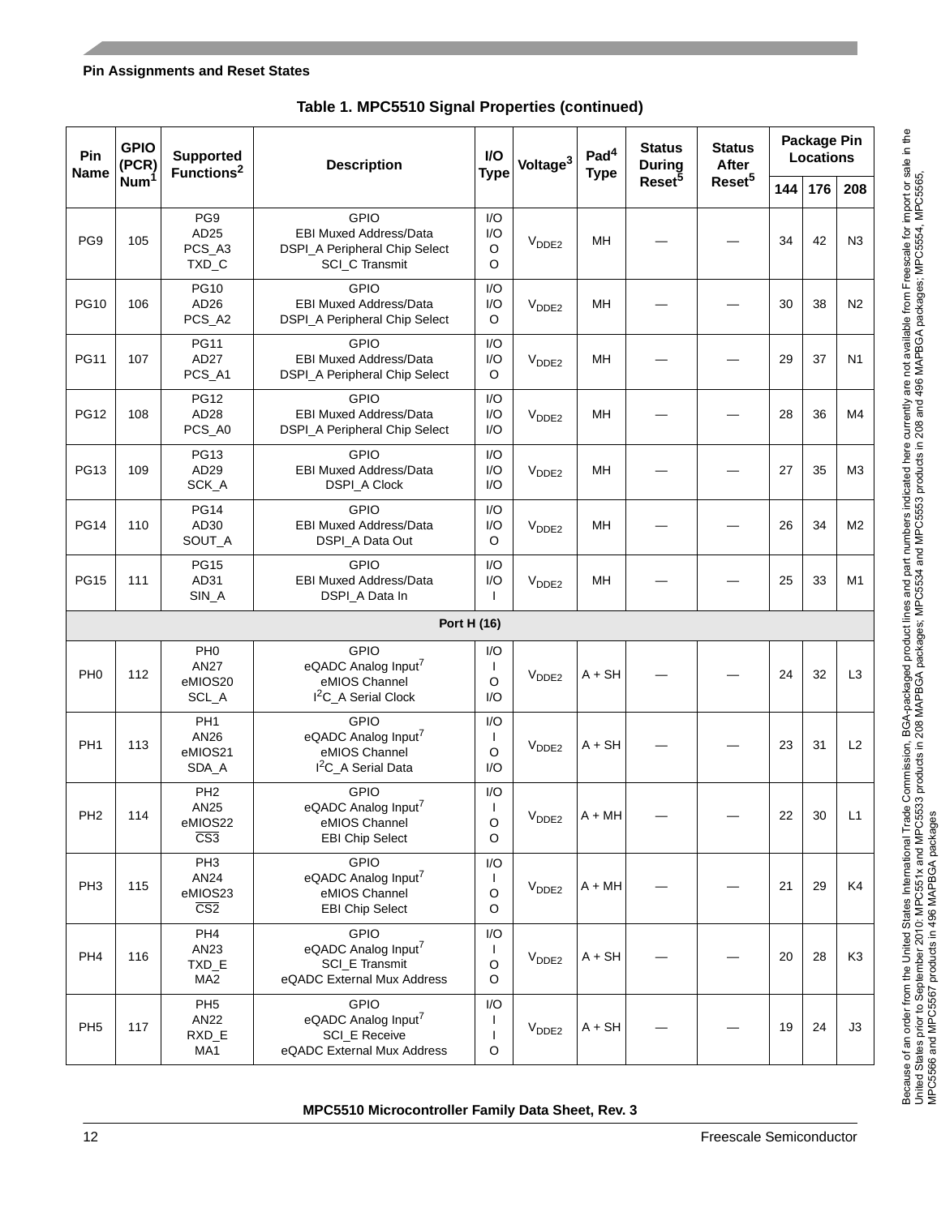**Table 1. MPC5510 Signal Properties (continued)**

| Pin Name | GPIO (PCR) Num[1] | Supported Functions[2] | Description | I/O Type | Voltage[3] | Pad[4] Type | Status During Reset[5] | Status After Reset[5] | Package Pin Locations | | |
|---|---|---|---|---|---|---|---|---|---|---|---|
| | | | | | | | | | 144 | 176 | 208 |
| PG9 | 105 | PG9<br>AD25<br>PCS_A3<br>TXD_C | GPIO<br>EBI Muxed Address/Data<br>DSPI_A Peripheral Chip Select<br>SCI_C Transmit | I/O<br>I/O<br>O<br>O | $V_{DDE2}$ | MH | — | — | 34 | 42 | N3 |
| PG10 | 106 | PG10<br>AD26<br>PCS_A2 | GPIO<br>EBI Muxed Address/Data<br>DSPI_A Peripheral Chip Select | I/O<br>I/O<br>O | $V_{DDE2}$ | MH | — | — | 30 | 38 | N2 |
| PG11 | 107 | PG11<br>AD27<br>PCS_A1 | GPIO<br>EBI Muxed Address/Data<br>DSPI_A Peripheral Chip Select | I/O<br>I/O<br>O | $V_{DDE2}$ | MH | — | — | 29 | 37 | N1 |
| PG12 | 108 | PG12<br>AD28<br>PCS_A0 | GPIO<br>EBI Muxed Address/Data<br>DSPI_A Peripheral Chip Select | I/O<br>I/O<br>I/O | $V_{DDE2}$ | MH | — | — | 28 | 36 | M4 |
| PG13 | 109 | PG13<br>AD29<br>SCK_A | GPIO<br>EBI Muxed Address/Data<br>DSPI_A Clock | I/O<br>I/O<br>I/O | $V_{DDE2}$ | MH | — | — | 27 | 35 | M3 |
| PG14 | 110 | PG14<br>AD30<br>SOUT_A | GPIO<br>EBI Muxed Address/Data<br>DSPI_A Data Out | I/O<br>I/O<br>O | $V_{DDE2}$ | MH | — | — | 26 | 34 | M2 |
| PG15 | 111 | PG15<br>AD31<br>SIN_A | GPIO<br>EBI Muxed Address/Data<br>DSPI_A Data In | I/O<br>I/O<br>I | $V_{DDE2}$ | MH | — | — | 25 | 33 | M1 |
| **Port H (16)** | | | | | | | | | | | |
| PH0 | 112 | PH0<br>AN27<br>eMIOS20<br>SCL_A | GPIO<br>eQADC Analog Input[7]<br>eMIOS Channel<br>I2C_A Serial Clock | I/O<br>I<br>O<br>I/O | $V_{DDE2}$ | A + SH | — | — | 24 | 32 | L3 |
| PH1 | 113 | PH1<br>AN26<br>eMIOS21<br>SDA_A | GPIO<br>eQADC Analog Input[7]<br>eMIOS Channel<br>I2C_A Serial Data | I/O<br>I<br>O<br>I/O | $V_{DDE2}$ | A + SH | — | — | 23 | 31 | L2 |
| PH2 | 114 | PH2<br>AN25<br>eMIOS22<br>$\overline{CS3}$ | GPIO<br>eQADC Analog Input[7]<br>eMIOS Channel<br>EBI Chip Select | I/O<br>I<br>O<br>O | $V_{DDE2}$ | A + MH | — | — | 22 | 30 | L1 |
| PH3 | 115 | PH3<br>AN24<br>eMIOS23<br>$\overline{CS2}$ | GPIO<br>eQADC Analog Input[7]<br>eMIOS Channel<br>EBI Chip Select | I/O<br>I<br>O<br>O | $V_{DDE2}$ | A + MH | — | — | 21 | 29 | K4 |
| PH4 | 116 | PH4<br>AN23<br>TXD_E<br>MA2 | GPIO<br>eQADC Analog Input[7]<br>SCI_E Transmit<br>eQADC External Mux Address | I/O<br>I<br>O<br>O | $V_{DDE2}$ | A + SH | — | — | 20 | 28 | K3 |
| PH5 | 117 | PH5<br>AN22<br>RXD_E<br>MA1 | GPIO<br>eQADC Analog Input[7]<br>SCI_E Receive<br>eQADC External Mux Address | I/O<br>I<br>I<br>O | $V_{DDE2}$ | A + SH | — | — | 19 | 24 | J3 |

Because of an order from the United States International Trade Commission, BGA-packaged product lines and part numbers indicated here currently are not available from Freescale for import or sale in the United States prior to September 2010: MPC551x and MPC5533 products in 208 MAPBGA packages; MPC5534 and MPC5553 products in 208 and 496 MAPBGA packages; MPC5554, MPC5565, MPC5566 and MPC5567 products in 496 MAPBGA packages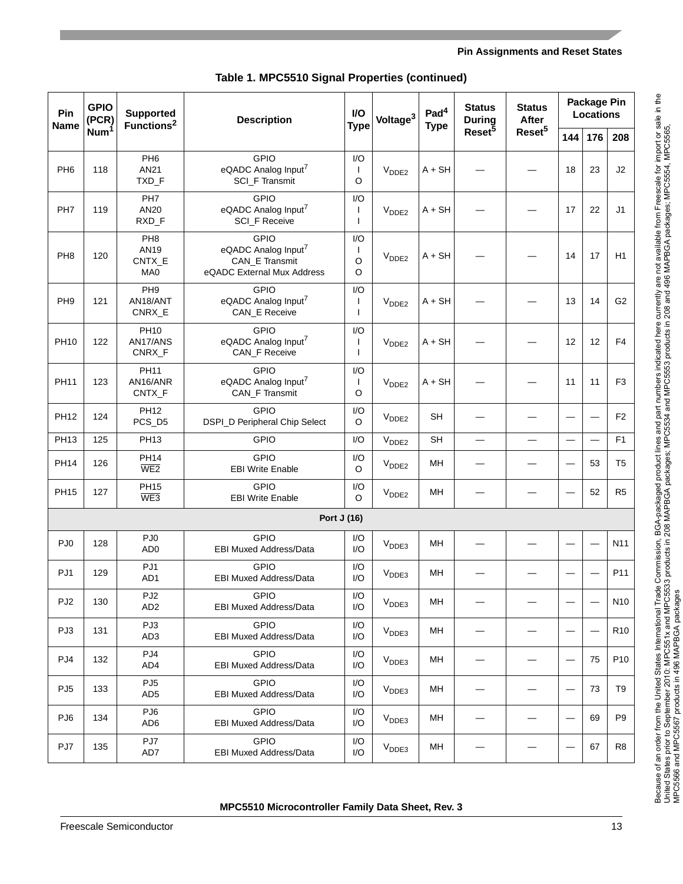**Table 1. MPC5510 Signal Properties (continued)**

| Pin Name | GPIO (PCR) Num[1] | Supported Functions[2] | Description | I/O Type | Voltage[3] | Pad[4] Type | Status During Reset[5] | Status After Reset[5] | Package Pin Locations | | |
|---|---|---|---|---|---|---|---|---|---|---|---|
| | | | | | | | | | 144 | 176 | 208 |
| PH6 | 118 | PH6<br>AN21<br>TXD_F | GPIO<br>eQADC Analog Input[7]<br>SCI_F Transmit | I/O<br>I<br>O | $V_{DDE2}$ | A + SH | — | — | 18 | 23 | J2 |
| PH7 | 119 | PH7<br>AN20<br>RXD_F | GPIO<br>eQADC Analog Input[7]<br>SCI_F Receive | I/O<br>I<br>I | $V_{DDE2}$ | A + SH | — | — | 17 | 22 | J1 |
| PH8 | 120 | PH8<br>AN19<br>CNTX_E<br>MA0 | GPIO<br>eQADC Analog Input[7]<br>CAN_E Transmit<br>eQADC External Mux Address | I/O<br>I<br>O<br>O | $V_{DDE2}$ | A + SH | — | — | 14 | 17 | H1 |
| PH9 | 121 | PH9<br>AN18/ANT<br>CNRX_E | GPIO<br>eQADC Analog Input[7]<br>CAN_E Receive | I/O<br>I<br>I | $V_{DDE2}$ | A + SH | — | — | 13 | 14 | G2 |
| PH10 | 122 | PH10<br>AN17/ANS<br>CNRX_F | GPIO<br>eQADC Analog Input[7]<br>CAN_F Receive | I/O<br>I<br>I | $V_{DDE2}$ | A + SH | — | — | 12 | 12 | F4 |
| PH11 | 123 | PH11<br>AN16/ANR<br>CNTX_F | GPIO<br>eQADC Analog Input[7]<br>CAN_F Transmit | I/O<br>I<br>O | $V_{DDE2}$ | A + SH | — | — | 11 | 11 | F3 |
| PH12 | 124 | PH12<br>PCS_D5 | GPIO<br>DSPI_D Peripheral Chip Select | I/O<br>O | $V_{DDE2}$ | SH | — | — | — | — | F2 |
| PH13 | 125 | PH13 | GPIO | I/O | $V_{DDE2}$ | SH | — | — | — | — | F1 |
| PH14 | 126 | PH14<br>$\overline{\text{WE2}}$ | GPIO<br>EBI Write Enable | I/O<br>O | $V_{DDE2}$ | MH | — | — | — | 53 | T5 |
| PH15 | 127 | PH15<br>$\overline{\text{WE3}}$ | GPIO<br>EBI Write Enable | I/O<br>O | $V_{DDE2}$ | MH | — | — | — | 52 | R5 |
| **Port J (16)** | | | | | | | | | | | |
| PJ0 | 128 | PJ0<br>AD0 | GPIO<br>EBI Muxed Address/Data | I/O<br>I/O | $V_{DDE3}$ | MH | — | — | — | — | N11 |
| PJ1 | 129 | PJ1<br>AD1 | GPIO<br>EBI Muxed Address/Data | I/O<br>I/O | $V_{DDE3}$ | MH | — | — | — | — | P11 |
| PJ2 | 130 | PJ2<br>AD2 | GPIO<br>EBI Muxed Address/Data | I/O<br>I/O | $V_{DDE3}$ | MH | — | — | — | — | N10 |
| PJ3 | 131 | PJ3<br>AD3 | GPIO<br>EBI Muxed Address/Data | I/O<br>I/O | $V_{DDE3}$ | MH | — | — | — | — | R10 |
| PJ4 | 132 | PJ4<br>AD4 | GPIO<br>EBI Muxed Address/Data | I/O<br>I/O | $V_{DDE3}$ | MH | — | — | — | 75 | P10 |
| PJ5 | 133 | PJ5<br>AD5 | GPIO<br>EBI Muxed Address/Data | I/O<br>I/O | $V_{DDE3}$ | MH | — | — | — | 73 | T9 |
| PJ6 | 134 | PJ6<br>AD6 | GPIO<br>EBI Muxed Address/Data | I/O<br>I/O | $V_{DDE3}$ | MH | — | — | — | 69 | P9 |
| PJ7 | 135 | PJ7<br>AD7 | GPIO<br>EBI Muxed Address/Data | I/O<br>I/O | $V_{DDE3}$ | MH | — | — | — | 67 | R8 |

Because of an order from the United States International Trade Commission, BGA-packaged product lines and part numbers indicated here currently are not available from Freescale for import or sale in the United States prior to September 2010: MPC551x and MPC5533 products in 208 MAPBGA packages; MPC5534 and MPC5553 products in 208 and 496 MAPBGA packages; MPC5554, MPC5565, MPC5566 and MPC5567 products in 496 MAPBGA packages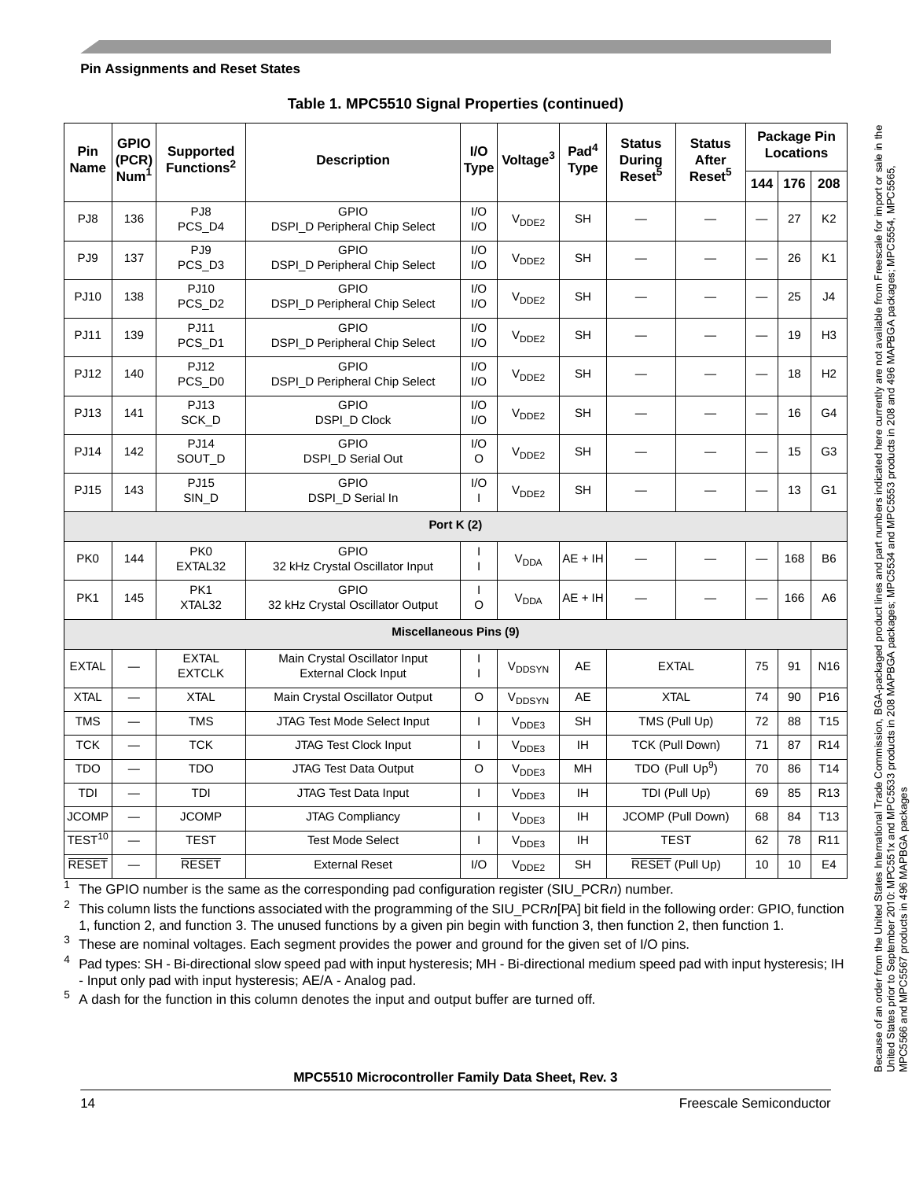**Table 1. MPC5510 Signal Properties (continued)**

| Pin Name | GPIO (PCR) Num[1] | Supported Functions[2] | Description | I/O Type | Voltage[3] | Pad[4] Type | Status During Reset[5] | Status After Reset[5] | Package Pin Locations | | |
|---|---|---|---|---|---|---|---|---|---|---|---|
| | | | | | | | | | 144 | 176 | 208 |
| PJ8 | 136 | PJ8<br>PCS_D4 | GPIO<br>DSPI_D Peripheral Chip Select | I/O<br>I/O | $V_{DDE2}$ | SH | — | — | — | 27 | K2 |
| PJ9 | 137 | PJ9<br>PCS_D3 | GPIO<br>DSPI_D Peripheral Chip Select | I/O<br>I/O | $V_{DDE2}$ | SH | — | — | — | 26 | K1 |
| PJ10 | 138 | PJ10<br>PCS_D2 | GPIO<br>DSPI_D Peripheral Chip Select | I/O<br>I/O | $V_{DDE2}$ | SH | — | — | — | 25 | J4 |
| PJ11 | 139 | PJ11<br>PCS_D1 | GPIO<br>DSPI_D Peripheral Chip Select | I/O<br>I/O | $V_{DDE2}$ | SH | — | — | — | 19 | H3 |
| PJ12 | 140 | PJ12<br>PCS_D0 | GPIO<br>DSPI_D Peripheral Chip Select | I/O<br>I/O | $V_{DDE2}$ | SH | — | — | — | 18 | H2 |
| PJ13 | 141 | PJ13<br>SCK_D | GPIO<br>DSPI_D Clock | I/O<br>I/O | $V_{DDE2}$ | SH | — | — | — | 16 | G4 |
| PJ14 | 142 | PJ14<br>SOUT_D | GPIO<br>DSPI_D Serial Out | I/O<br>O | $V_{DDE2}$ | SH | — | — | — | 15 | G3 |
| PJ15 | 143 | PJ15<br>SIN_D | GPIO<br>DSPI_D Serial In | I/O<br>I | $V_{DDE2}$ | SH | — | — | — | 13 | G1 |
| **Port K (2)** | | | | | | | | | | | |
| PK0 | 144 | PK0<br>EXTAL32 | GPIO<br>32 kHz Crystal Oscillator Input | I<br>I | $V_{DDA}$ | AE + IH | — | — | — | 168 | B6 |
| PK1 | 145 | PK1<br>XTAL32 | GPIO<br>32 kHz Crystal Oscillator Output | I<br>O | $V_{DDA}$ | AE + IH | — | — | — | 166 | A6 |
| **Miscellaneous Pins (9)** | | | | | | | | | | | |
| EXTAL | — | EXTAL<br>EXTCLK | Main Crystal Oscillator Input<br>External Clock Input | I<br>I | $V_{DDSYN}$ | AE | EXTAL | | 75 | 91 | N16 |
| XTAL | — | XTAL | Main Crystal Oscillator Output | O | $V_{DDSYN}$ | AE | XTAL | | 74 | 90 | P16 |
| TMS | — | TMS | JTAG Test Mode Select Input | I | $V_{DDE3}$ | SH | TMS (Pull Up) | | 72 | 88 | T15 |
| TCK | — | TCK | JTAG Test Clock Input | I | $V_{DDE3}$ | IH | TCK (Pull Down) | | 71 | 87 | R14 |
| TDO | — | TDO | JTAG Test Data Output | O | $V_{DDE3}$ | MH | TDO (Pull Up[9]) | | 70 | 86 | T14 |
| TDI | — | TDI | JTAG Test Data Input | I | $V_{DDE3}$ | IH | TDI (Pull Up) | | 69 | 85 | R13 |
| JCOMP | — | JCOMP | JTAG Compliancy | I | $V_{DDE3}$ | IH | JCOMP (Pull Down) | | 68 | 84 | T13 |
| TEST[10] | — | TEST | Test Mode Select | I | $V_{DDE3}$ | IH | TEST | | 62 | 78 | R11 |
| $\overline{\text{RESET}}$ | — | $\overline{\text{RESET}}$ | External Reset | I/O | $V_{DDE2}$ | SH | $\overline{\text{RESET}}$ (Pull Up) | | 10 | 10 | E4 |

[1] The GPIO number is the same as the corresponding pad configuration register (SIU_PCR*n*) number.

[2] This column lists the functions associated with the programming of the SIU_PCR*n*[PA] bit field in the following order: GPIO, function 1, function 2, and function 3. The unused functions by a given pin begin with function 3, then function 2, then function 1.

[3] These are nominal voltages. Each segment provides the power and ground for the given set of I/O pins.

[4] Pad types: SH - Bi-directional slow speed pad with input hysteresis; MH - Bi-directional medium speed pad with input hysteresis; IH - Input only pad with input hysteresis; AE/A - Analog pad.

[5] A dash for the function in this column denotes the input and output buffer are turned off.

Because of an order from the United States International Trade Commission, BGA-packaged product lines and part numbers indicated here currently are not available from Freescale for import or sale in the United States prior to September 2010: MPC551x and MPC5533 products in 208 MAPBGA packages; MPC5534 and MPC5553 products in 208 and 496 MAPBGA packages; MPC5554, MPC5565, MPC5566 and MPC5567 products in 496 MAPBGA packages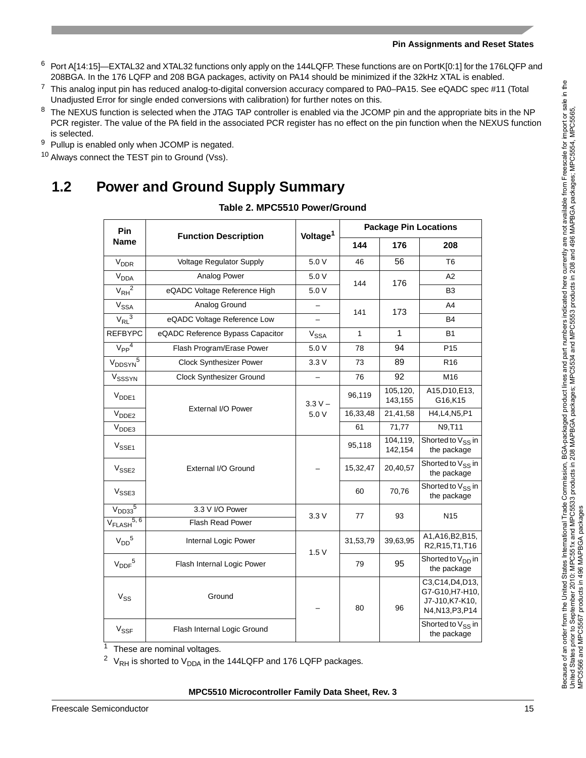[6] Port A[14:15]—EXTAL32 and XTAL32 functions only apply on the 144LQFP. These functions are on PortK[0:1] for the 176LQFP and 208BGA. In the 176 LQFP and 208 BGA packages, activity on PA14 should be minimized if the 32kHz XTAL is enabled.

[7] This analog input pin has reduced analog-to-digital conversion accuracy compared to PA0–PA15. See eQADC spec #11 (Total Unadjusted Error for single ended conversions with calibration) for further notes on this.

[8] The NEXUS function is selected when the JTAG TAP controller is enabled via the JCOMP pin and the appropriate bits in the NP PCR register. The value of the PA field in the associated PCR register has no effect on the pin function when the NEXUS function is selected.

[9] Pullup is enabled only when JCOMP is negated.

[10] Always connect the TEST pin to Ground (Vss).

## 1.2 Power and Ground Supply Summary

**Table 2. MPC5510 Power/Ground**

| Pin Name | Function Description | Voltage[1] | Package Pin Locations | | |
|---|---|---|---|---|---|
| | | | 144 | 176 | 208 |
| $V_{DDR}$ | Voltage Regulator Supply | 5.0 V | 46 | 56 | T6 |
| $V_{DDA}$ | Analog Power | 5.0 V | 144 | 176 | A2 |
| $V_{RH}$[2] | eQADC Voltage Reference High | 5.0 V | | | B3 |
| $V_{SSA}$ | Analog Ground | – | 141 | 173 | A4 |
| $V_{RL}$[3] | eQADC Voltage Reference Low | – | | | B4 |
| REFBYPC | eQADC Reference Bypass Capacitor | $V_{SSA}$ | 1 | 1 | B1 |
| $V_{PP}$[4] | Flash Program/Erase Power | 5.0 V | 78 | 94 | P15 |
| $V_{DDSYN}$[5] | Clock Synthesizer Power | 3.3 V | 73 | 89 | R16 |
| $V_{SSSYN}$ | Clock Synthesizer Ground | – | 76 | 92 | M16 |
| $V_{DDE1}$ | External I/O Power | 3.3 V – 5.0 V | 96,119 | 105,120, 143,155 | A15,D10,E13, G16,K15 |
| $V_{DDE2}$ | | | 16,33,48 | 21,41,58 | H4,L4,N5,P1 |
| $V_{DDE3}$ | | | 61 | 71,77 | N9,T11 |
| $V_{SSE1}$ | External I/O Ground | – | 95,118 | 104,119, 142,154 | Shorted to $V_{SS}$ in the package |
| $V_{SSE2}$ | | | 15,32,47 | 20,40,57 | Shorted to $V_{SS}$ in the package |
| $V_{SSE3}$ | | | 60 | 70,76 | Shorted to $V_{SS}$ in the package |
| $V_{DD33}$[5] | 3.3 V I/O Power | 3.3 V | 77 | 93 | N15 |
| $V_{FLASH}$[5, 6] | Flash Read Power | | | | |
| $V_{DD}$[5] | Internal Logic Power | 1.5 V | 31,53,79 | 39,63,95 | A1,A16,B2,B15, R2,R15,T1,T16 |
| $V_{DDF}$[5] | Flash Internal Logic Power | | 79 | 95 | Shorted to $V_{DD}$ in the package |
| $V_{SS}$ | Ground | – | 80 | 96 | C3,C14,D4,D13, G7-G10,H7-H10, J7-J10,K7-K10, N4,N13,P3,P14 |
| $V_{SSF}$ | Flash Internal Logic Ground | | | | Shorted to $V_{SS}$ in the package |

[1] These are nominal voltages.

[2] $V_{RH}$ is shorted to $V_{DDA}$ in the 144LQFP and 176 LQFP packages.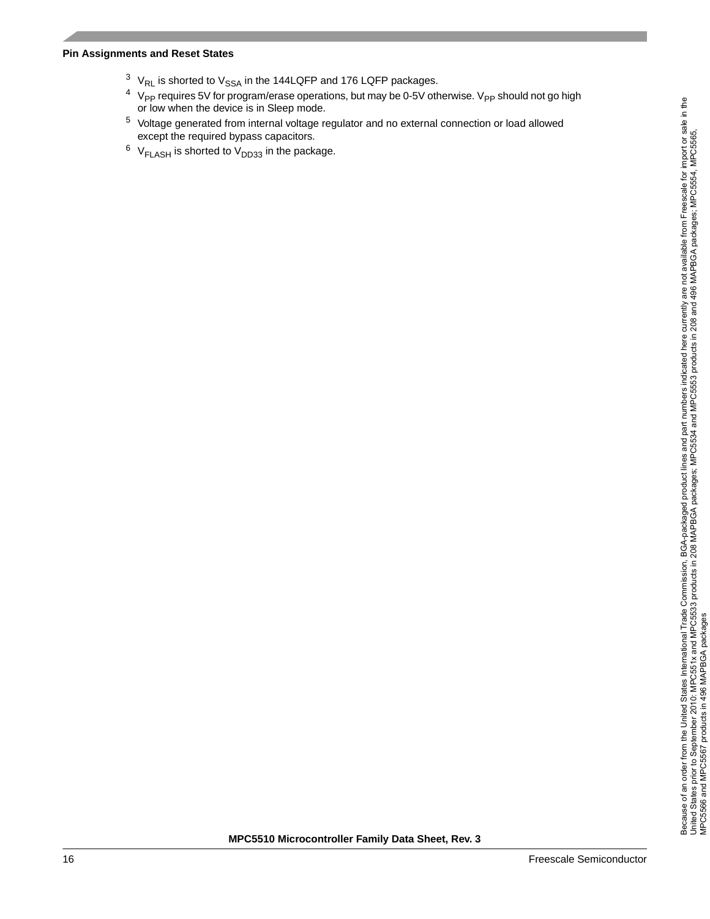3. $V_{RL}$ is shorted to $V_{SSA}$ in the 144LQFP and 176 LQFP packages.
4. $V_{PP}$ requires 5V for program/erase operations, but may be 0-5V otherwise. $V_{PP}$ should not go high or low when the device is in Sleep mode.
5. Voltage generated from internal voltage regulator and no external connection or load allowed except the required bypass capacitors.
6. $V_{FLASH}$ is shorted to $V_{DD33}$ in the package.

Because of an order from the United States International Trade Commission, BGA-packaged product lines and part numbers indicated here currently are not available from Freescale for import or sale in the United States prior to September 2010: MPC551x and MPC5533 products in 208 MAPBGA packages; MPC5534 and MPC5553 products in 208 and 496 MAPBGA packages; MPC5554, MPC5565, MPC5566 and MPC5567 products in 496 MAPBGA packages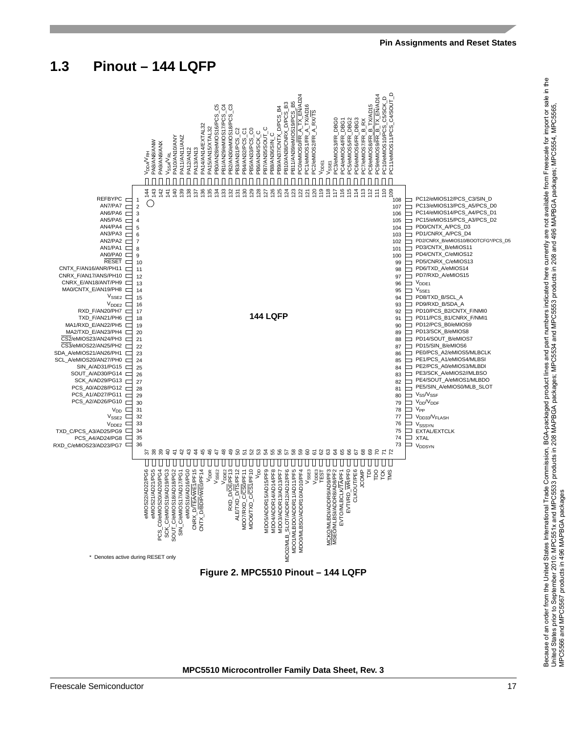## 1.3 Pinout – 144 LQFP

| Pin | Signal |
|---|---|
| 1 | REFBYPC |
| 2 | AN7/PA7 |
| 3 | AN6/PA6 |
| 4 | AN5/PA5 |
| 5 | AN4/PA4 |
| 6 | AN3/PA3 |
| 7 | AN2/PA2 |
| 8 | AN1/PA1 |
| 9 | AN0/PA0 |
| 10 | RESET |
| 11 | CNTX_F/AN16/ANR/PH11 |
| 12 | CNRX_F/AN17/ANS/PH10 |
| 13 | CNRX_E/AN18/ANT/PH9 |
| 14 | MA0/CNTX_E/AN19/PH8 |
| 15 | $V_{SSE2}$ |
| 16 | $V_{DDE2}$ |
| 17 | RXD_F/AN20/PH7 |
| 18 | TXD_F/AN21/PH6 |
| 19 | MA1/RXD_E/AN22/PH5 |
| 20 | MA2/TXD_E/AN23/PH4 |
| 21 | CS2/eMIOS23/AN24/PH3 |
| 22 | CS3/eMIOS22/AN25/PH2 |
| 23 | SDA_A/eMIOS21/AN26/PH1 |
| 24 | SCL_A/eMIOS20/AN27/PH0 |
| 25 | SIN_A/AD31/PG15 |
| 26 | SOUT_A/AD30/PG14 |
| 27 | SCK_A/AD29/PG13 |
| 28 | PCS_A0/AD28/PG12 |
| 29 | PCS_A1/AD27/PG11 |
| 30 | PCS_A2/AD26/PG10 |
| 31 | $V_{DD}$ |
| 32 | $V_{SSE2}$ |
| 33 | $V_{DDE2}$ |
| 34 | TXD_C/PCS_A3/AD25/PG9 |
| 35 | PCS_A4/AD24/PG8 |
| 36 | RXD_C/eMIOS23/AD23/PG7 |
| 37 | eMIOS22/AD22/PG6 |
| 38 | eMIOS21/AD21/PG5 |
| 39 | PCS_C0/eMIOS20/AD20/PG4 |
| 40 | SCK_C/eMIOS19/AD19/PG3 |
| 41 | SOUT_C/eMIOS18/AD18/PG2 |
| 42 | SIN_C/eMIOS17/AD17/PG1 |
| 43 | eMIOS16/AD16/PG0 |
| 44 | CNRX_D/TEA/WE1/PF15 |
| 45 | CNTX_D/BDIP/WE0/PF14 |
| 46 | $V_{DDR}$ |
| 47 | $V_{SSE2}$ |
| 48 | $V_{DDE2}$ |
| 49 | RXD_D/OE/PF13 |
| 50 | ALE/TXD_D/TS/PF12 |
| 51 | MDO7/RXD_C/CS0/PF11 |
| 52 | MDO6/TXD_C/CS1/PF10 |
| 53 | $V_{DD}$ |
| 54 | MDO5/ADDR15/AD15/PF9 |
| 55 | MDO4/ADDR14/AD14/PF8 |
| 56 | MDO3/ADDR13/AD13/PF7 |
| 57 | MDO2/MLB_SLOT/ADDR12/AD12/PF6 |
| 58 | MDO1/MLBDO/ADDR11/AD11/PF5 |
| 59 | MDO0/MLBSO/ADDR10/AD10/PF4 |
| 60 | $V_{SSE3}$ |
| 61 | $V_{DDE3}$ |
| 62 | TEST |
| 63 | MCKO/MLBDI/ADDR9/AD9/PF3 |
| 64 | MSEO/MLBSI/ADDR8/AD8/PF2 |
| 65 | EVTO/MLBCLK/TA/PF1 |
| 66 | EVTI/RD_WR/PF0 |
| 67 | CLKOUT/PE6 |
| 68 | JCOMP |
| 69 | TDI |
| 70 | TDO |
| 71 | TCK |
| 72 | TMS |
| 73 | $V_{DDSYN}$ |
| 74 | XTAL |
| 75 | EXTAL/EXTCLK |
| 76 | $V_{SSSYN}$ |
| 77 | $V_{DD33}$/$V_{FLASH}$ |
| 78 | $V_{PP}$ |
| 79 | $V_{DD}$/$V_{DDF}$ |
| 80 | $V_{SS}$/$V_{SSF}$ |
| 81 | PE5/SIN_A/eMIOS0/MLB_SLOT |
| 82 | PE4/SOUT_A/eMIOS1/MLBDO |
| 83 | PE3/SCK_A/eMIOS2//MLBSO |
| 84 | PE2/PCS_A0/eMIOS3/MLBDI |
| 85 | PE1/PCS_A1/eMIOS4/MLBSI |
| 86 | PE0/PCS_A2/eMIOS5/MLBCLK |
| 87 | PD15/SIN_B/eMIOS6 |
| 88 | PD14/SOUT_B/eMIOS7 |
| 89 | PD13/SCK_B/eMIOS8 |
| 90 | PD12/PCS_B0/eMIOS9 |
| 91 | PD11/PCS_B1/CNRX_F/NMI1 |
| 92 | PD10/PCS_B2/CNTX_F/NMI0 |
| 93 | PD9/RXD_B/SDA_A |
| 94 | PD8/TXD_B/SCL_A |
| 95 | $V_{SSE1}$ |
| 96 | $V_{DDE1}$ |
| 97 | PD7/RXD_A/eMIOS15 |
| 98 | PD6/TXD_A/eMIOS14 |
| 99 | PD5/CNRX_C/eMIOS13 |
| 100 | PD4/CNTX_C/eMIOS12 |
| 101 | PD3/CNTX_B/eMIOS11 |
| 102 | PD2/CNRX_B/eMIOS10/BOOTCFG*/PCS_D5 |
| 103 | PD1/CNRX_A/PCS_D4 |
| 104 | PD0/CNTX_A/PCS_D3 |
| 105 | PC15/eMIOS15/PCS_A3/PCS_D2 |
| 106 | PC14/eMIOS14/PCS_A4/PCS_D1 |
| 107 | PC13/eMIOS13/PCS_A5/PCS_D0 |
| 108 | PC12/eMIOS12/PCS_C3/SIN_D |
| 109 | PC11/eMIOS11/PCS_C4/SOUT_D |
| 110 | PC10/eMIOS10/PCS_C5/SCK_D |
| 111 | PC9/eMIOS9/FR_B_TX_EN/AD14 |
| 112 | PC8/eMIOS8/FR_B_TX/AD15 |
| 113 | PC7/eMIOS7/FR_B_RX |
| 114 | PC6/eMIOS6/FR_DBG3 |
| 115 | PC5/eMIOS5/FR_DBG2 |
| 116 | PC4/eMIOS4/FR_DBG1 |
| 117 | PC3/eMIOS3/FR_DBG0 |
| 118 | $V_{SSE1}$ |
| 119 | $V_{DDE1}$ |
| 120 | PC2/eMIOS2/FR_A_RX/TS |
| 121 | PC1/eMIOS1/FR_A_TX/AD16 |
| 122 | PC0/eMIOS0/FR_A_TX_EN/AD24 |
| 123 | PB11/AN39/eMIOS19/PCS_B5 |
| 124 | PB10/AN38/CNRX_D/PCS_B3 |
| 125 | PB9/AN37/CNTX_D/PCS_B4 |
| 126 | PB8/AN36/SIN_C |
| 127 | PB7/AN35/SOUT_C |
| 128 | PB6/AN34/SCK_C |
| 129 | PB5/AN33/PCS_C0 |
| 130 | PB4/AN32/PCS_C1 |
| 131 | PB3/AN31/PCS_C2 |
| 132 | PB2/AN30/eMIOS18/PCS_C3 |
| 133 | PB1/AN29/eMIOS17/PCS_C4 |
| 134 | PB0/AN28/eMIOS16/PCS_C5 |
| 135 | PA15/AN15/XTAL32 |
| 136 | PA14/AN14/EXTAL32 |
| 137 | PA13/AN13 |
| 138 | PA12/AN12 |
| 139 | PA11/AN11/ANZ |
| 140 | PA10/AN10/ANY |
| 141 | $V_{SSA}$/$V_{RL}$ |
| 142 | PA9/AN9/ANX |
| 143 | PA8/AN8/ANW |
| 144 | $V_{DDA}$/$V_{RH}$ |

\* Denotes active during RESET only

Figure 2. MPC5510 Pinout – 144 LQFP

Because of an order from the United States International Trade Commission, BGA-packaged product lines and part numbers indicated here currently are not available from Freescale for import or sale in the United States prior to September 2010: MPC551x and MPC5533 products in 208 MAPBGA packages; MPC5534 and MPC5553 products in 208 and 496 MAPBGA packages; MPC5554, MPC5565, MPC5566 and MPC5567 products in 496 MAPBGA packages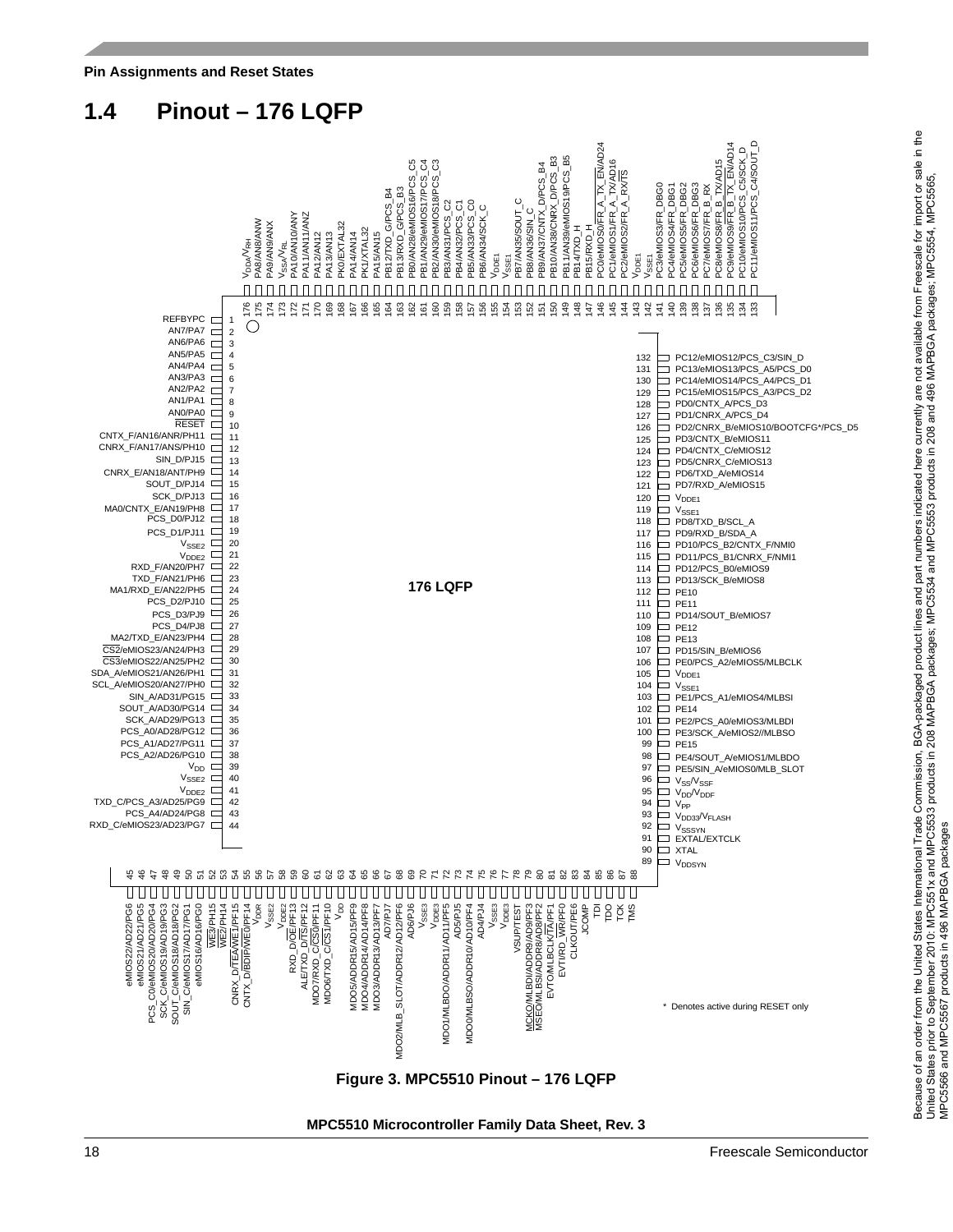## 1.4 Pinout – 176 LQFP

| Pin | Signal (left side) | Pin | Signal (bottom side) | Pin | Signal (right side) | Pin | Signal (top side) |
|---|---|---|---|---|---|---|---|
| 1 | REFBYPC | 45 | eMIOS22/AD22/PG6 | 89 | $V_{DDSYN}$ | 133 | PC11/eMIOS11/PCS_C4/SOUT_D |
| 2 | AN7/PA7 | 46 | eMIOS21/AD21/PG5 | 90 | XTAL | 134 | PC10/eMIOS10/PCS_C5/SCK_D |
| 3 | AN6/PA6 | 47 | PCS_C0/eMIOS20/AD20/PG4 | 91 | EXTAL/EXTCLK | 135 | PC9/eMIOS9/FR_B_TX_EN/AD14 |
| 4 | AN5/PA5 | 48 | SCK_C/eMIOS19/AD19/PG3 | 92 | $V_{SSSYN}$ | 136 | PC8/eMIOS8/FR_B_TX/AD15 |
| 5 | AN4/PA4 | 49 | SOUT_C/eMIOS18/AD18/PG2 | 93 | $V_{DD33}/V_{FLASH}$ | 137 | PC7/eMIOS7/FR_B_RX |
| 6 | AN3/PA3 | 50 | SIN_C/eMIOS17/AD17/PG1 | 94 | $V_{PP}$ | 138 | PC6/eMIOS6/FR_DBG3 |
| 7 | AN2/PA2 | 51 | eMIOS16/AD16/PG0 | 95 | $V_{DD}/V_{DDF}$ | 139 | PC5/eMIOS5/FR_DBG2 |
| 8 | AN1/PA1 | 52 | $\overline{WE3}$/PH15 | 96 | $V_{SS}/V_{SSF}$ | 140 | PC4/eMIOS4/FR_DBG1 |
| 9 | AN0/PA0 | 53 | $\overline{WE2}$/PH14 | 97 | PE5/SIN_A/eMIOS0/MLB_SLOT | 141 | PC3/eMIOS3/FR_DBG0 |
| 10 | $\overline{RESET}$ | 54 | CNRX_D/$\overline{TEA}$/$\overline{WE1}$/PF15 | 98 | PE4/SOUT_A/eMIOS1/MLBDO | 142 | $V_{SSE1}$ |
| 11 | CNTX_F/AN16/ANR/PH11 | 55 | CNTX_D/$\overline{BDIP}$/$\overline{WE0}$/PF14 | 99 | PE15 | 143 | $V_{DDE1}$ |
| 12 | CNRX_F/AN17/ANS/PH10 | 56 | $V_{DDR}$ | 100 | PE3/SCK_A/eMIOS2//MLBSO | 144 | PC2/eMIOS2/FR_A_RX/$\overline{TS}$ |
| 13 | SIN_D/PJ15 | 57 | $V_{SSE2}$ | 101 | PE2/PCS_A0/eMIOS3/MLBDI | 145 | PC1/eMIOS1/FR_A_TX/AD16 |
| 14 | CNRX_E/AN18/ANT/PH9 | 58 | $V_{DDE2}$ | 102 | PE14 | 146 | PC0/eMIOS0/FR_A_TX_EN/AD24 |
| 15 | SOUT_D/PJ14 | 59 | RXD_D/$\overline{OE}$/PF13 | 103 | PE1/PCS_A1/eMIOS4/MLBSI | 147 | PB15/RXD_H |
| 16 | SCK_D/PJ13 | 60 | ALE/TXD_D/$\overline{TS}$/PF12 | 104 | $V_{SSE1}$ | 148 | PB14/TXD_H |
| 17 | MA0/CNTX_E/AN19/PH8 | 61 | MDO7/RXD_C/$\overline{CS0}$/PF11 | 105 | $V_{DDE1}$ | 149 | PB11/AN39/eMIOS19/PCS_B5 |
| 18 | PCS_D0/PJ12 | 62 | MDO6/TXD_C/$\overline{CS1}$/PF10 | 106 | PE0/PCS_A2/eMIOS5/MLBCLK | 150 | PB10/AN38/CNRX_D/PCS_B3 |
| 19 | PCS_D1/PJ11 | 63 | $V_{DD}$ | 107 | PD15/SIN_B/eMIOS6 | 151 | PB9/AN37/CNTX_D/PCS_B4 |
| 20 | $V_{SSE2}$ | 64 | MDO5/ADDR15/AD15/PF9 | 108 | PE13 | 152 | PB8/AN36/SIN_C |
| 21 | $V_{DDE2}$ | 65 | MDO4/ADDR14/AD14/PF8 | 109 | PE12 | 153 | PB7/AN35/SOUT_C |
| 22 | RXD_F/AN20/PH7 | 66 | MDO3/ADDR13/AD13/PF7 | 110 | PD14/SOUT_B/eMIOS7 | 154 | $V_{SSE1}$ |
| 23 | TXD_F/AN21/PH6 | 67 | AD7/PJ7 | 111 | PE11 | 155 | $V_{DDE1}$ |
| 24 | MA1/RXD_E/AN22/PH5 | 68 | MDO2/MLB_SLOT/ADDR12/AD12/PF6 | 112 | PE10 | 156 | PB6/AN34/SCK_C |
| 25 | PCS_D2/PJ10 | 69 | AD6/PJ6 | 113 | PD13/SCK_B/eMIOS8 | 157 | PB5/AN33/PCS_C0 |
| 26 | PCS_D3/PJ9 | 70 | $V_{SSE3}$ | 114 | PD12/PCS_B0/eMIOS9 | 158 | PB4/AN32/PCS_C1 |
| 27 | PCS_D4/PJ8 | 71 | $V_{DDE3}$ | 115 | PD11/PCS_B1/CNRX_F/NMI1 | 159 | PB3/AN31/PCS_C2 |
| 28 | MA2/TXD_E/AN23/PH4 | 72 | MDO1/MLBDO/ADDR11/AD11/PF5 | 116 | PD10/PCS_B2/CNTX_F/NMI0 | 160 | PB2/AN30/eMIOS18/PCS_C3 |
| 29 | $\overline{CS2}$/eMIOS23/AN24/PH3 | 73 | AD5/PJ5 | 117 | PD9/RXD_B/SDA_A | 161 | PB1/AN29/eMIOS17/PCS_C4 |
| 30 | $\overline{CS3}$/eMIOS22/AN25/PH2 | 74 | MDO0/MLBSO/ADDR10/AD10/PF4 | 118 | PD8/TXD_B/SCL_A | 162 | PB0/AN28/eMIOS16/PCS_C5 |
| 31 | SDA_A/eMIOS21/AN26/PH1 | 75 | AD4/PJ4 | 119 | $V_{SSE1}$ | 163 | PB13/RXD_G/PCS_B3 |
| 32 | SCL_A/eMIOS20/AN27/PH0 | 76 | $V_{SSE3}$ | 120 | $V_{DDE1}$ | 164 | PB12/TXD_G/PCS_B4 |
| 33 | SIN_A/AD31/PG15 | 77 | $V_{DDE3}$ | 121 | PD7/RXD_A/eMIOS15 | 165 | PA15/AN15 |
| 34 | SOUT_A/AD30/PG14 | 78 | VSUP/TEST | 122 | PD6/TXD_A/eMIOS14 | 166 | PK1/XTAL32 |
| 35 | SCK_A/AD29/PG13 | 79 | MCKO/MLBDI/ADDR9/AD9/PF3 | 123 | PD5/CNRX_C/eMIOS13 | 167 | PA14/AN14 |
| 36 | PCS_A0/AD28/PG12 | 80 | $\overline{MSEO}$/MLBSI/ADDR8/AD8/PF2 | 124 | PD4/CNTX_C/eMIOS12 | 168 | PK0/EXTAL32 |
| 37 | PCS_A1/AD27/PG11 | 81 | EVTO/MLBCLK/$\overline{TA}$/PF1 | 125 | PD3/CNTX_B/eMIOS11 | 169 | PA13/AN13 |
| 38 | PCS_A2/AD26/PG10 | 82 | EVTI/RD_$\overline{WR}$/PF0 | 126 | PD2/CNRX_B/eMIOS10/BOOTCFG*/PCS_D5 | 170 | PA12/AN12 |
| 39 | $V_{DD}$ | 83 | CLKOUT/PE6 | 127 | PD1/CNRX_A/PCS_D4 | 171 | PA11/AN11/ANZ |
| 40 | $V_{SSE2}$ | 84 | JCOMP | 128 | PD0/CNTX_A/PCS_D3 | 172 | PA10/AN10/ANY |
| 41 | $V_{DDE2}$ | 85 | TDI | 129 | PC15/eMIOS15/PCS_A3/PCS_D2 | 173 | $V_{SSA}/V_{RL}$ |
| 42 | TXD_C/PCS_A3/AD25/PG9 | 86 | TDO | 130 | PC14/eMIOS14/PCS_A4/PCS_D1 | 174 | PA9/AN9/ANX |
| 43 | PCS_A4/AD24/PG8 | 87 | TCK | 131 | PC13/eMIOS13/PCS_A5/PCS_D0 | 175 | PA8/AN8/ANW |
| 44 | RXD_C/eMIOS23/AD23/PG7 | 88 | TMS | 132 | PC12/eMIOS12/PCS_C3/SIN_D | 176 | $V_{DDA}/V_{RH}$ |

176 LQFP

\* Denotes active during RESET only

**Figure 3. MPC5510 Pinout – 176 LQFP**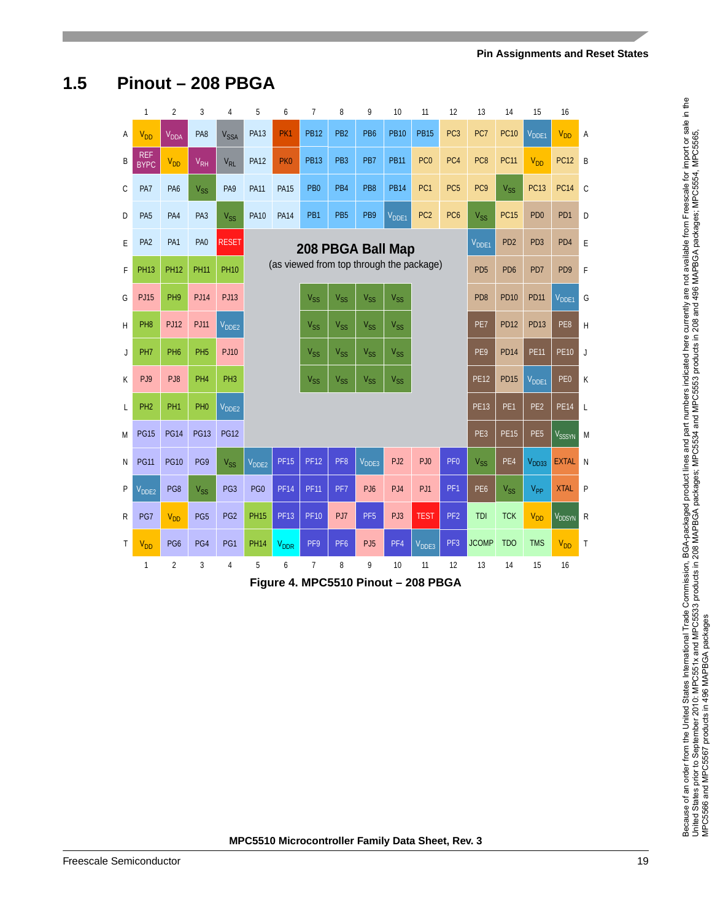## 1.5 Pinout – 208 PBGA

208 PBGA Ball Map (as viewed from top through the package)

| | 1 | 2 | 3 | 4 | 5 | 6 | 7 | 8 | 9 | 10 | 11 | 12 | 13 | 14 | 15 | 16 | |
|---|---|---|---|---|---|---|---|---|---|---|---|---|---|---|---|---|---|
| A | $V_{DD}$ | $V_{DDA}$ | PA8 | $V_{SSA}$ | PA13 | PK1 | PB12 | PB2 | PB6 | PB10 | PB15 | PC3 | PC7 | PC10 | $V_{DDE1}$ | $V_{DD}$ | A |
| B | REF BYPC | $V_{DD}$ | $V_{RH}$ | $V_{RL}$ | PA12 | PK0 | PB13 | PB3 | PB7 | PB11 | PC0 | PC4 | PC8 | PC11 | $V_{DD}$ | PC12 | B |
| C | PA7 | PA6 | $V_{SS}$ | PA9 | PA11 | PA15 | PB0 | PB4 | PB8 | PB14 | PC1 | PC5 | PC9 | $V_{SS}$ | PC13 | PC14 | C |
| D | PA5 | PA4 | PA3 | $V_{SS}$ | PA10 | PA14 | PB1 | PB5 | PB9 | $V_{DDE1}$ | PC2 | PC6 | $V_{SS}$ | PC15 | PD0 | PD1 | D |
| E | PA2 | PA1 | PA0 | RESET | | | | | | | | | $V_{DDE1}$ | PD2 | PD3 | PD4 | E |
| F | PH13 | PH12 | PH11 | PH10 | | | | | | | | | PD5 | PD6 | PD7 | PD9 | F |
| G | PJ15 | PH9 | PJ14 | PJ13 | | | $V_{SS}$ | $V_{SS}$ | $V_{SS}$ | $V_{SS}$ | | | PD8 | PD10 | PD11 | $V_{DDE1}$ | G |
| H | PH8 | PJ12 | PJ11 | $V_{DDE2}$ | | | $V_{SS}$ | $V_{SS}$ | $V_{SS}$ | $V_{SS}$ | | | PE7 | PD12 | PD13 | PE8 | H |
| J | PH7 | PH6 | PH5 | PJ10 | | | $V_{SS}$ | $V_{SS}$ | $V_{SS}$ | $V_{SS}$ | | | PE9 | PD14 | PE11 | PE10 | J |
| K | PJ9 | PJ8 | PH4 | PH3 | | | $V_{SS}$ | $V_{SS}$ | $V_{SS}$ | $V_{SS}$ | | | PE12 | PD15 | $V_{DDE1}$ | PE0 | K |
| L | PH2 | PH1 | PH0 | $V_{DDE2}$ | | | | | | | | | PE13 | PE1 | PE2 | PE14 | L |
| M | PG15 | PG14 | PG13 | PG12 | | | | | | | | | PE3 | PE15 | PE5 | $V_{SSSYN}$ | M |
| N | PG11 | PG10 | PG9 | $V_{SS}$ | $V_{DDE2}$ | PF15 | PF12 | PF8 | $V_{DDE3}$ | PJ2 | PJ0 | PF0 | $V_{SS}$ | PE4 | $V_{DD33}$ | EXTAL | N |
| P | $V_{DDE2}$ | PG8 | $V_{SS}$ | PG3 | PG0 | PF14 | PF11 | PF7 | PJ6 | PJ4 | PJ1 | PF1 | PE6 | $V_{SS}$ | $V_{PP}$ | XTAL | P |
| R | PG7 | $V_{DD}$ | PG5 | PG2 | PH15 | PF13 | PF10 | PJ7 | PF5 | PJ3 | TEST | PF2 | TDI | TCK | $V_{DD}$ | $V_{DDSYN}$ | R |
| T | $V_{DD}$ | PG6 | PG4 | PG1 | PH14 | $V_{DDR}$ | PF9 | PF6 | PJ5 | PF4 | $V_{DDE3}$ | PF3 | JCOMP | TDO | TMS | $V_{DD}$ | T |
| | 1 | 2 | 3 | 4 | 5 | 6 | 7 | 8 | 9 | 10 | 11 | 12 | 13 | 14 | 15 | 16 | |

**Figure 4. MPC5510 Pinout – 208 PBGA**

Because of an order from the United States International Trade Commission, BGA-packaged product lines and part numbers indicated here currently are not available from Freescale for import or sale in the United States prior to September 2010: MPC551x and MPC5533 products in 208 MAPBGA packages; MPC5534 and MPC5553 products in 208 and 496 MAPBGA packages; MPC5554, MPC5565, MPC5566 and MPC5567 products in 496 MAPBGA packages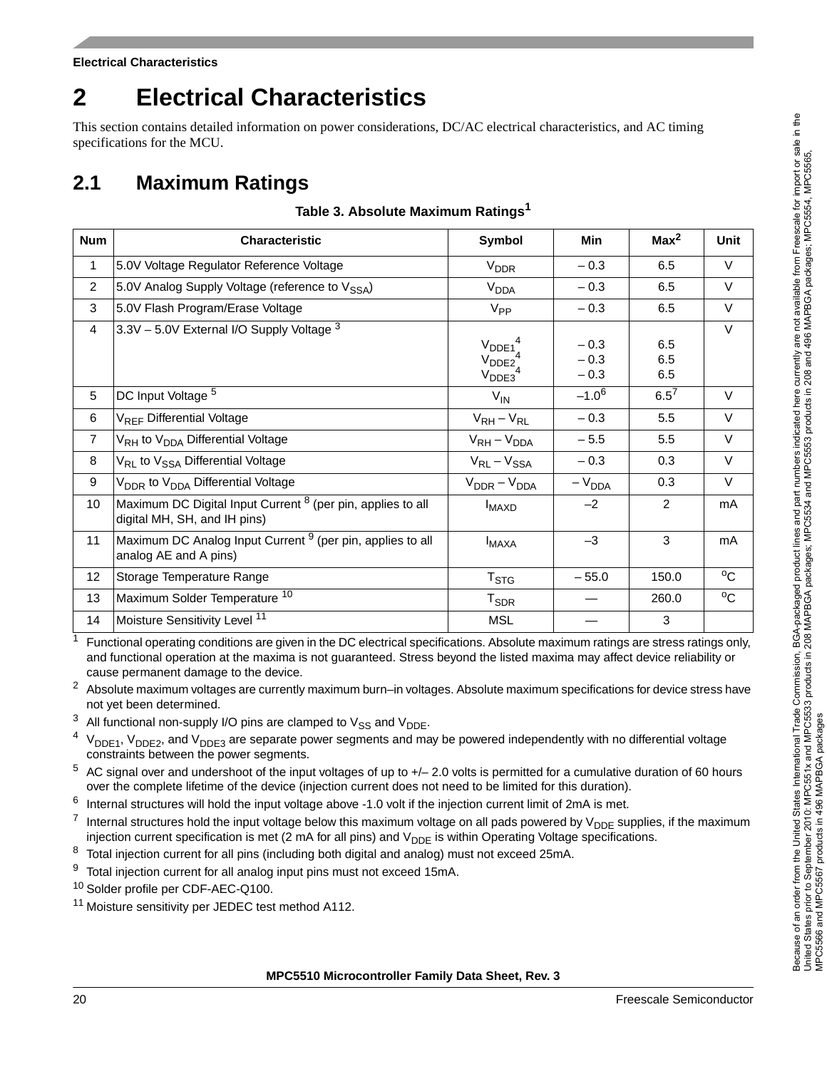# 2 Electrical Characteristics

This section contains detailed information on power considerations, DC/AC electrical characteristics, and AC timing specifications for the MCU.

## 2.1 Maximum Ratings

**Table 3. Absolute Maximum Ratings[1]**

| Num | Characteristic | Symbol | Min | Max[2] | Unit |
|---|---|---|---|---|---|
| 1 | 5.0V Voltage Regulator Reference Voltage | $V_{DDR}$ | – 0.3 | 6.5 | V |
| 2 | 5.0V Analog Supply Voltage (reference to $V_{SSA}$) | $V_{DDA}$ | – 0.3 | 6.5 | V |
| 3 | 5.0V Flash Program/Erase Voltage | $V_{PP}$ | – 0.3 | 6.5 | V |
| 4 | 3.3V – 5.0V External I/O Supply Voltage [3] | $V_{DDE1}$[4]<br>$V_{DDE2}$[4]<br>$V_{DDE3}$[4] | – 0.3<br>– 0.3<br>– 0.3 | 6.5<br>6.5<br>6.5 | V |
| 5 | DC Input Voltage [5] | $V_{IN}$ | –1.0[6] | 6.5[7] | V |
| 6 | $V_{REF}$ Differential Voltage | $V_{RH} – V_{RL}$ | – 0.3 | 5.5 | V |
| 7 | $V_{RH}$ to $V_{DDA}$ Differential Voltage | $V_{RH} – V_{DDA}$ | – 5.5 | 5.5 | V |
| 8 | $V_{RL}$ to $V_{SSA}$ Differential Voltage | $V_{RL} – V_{SSA}$ | – 0.3 | 0.3 | V |
| 9 | $V_{DDR}$ to $V_{DDA}$ Differential Voltage | $V_{DDR} – V_{DDA}$ | – $V_{DDA}$ | 0.3 | V |
| 10 | Maximum DC Digital Input Current [8] (per pin, applies to all digital MH, SH, and IH pins) | $I_{MAXD}$ | –2 | 2 | mA |
| 11 | Maximum DC Analog Input Current [9] (per pin, applies to all analog AE and A pins) | $I_{MAXA}$ | –3 | 3 | mA |
| 12 | Storage Temperature Range | $T_{STG}$ | – 55.0 | 150.0 | °C |
| 13 | Maximum Solder Temperature [10] | $T_{SDR}$ | — | 260.0 | °C |
| 14 | Moisture Sensitivity Level [11] | MSL | — | 3 | |

[1] Functional operating conditions are given in the DC electrical specifications. Absolute maximum ratings are stress ratings only, and functional operation at the maxima is not guaranteed. Stress beyond the listed maxima may affect device reliability or cause permanent damage to the device.

[2] Absolute maximum voltages are currently maximum burn–in voltages. Absolute maximum specifications for device stress have not yet been determined.

[3] All functional non-supply I/O pins are clamped to $V_{SS}$ and $V_{DDE}$.

[4] $V_{DDE1}$, $V_{DDE2}$, and $V_{DDE3}$ are separate power segments and may be powered independently with no differential voltage constraints between the power segments.

[5] AC signal over and undershoot of the input voltages of up to +/– 2.0 volts is permitted for a cumulative duration of 60 hours over the complete lifetime of the device (injection current does not need to be limited for this duration).

[6] Internal structures will hold the input voltage above -1.0 volt if the injection current limit of 2mA is met.

[7] Internal structures hold the input voltage below this maximum voltage on all pads powered by $V_{DDE}$ supplies, if the maximum injection current specification is met (2 mA for all pins) and $V_{DDE}$ is within Operating Voltage specifications.

[8] Total injection current for all pins (including both digital and analog) must not exceed 25mA.

[9] Total injection current for all analog input pins must not exceed 15mA.

[10] Solder profile per CDF-AEC-Q100.

[11] Moisture sensitivity per JEDEC test method A112.

Because of an order from the United States International Trade Commission, BGA-packaged product lines and part numbers indicated here currently are not available from Freescale for import or sale in the United States prior to September 2010: MPC551x and MPC5533 products in 208 MAPBGA packages; MPC5534 and MPC5553 products in 208 and 496 MAPBGA packages; MPC5554, MPC5565, MPC5566 and MPC5567 products in 496 MAPBGA packages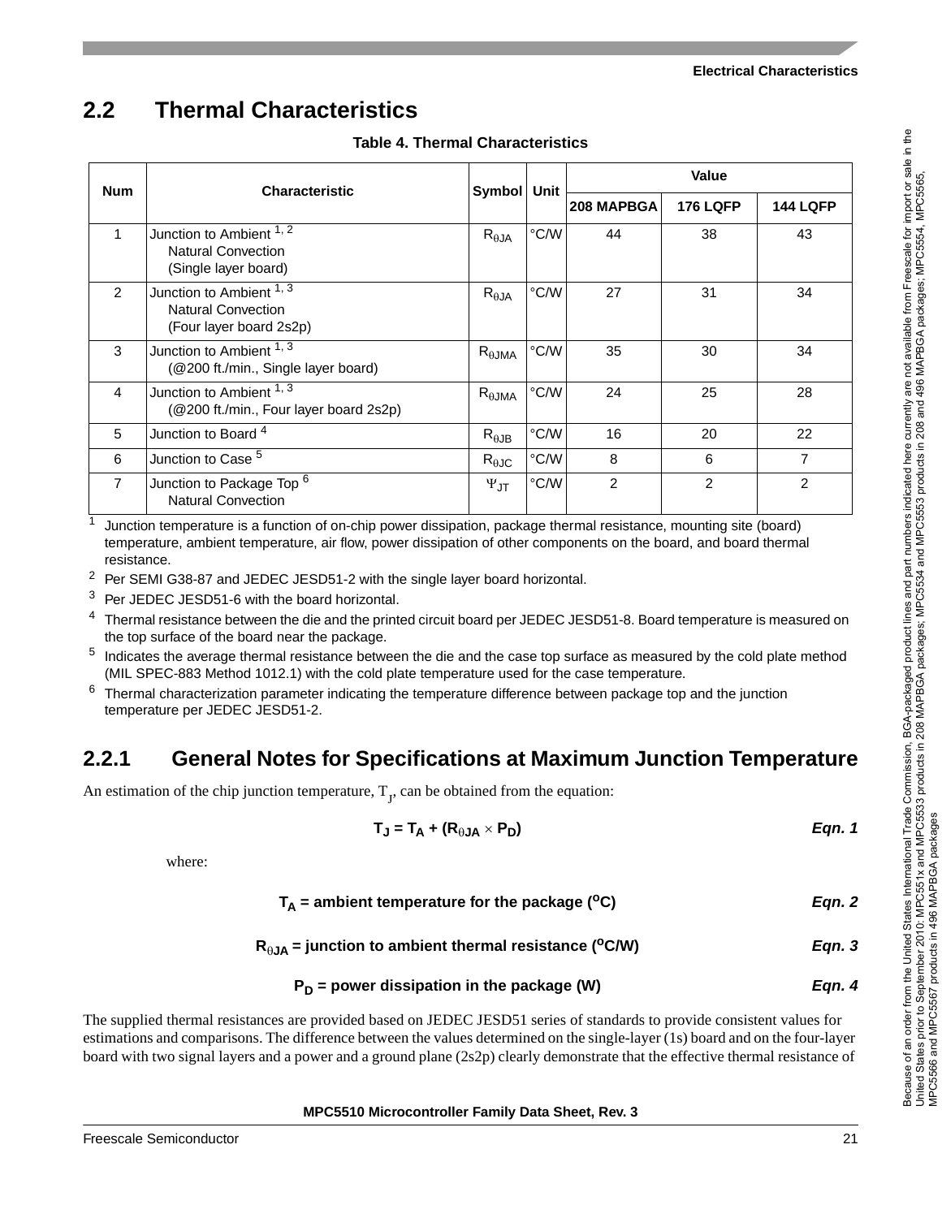## 2.2 Thermal Characteristics

**Table 4. Thermal Characteristics**

| Num | Characteristic | Symbol | Unit | Value | | |
|---|---|---|---|---|---|---|
| | | | | 208 MAPBGA | 176 LQFP | 144 LQFP |
| 1 | Junction to Ambient [1, 2] Natural Convection (Single layer board) | $R_{\theta JA}$ | °C/W | 44 | 38 | 43 |
| 2 | Junction to Ambient [1, 3] Natural Convection (Four layer board 2s2p) | $R_{\theta JA}$ | °C/W | 27 | 31 | 34 |
| 3 | Junction to Ambient [1, 3] (@200 ft./min., Single layer board) | $R_{\theta JMA}$ | °C/W | 35 | 30 | 34 |
| 4 | Junction to Ambient [1, 3] (@200 ft./min., Four layer board 2s2p) | $R_{\theta JMA}$ | °C/W | 24 | 25 | 28 |
| 5 | Junction to Board [4] | $R_{\theta JB}$ | °C/W | 16 | 20 | 22 |
| 6 | Junction to Case [5] | $R_{\theta JC}$ | °C/W | 8 | 6 | 7 |
| 7 | Junction to Package Top [6] Natural Convection | $\Psi_{JT}$ | °C/W | 2 | 2 | 2 |

[1] Junction temperature is a function of on-chip power dissipation, package thermal resistance, mounting site (board) temperature, ambient temperature, air flow, power dissipation of other components on the board, and board thermal resistance.

[2] Per SEMI G38-87 and JEDEC JESD51-2 with the single layer board horizontal.

[3] Per JEDEC JESD51-6 with the board horizontal.

[4] Thermal resistance between the die and the printed circuit board per JEDEC JESD51-8. Board temperature is measured on the top surface of the board near the package.

[5] Indicates the average thermal resistance between the die and the case top surface as measured by the cold plate method (MIL SPEC-883 Method 1012.1) with the cold plate temperature used for the case temperature.

[6] Thermal characterization parameter indicating the temperature difference between package top and the junction temperature per JEDEC JESD51-2.

### 2.2.1 General Notes for Specifications at Maximum Junction Temperature

An estimation of the chip junction temperature, $T_J$, can be obtained from the equation:

$$T_J = T_A + (R_{\theta JA} \times P_D) \qquad \text{Eqn. 1}$$

where:

$$T_A = \text{ambient temperature for the package } (^{o}C) \qquad \text{Eqn. 2}$$

$$R_{\theta JA} = \text{junction to ambient thermal resistance } (^{o}C/W) \qquad \text{Eqn. 3}$$

$$P_D = \text{power dissipation in the package (W)} \qquad \text{Eqn. 4}$$

The supplied thermal resistances are provided based on JEDEC JESD51 series of standards to provide consistent values for estimations and comparisons. The difference between the values determined on the single-layer (1s) board and on the four-layer board with two signal layers and a power and a ground plane (2s2p) clearly demonstrate that the effective thermal resistance of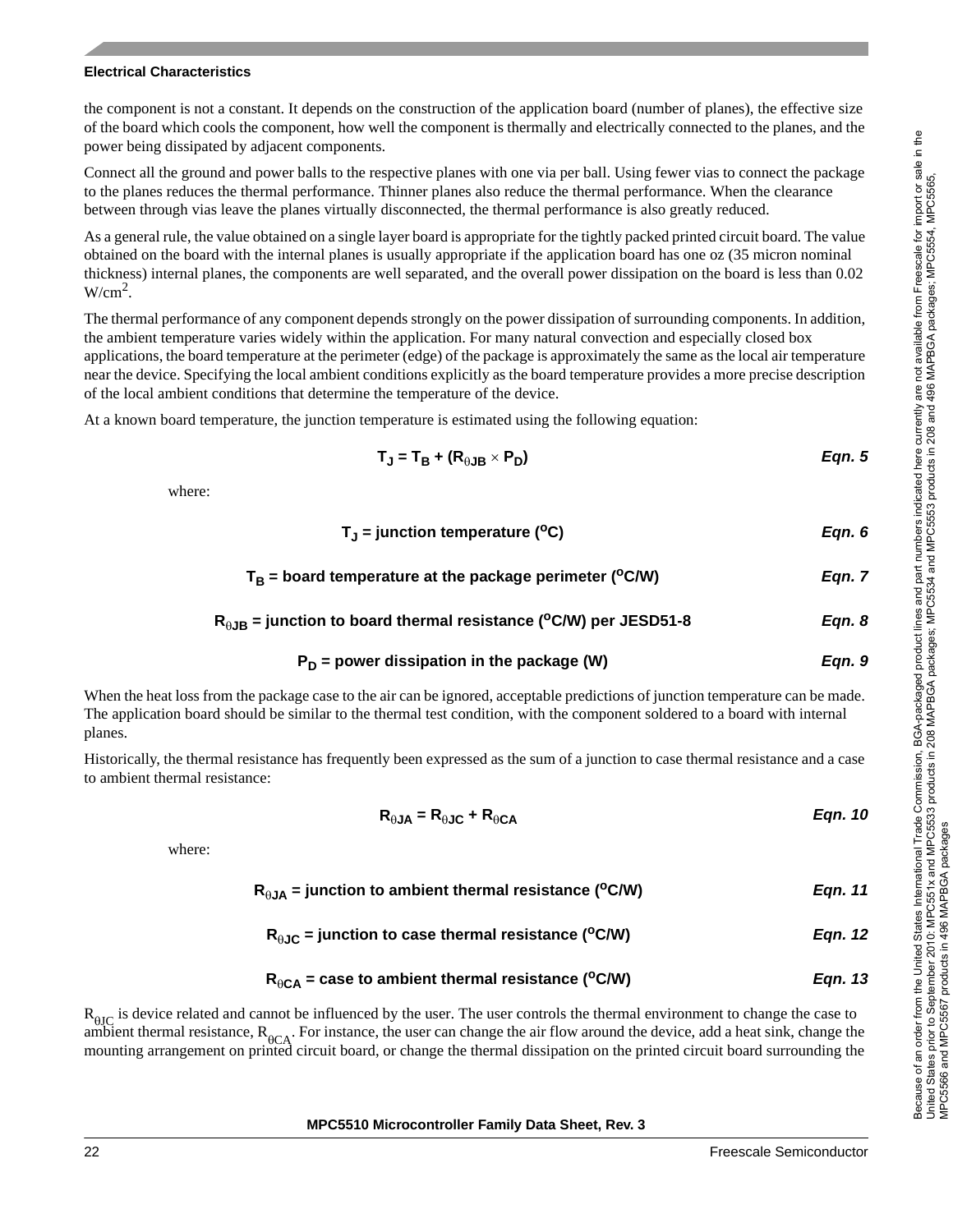the component is not a constant. It depends on the construction of the application board (number of planes), the effective size of the board which cools the component, how well the component is thermally and electrically connected to the planes, and the power being dissipated by adjacent components.

Connect all the ground and power balls to the respective planes with one via per ball. Using fewer vias to connect the package to the planes reduces the thermal performance. Thinner planes also reduce the thermal performance. When the clearance between through vias leave the planes virtually disconnected, the thermal performance is also greatly reduced.

As a general rule, the value obtained on a single layer board is appropriate for the tightly packed printed circuit board. The value obtained on the board with the internal planes is usually appropriate if the application board has one oz (35 micron nominal thickness) internal planes, the components are well separated, and the overall power dissipation on the board is less than 0.02 $W/cm^2$.

The thermal performance of any component depends strongly on the power dissipation of surrounding components. In addition, the ambient temperature varies widely within the application. For many natural convection and especially closed box applications, the board temperature at the perimeter (edge) of the package is approximately the same as the local air temperature near the device. Specifying the local ambient conditions explicitly as the board temperature provides a more precise description of the local ambient conditions that determine the temperature of the device.

At a known board temperature, the junction temperature is estimated using the following equation:

$$T_J = T_B + (R_{\theta JB} \times P_D) \qquad \text{Eqn. 5}$$

where:

$$T_J = \text{junction temperature } (^oC) \qquad \text{Eqn. 6}$$

$$T_B = \text{board temperature at the package perimeter } (^oC/W) \qquad \text{Eqn. 7}$$

$$R_{\theta JB} = \text{junction to board thermal resistance } (^oC/W) \text{ per JESD51-8} \qquad \text{Eqn. 8}$$

$$P_D = \text{power dissipation in the package (W)} \qquad \text{Eqn. 9}$$

When the heat loss from the package case to the air can be ignored, acceptable predictions of junction temperature can be made. The application board should be similar to the thermal test condition, with the component soldered to a board with internal planes.

Historically, the thermal resistance has frequently been expressed as the sum of a junction to case thermal resistance and a case to ambient thermal resistance:

$$R_{\theta JA} = R_{\theta JC} + R_{\theta CA} \qquad \text{Eqn. 10}$$

where:

$$R_{\theta JA} = \text{junction to ambient thermal resistance } (^oC/W) \qquad \text{Eqn. 11}$$

$$R_{\theta JC} = \text{junction to case thermal resistance } (^oC/W) \qquad \text{Eqn. 12}$$

$$R_{\theta CA} = \text{case to ambient thermal resistance } (^oC/W) \qquad \text{Eqn. 13}$$

$R_{\theta JC}$ is device related and cannot be influenced by the user. The user controls the thermal environment to change the case to ambient thermal resistance, $R_{\theta CA}$. For instance, the user can change the air flow around the device, add a heat sink, change the mounting arrangement on printed circuit board, or change the thermal dissipation on the printed circuit board surrounding the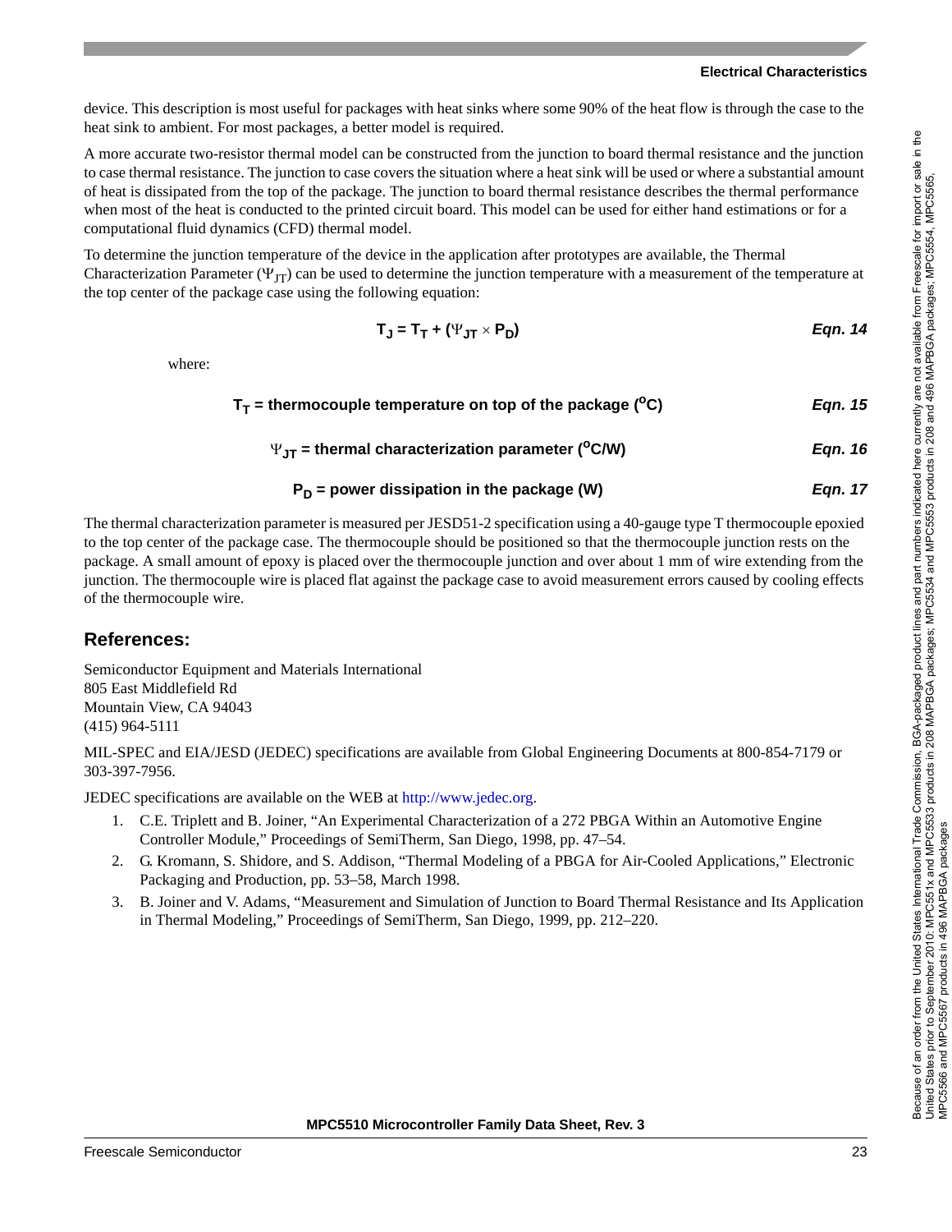device. This description is most useful for packages with heat sinks where some 90% of the heat flow is through the case to the heat sink to ambient. For most packages, a better model is required.

A more accurate two-resistor thermal model can be constructed from the junction to board thermal resistance and the junction to case thermal resistance. The junction to case covers the situation where a heat sink will be used or where a substantial amount of heat is dissipated from the top of the package. The junction to board thermal resistance describes the thermal performance when most of the heat is conducted to the printed circuit board. This model can be used for either hand estimations or for a computational fluid dynamics (CFD) thermal model.

To determine the junction temperature of the device in the application after prototypes are available, the Thermal Characterization Parameter ($\Psi_{JT}$) can be used to determine the junction temperature with a measurement of the temperature at the top center of the package case using the following equation:

$$T_J = T_T + (\Psi_{JT} \times P_D) \quad \textit{Eqn. 14}$$

where:

$$T_T = \text{thermocouple temperature on top of the package } (^oC) \quad \textit{Eqn. 15}$$

$$\Psi_{JT} = \text{thermal characterization parameter } (^oC/W) \quad \textit{Eqn. 16}$$

$$P_D = \text{power dissipation in the package (W)} \quad \textit{Eqn. 17}$$

The thermal characterization parameter is measured per JESD51-2 specification using a 40-gauge type T thermocouple epoxied to the top center of the package case. The thermocouple should be positioned so that the thermocouple junction rests on the package. A small amount of epoxy is placed over the thermocouple junction and over about 1 mm of wire extending from the junction. The thermocouple wire is placed flat against the package case to avoid measurement errors caused by cooling effects of the thermocouple wire.

## References:

Semiconductor Equipment and Materials International
805 East Middlefield Rd
Mountain View, CA 94043
(415) 964-5111

MIL-SPEC and EIA/JESD (JEDEC) specifications are available from Global Engineering Documents at 800-854-7179 or 303-397-7956.

JEDEC specifications are available on the WEB at http://www.jedec.org.

1. C.E. Triplett and B. Joiner, "An Experimental Characterization of a 272 PBGA Within an Automotive Engine Controller Module," Proceedings of SemiTherm, San Diego, 1998, pp. 47–54.
2. G. Kromann, S. Shidore, and S. Addison, "Thermal Modeling of a PBGA for Air-Cooled Applications," Electronic Packaging and Production, pp. 53–58, March 1998.
3. B. Joiner and V. Adams, "Measurement and Simulation of Junction to Board Thermal Resistance and Its Application in Thermal Modeling," Proceedings of SemiTherm, San Diego, 1999, pp. 212–220.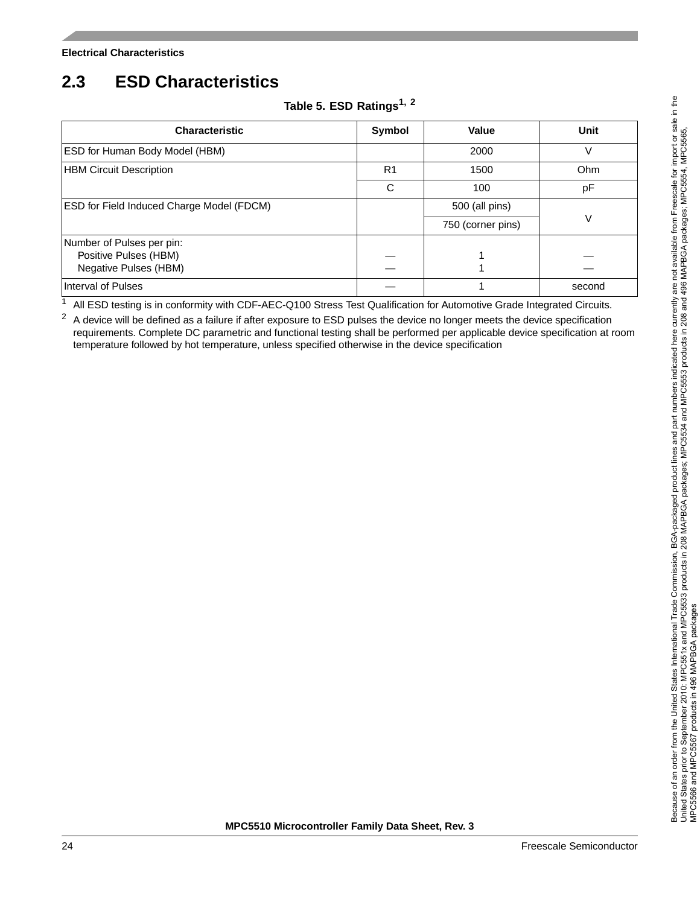## 2.3 ESD Characteristics

**Table 5. ESD Ratings[1, 2]**

| Characteristic | Symbol | Value | Unit |
|---|---|---|---|
| ESD for Human Body Model (HBM) | | 2000 | V |
| HBM Circuit Description | R1 | 1500 | Ohm |
| | C | 100 | pF |
| ESD for Field Induced Charge Model (FDCM) | | 500 (all pins) | V |
| | | 750 (corner pins) | |
| Number of Pulses per pin:<br>Positive Pulses (HBM)<br>Negative Pulses (HBM) | <br>—<br>— | <br>1<br>1 | <br>—<br>— |
| Interval of Pulses | — | 1 | second |

[1] All ESD testing is in conformity with CDF-AEC-Q100 Stress Test Qualification for Automotive Grade Integrated Circuits.

[2] A device will be defined as a failure if after exposure to ESD pulses the device no longer meets the device specification requirements. Complete DC parametric and functional testing shall be performed per applicable device specification at room temperature followed by hot temperature, unless specified otherwise in the device specification

Because of an order from the United States International Trade Commission, BGA-packaged product lines and part numbers indicated here currently are not available from Freescale for import or sale in the United States prior to September 2010: MPC551x and MPC5533 products in 208 MAPBGA packages; MPC5534 and MPC5553 products in 208 and 496 MAPBGA packages; MPC5554, MPC5565, MPC5566 and MPC5567 products in 496 MAPBGA packages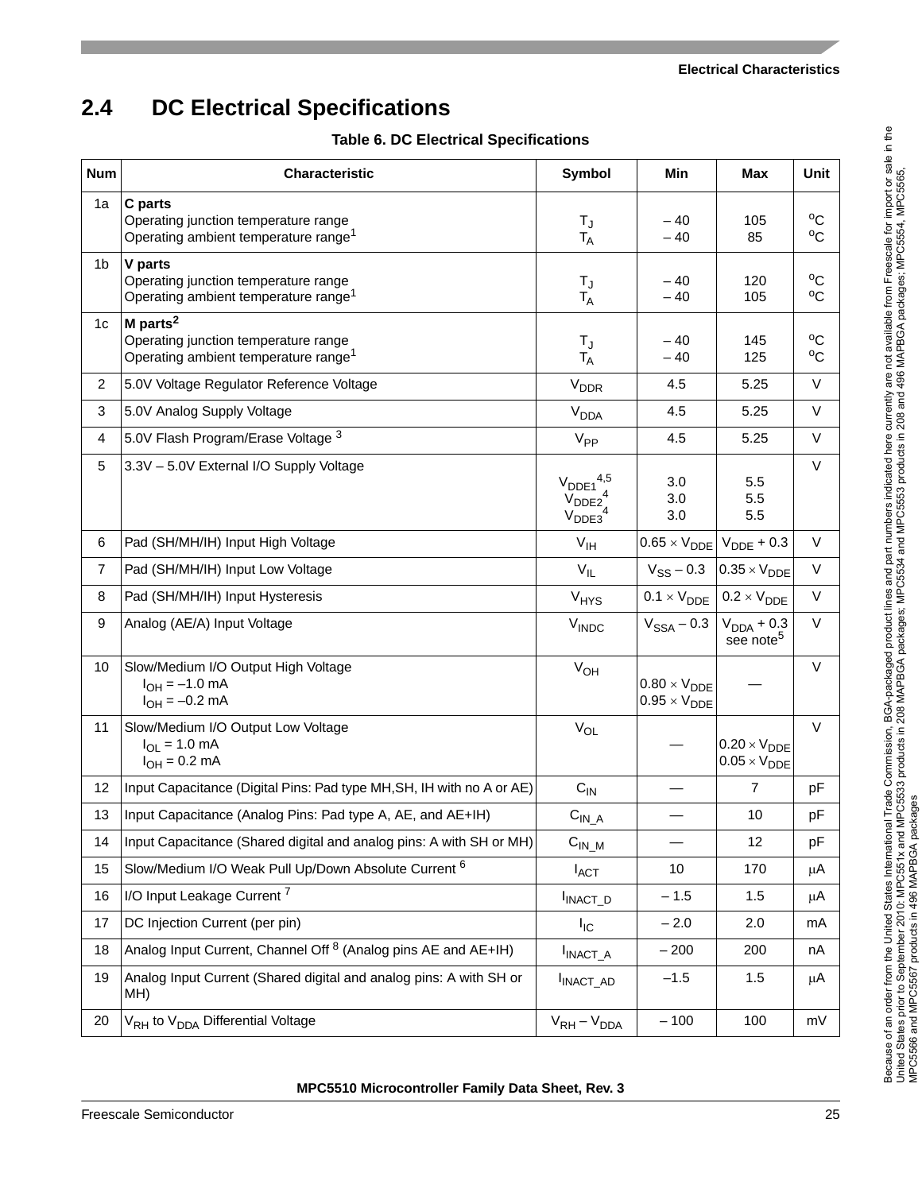## 2.4 DC Electrical Specifications

**Table 6. DC Electrical Specifications**

| Num | Characteristic | Symbol | Min | Max | Unit |
|---|---|---|---|---|---|
| 1a | **C parts**<br>Operating junction temperature range<br>Operating ambient temperature range[1] | $T_J$<br>$T_A$ | – 40<br>– 40 | 105<br>85 | °C<br>°C |
| 1b | **V parts**<br>Operating junction temperature range<br>Operating ambient temperature range[1] | $T_J$<br>$T_A$ | – 40<br>– 40 | 120<br>105 | °C<br>°C |
| 1c | **M parts[2]**<br>Operating junction temperature range<br>Operating ambient temperature range[1] | $T_J$<br>$T_A$ | – 40<br>– 40 | 145<br>125 | °C<br>°C |
| 2 | 5.0V Voltage Regulator Reference Voltage | $V_{DDR}$ | 4.5 | 5.25 | V |
| 3 | 5.0V Analog Supply Voltage | $V_{DDA}$ | 4.5 | 5.25 | V |
| 4 | 5.0V Flash Program/Erase Voltage [3] | $V_{PP}$ | 4.5 | 5.25 | V |
| 5 | 3.3V – 5.0V External I/O Supply Voltage | $V_{DDE1}$[4,5]<br>$V_{DDE2}$[4]<br>$V_{DDE3}$[4] | 3.0<br>3.0<br>3.0 | 5.5<br>5.5<br>5.5 | V |
| 6 | Pad (SH/MH/IH) Input High Voltage | $V_{IH}$ | $0.65 \times V_{DDE}$ | $V_{DDE} + 0.3$ | V |
| 7 | Pad (SH/MH/IH) Input Low Voltage | $V_{IL}$ | $V_{SS} – 0.3$ | $0.35 \times V_{DDE}$ | V |
| 8 | Pad (SH/MH/IH) Input Hysteresis | $V_{HYS}$ | $0.1 \times V_{DDE}$ | $0.2 \times V_{DDE}$ | V |
| 9 | Analog (AE/A) Input Voltage | $V_{INDC}$ | $V_{SSA} – 0.3$ | $V_{DDA} + 0.3$<br>see note[5] | V |
| 10 | Slow/Medium I/O Output High Voltage<br>$I_{OH} = –1.0$ mA<br>$I_{OH} = –0.2$ mA | $V_{OH}$ | <br>$0.80 \times V_{DDE}$<br>$0.95 \times V_{DDE}$ | — | V |
| 11 | Slow/Medium I/O Output Low Voltage<br>$I_{OL} = 1.0$ mA<br>$I_{OH} = 0.2$ mA | $V_{OL}$ | — | <br>$0.20 \times V_{DDE}$<br>$0.05 \times V_{DDE}$ | V |
| 12 | Input Capacitance (Digital Pins: Pad type MH,SH, IH with no A or AE) | $C_{IN}$ | — | 7 | pF |
| 13 | Input Capacitance (Analog Pins: Pad type A, AE, and AE+IH) | $C_{IN\_A}$ | — | 10 | pF |
| 14 | Input Capacitance (Shared digital and analog pins: A with SH or MH) | $C_{IN\_M}$ | — | 12 | pF |
| 15 | Slow/Medium I/O Weak Pull Up/Down Absolute Current [6] | $I_{ACT}$ | 10 | 170 | μA |
| 16 | I/O Input Leakage Current [7] | $I_{INACT\_D}$ | – 1.5 | 1.5 | μA |
| 17 | DC Injection Current (per pin) | $I_{IC}$ | – 2.0 | 2.0 | mA |
| 18 | Analog Input Current, Channel Off [8] (Analog pins AE and AE+IH) | $I_{INACT\_A}$ | – 200 | 200 | nA |
| 19 | Analog Input Current (Shared digital and analog pins: A with SH or MH) | $I_{INACT\_AD}$ | –1.5 | 1.5 | μA |
| 20 | $V_{RH}$ to $V_{DDA}$ Differential Voltage | $V_{RH} – V_{DDA}$ | – 100 | 100 | mV |

Because of an order from the United States International Trade Commission, BGA-packaged product lines and part numbers indicated here currently are not available from Freescale for import or sale in the United States prior to September 2010: MPC551x and MPC5533 products in 208 MAPBGA packages; MPC5534 and MPC5553 products in 208 and 496 MAPBGA packages; MPC5554, MPC5565, MPC5566 and MPC5567 products in 496 MAPBGA packages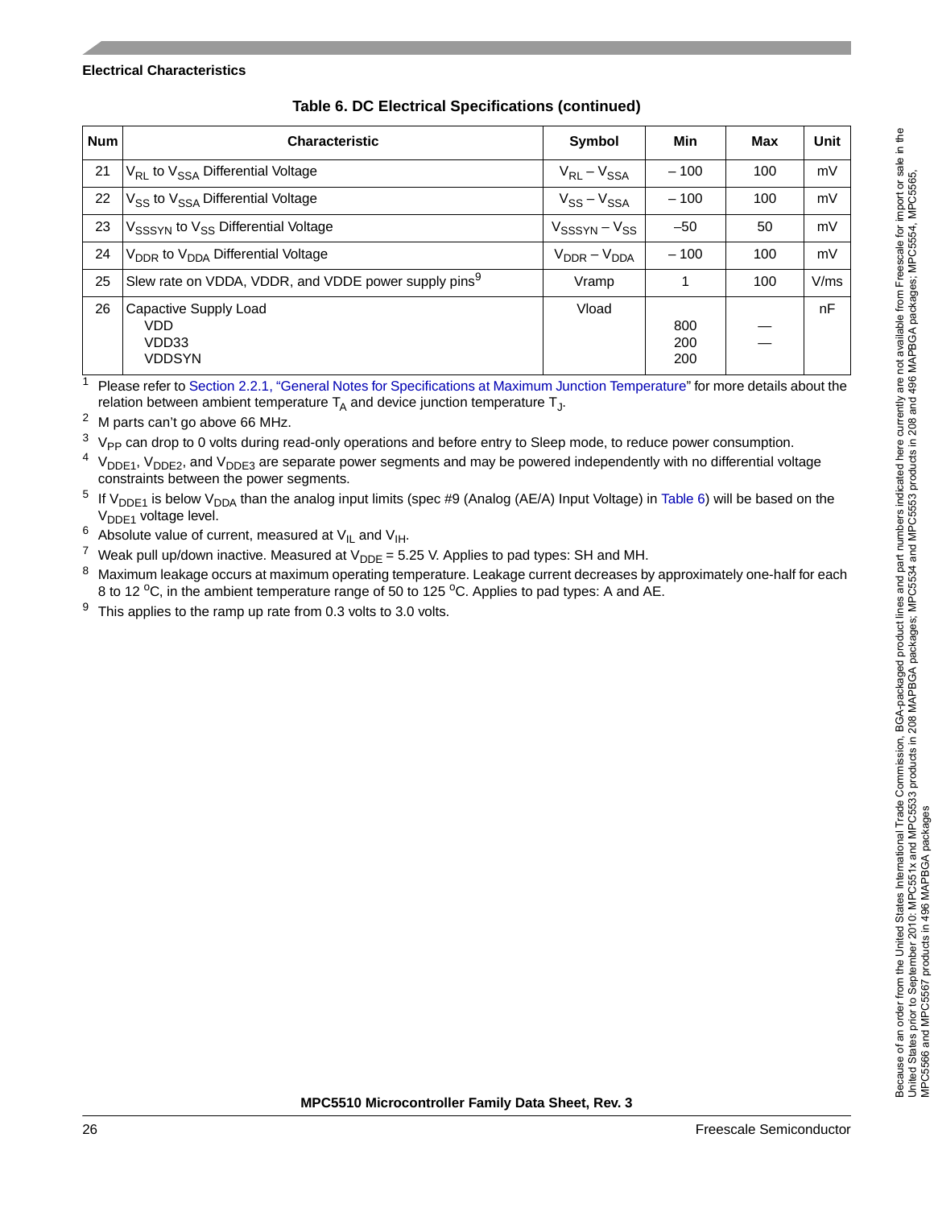## Electrical Characteristics

**Table 6. DC Electrical Specifications (continued)**

| Num | Characteristic | Symbol | Min | Max | Unit |
|---|---|---|---|---|---|
| 21 | $V_{RL}$ to $V_{SSA}$ Differential Voltage | $V_{RL} - V_{SSA}$ | – 100 | 100 | mV |
| 22 | $V_{SS}$ to $V_{SSA}$ Differential Voltage | $V_{SS} - V_{SSA}$ | – 100 | 100 | mV |
| 23 | $V_{SSSYN}$ to $V_{SS}$ Differential Voltage | $V_{SSSYN} - V_{SS}$ | –50 | 50 | mV |
| 24 | $V_{DDR}$ to $V_{DDA}$ Differential Voltage | $V_{DDR} - V_{DDA}$ | – 100 | 100 | mV |
| 25 | Slew rate on VDDA, VDDR, and VDDE power supply pins[9] | Vramp | 1 | 100 | V/ms |
| 26 | Capactive Supply Load<br>VDD<br>VDD33<br>VDDSYN | Vload | <br>800<br>200<br>200 | <br>—<br>— | nF |

[1] Please refer to Section 2.2.1, "General Notes for Specifications at Maximum Junction Temperature" for more details about the relation between ambient temperature $T_A$ and device junction temperature $T_J$.

[2] M parts can't go above 66 MHz.

[3] $V_{PP}$ can drop to 0 volts during read-only operations and before entry to Sleep mode, to reduce power consumption.

[4] $V_{DDE1}$, $V_{DDE2}$, and $V_{DDE3}$ are separate power segments and may be powered independently with no differential voltage constraints between the power segments.

[5] If $V_{DDE1}$ is below $V_{DDA}$ than the analog input limits (spec #9 (Analog (AE/A) Input Voltage) in Table 6) will be based on the $V_{DDE1}$ voltage level.

[6] Absolute value of current, measured at $V_{IL}$ and $V_{IH}$.

[7] Weak pull up/down inactive. Measured at $V_{DDE}$ = 5.25 V. Applies to pad types: SH and MH.

[8] Maximum leakage occurs at maximum operating temperature. Leakage current decreases by approximately one-half for each 8 to 12 $^{o}$C, in the ambient temperature range of 50 to 125 $^{o}$C. Applies to pad types: A and AE.

[9] This applies to the ramp up rate from 0.3 volts to 3.0 volts.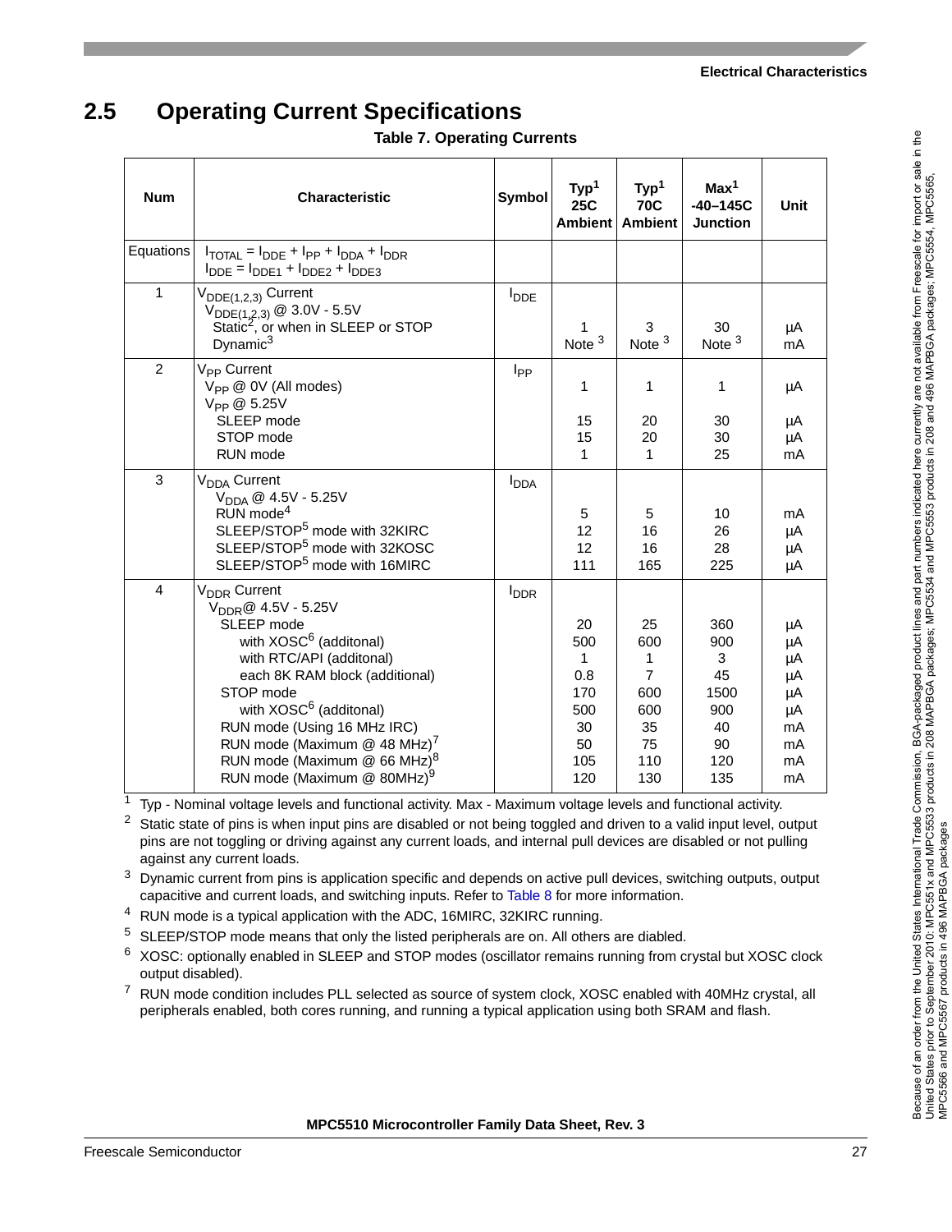## 2.5 Operating Current Specifications

**Table 7. Operating Currents**

| Num | Characteristic | Symbol | Typ[1] 25C Ambient | Typ[1] 70C Ambient | Max[1] -40–145C Junction | Unit |
|---|---|---|---|---|---|---|
| Equations | $I_{TOTAL} = I_{DDE} + I_{PP} + I_{DDA} + I_{DDR}$<br>$I_{DDE} = I_{DDE1} + I_{DDE2} + I_{DDE3}$ | | | | | |
| 1 | $V_{DDE(1,2,3)}$ Current<br>$V_{DDE(1,2,3)}$ @ 3.0V - 5.5V<br>Static[2], or when in SLEEP or STOP<br>Dynamic[3] | $I_{DDE}$ | <br><br>1<br>Note [3] | <br><br>3<br>Note [3] | <br><br>30<br>Note [3] | <br><br>µA<br>mA |
| 2 | $V_{PP}$ Current<br>$V_{PP}$ @ 0V (All modes)<br>$V_{PP}$ @ 5.25V<br>SLEEP mode<br>STOP mode<br>RUN mode | $I_{PP}$ | <br>1<br><br>15<br>15<br>1 | <br>1<br><br>20<br>20<br>1 | <br>1<br><br>30<br>30<br>25 | <br>µA<br><br>µA<br>µA<br>mA |
| 3 | $V_{DDA}$ Current<br>$V_{DDA}$ @ 4.5V - 5.25V<br>RUN mode[4]<br>SLEEP/STOP[5] mode with 32KIRC<br>SLEEP/STOP[5] mode with 32KOSC<br>SLEEP/STOP[5] mode with 16MIRC | $I_{DDA}$ | <br><br>5<br>12<br>12<br>111 | <br><br>5<br>16<br>16<br>165 | <br><br>10<br>26<br>28<br>225 | <br><br>mA<br>µA<br>µA<br>µA |
| 4 | $V_{DDR}$ Current<br>$V_{DDR}$@ 4.5V - 5.25V<br>SLEEP mode<br>with XOSC[6] (additonal)<br>with RTC/API (additonal)<br>each 8K RAM block (additional)<br>STOP mode<br>with XOSC[6] (additonal)<br>RUN mode (Using 16 MHz IRC)<br>RUN mode (Maximum @ 48 MHz)[7]<br>RUN mode (Maximum @ 66 MHz)[8]<br>RUN mode (Maximum @ 80MHz)[9] | $I_{DDR}$ | <br><br>20<br>500<br>1<br>0.8<br>170<br>500<br>30<br>50<br>105<br>120 | <br><br>25<br>600<br>1<br>7<br>600<br>600<br>35<br>75<br>110<br>130 | <br><br>360<br>900<br>3<br>45<br>1500<br>900<br>40<br>90<br>120<br>135 | <br><br>µA<br>µA<br>µA<br>µA<br>µA<br>µA<br>mA<br>mA<br>mA<br>mA |

[1] Typ - Nominal voltage levels and functional activity. Max - Maximum voltage levels and functional activity.

[2] Static state of pins is when input pins are disabled or not being toggled and driven to a valid input level, output pins are not toggling or driving against any current loads, and internal pull devices are disabled or not pulling against any current loads.

[3] Dynamic current from pins is application specific and depends on active pull devices, switching outputs, output capacitive and current loads, and switching inputs. Refer to Table 8 for more information.

[4] RUN mode is a typical application with the ADC, 16MIRC, 32KIRC running.

[5] SLEEP/STOP mode means that only the listed peripherals are on. All others are diabled.

[6] XOSC: optionally enabled in SLEEP and STOP modes (oscillator remains running from crystal but XOSC clock output disabled).

[7] RUN mode condition includes PLL selected as source of system clock, XOSC enabled with 40MHz crystal, all peripherals enabled, both cores running, and running a typical application using both SRAM and flash.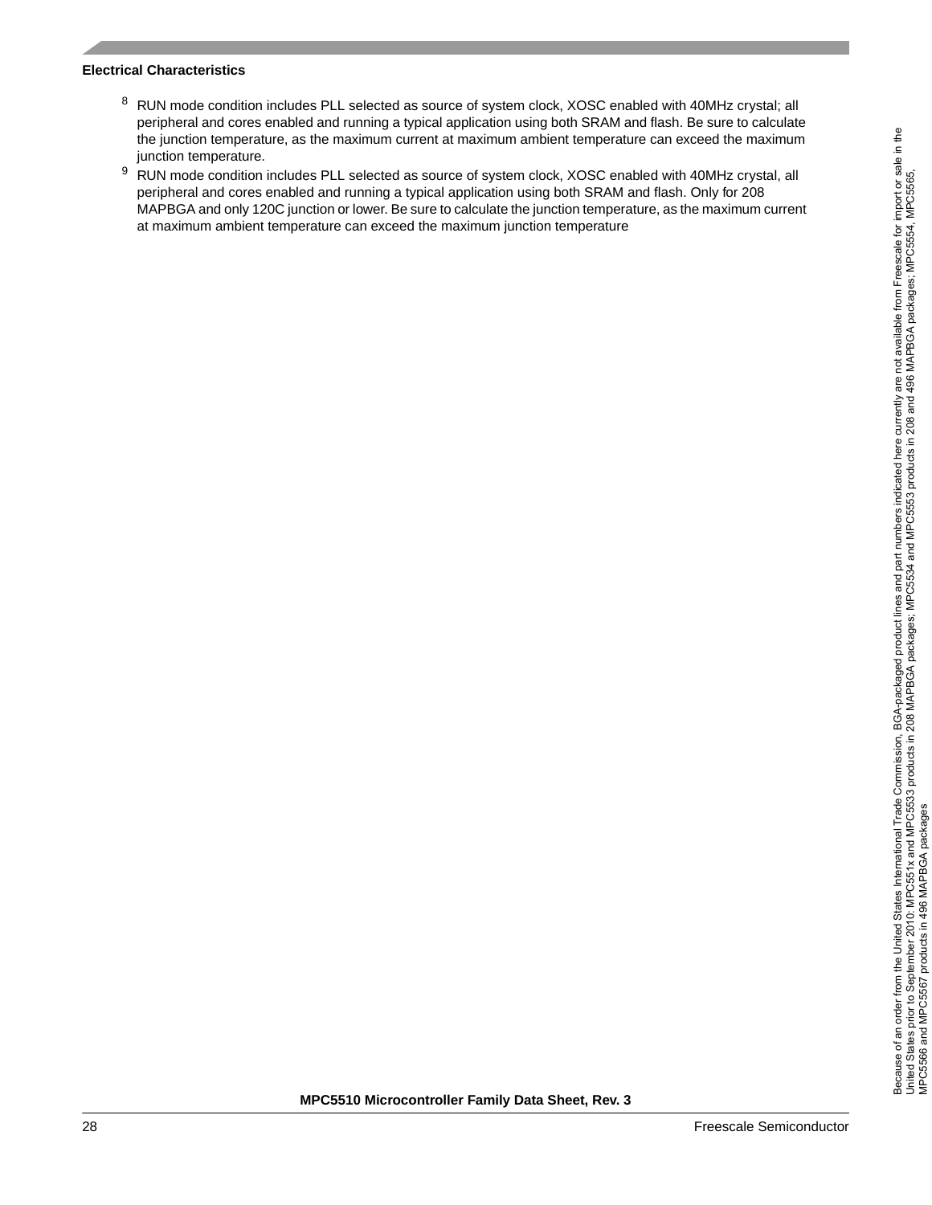[8] RUN mode condition includes PLL selected as source of system clock, XOSC enabled with 40MHz crystal; all peripheral and cores enabled and running a typical application using both SRAM and flash. Be sure to calculate the junction temperature, as the maximum current at maximum ambient temperature can exceed the maximum junction temperature.

[9] RUN mode condition includes PLL selected as source of system clock, XOSC enabled with 40MHz crystal, all peripheral and cores enabled and running a typical application using both SRAM and flash. Only for 208 MAPBGA and only 120C junction or lower. Be sure to calculate the junction temperature, as the maximum current at maximum ambient temperature can exceed the maximum junction temperature

Because of an order from the United States International Trade Commission, BGA-packaged product lines and part numbers indicated here currently are not available from Freescale for import or sale in the United States prior to September 2010: MPC551x and MPC5533 products in 208 MAPBGA packages; MPC5534 and MPC5553 products in 208 and 496 MAPBGA packages; MPC5554, MPC5565, MPC5566 and MPC5567 products in 496 MAPBGA packages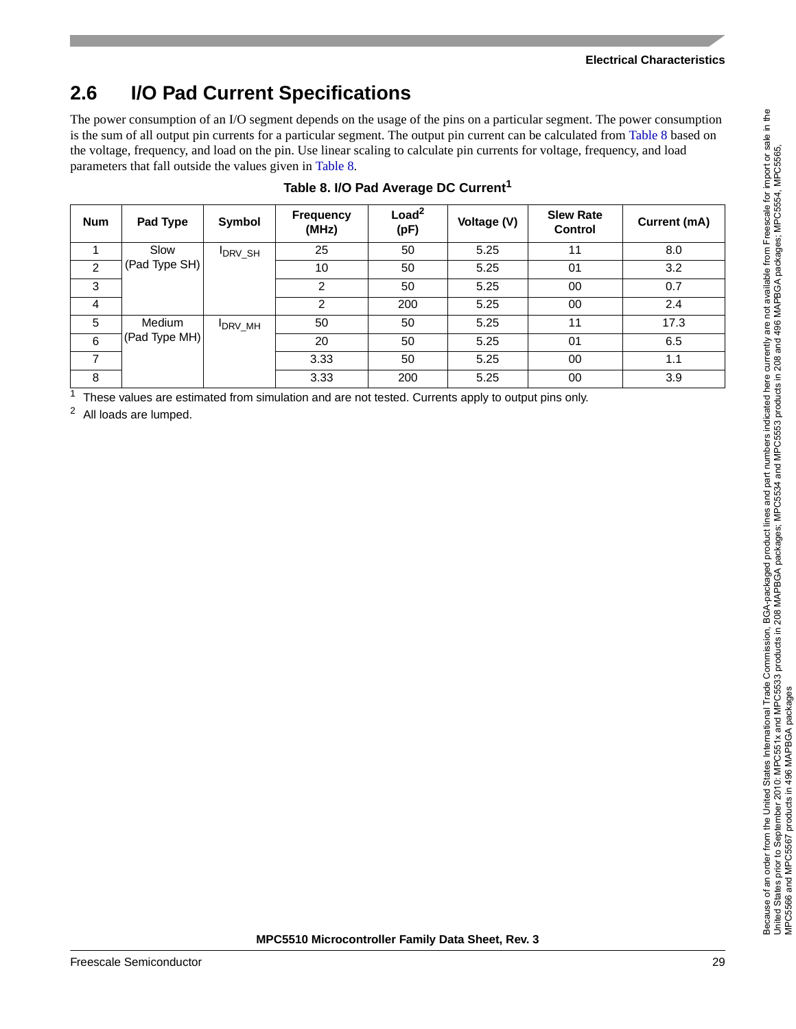## 2.6 I/O Pad Current Specifications

The power consumption of an I/O segment depends on the usage of the pins on a particular segment. The power consumption is the sum of all output pin currents for a particular segment. The output pin current can be calculated from Table 8 based on the voltage, frequency, and load on the pin. Use linear scaling to calculate pin currents for voltage, frequency, and load parameters that fall outside the values given in Table 8.

**Table 8. I/O Pad Average DC Current[1]**

| Num | Pad Type | Symbol | Frequency (MHz) | Load[2] (pF) | Voltage (V) | Slew Rate Control | Current (mA) |
|---|---|---|---|---|---|---|---|
| 1 | Slow (Pad Type SH) | $I_{DRV\_SH}$ | 25 | 50 | 5.25 | 11 | 8.0 |
| 2 | | | 10 | 50 | 5.25 | 01 | 3.2 |
| 3 | | | 2 | 50 | 5.25 | 00 | 0.7 |
| 4 | | | 2 | 200 | 5.25 | 00 | 2.4 |
| 5 | Medium (Pad Type MH) | $I_{DRV\_MH}$ | 50 | 50 | 5.25 | 11 | 17.3 |
| 6 | | | 20 | 50 | 5.25 | 01 | 6.5 |
| 7 | | | 3.33 | 50 | 5.25 | 00 | 1.1 |
| 8 | | | 3.33 | 200 | 5.25 | 00 | 3.9 |

[1] These values are estimated from simulation and are not tested. Currents apply to output pins only.

[2] All loads are lumped.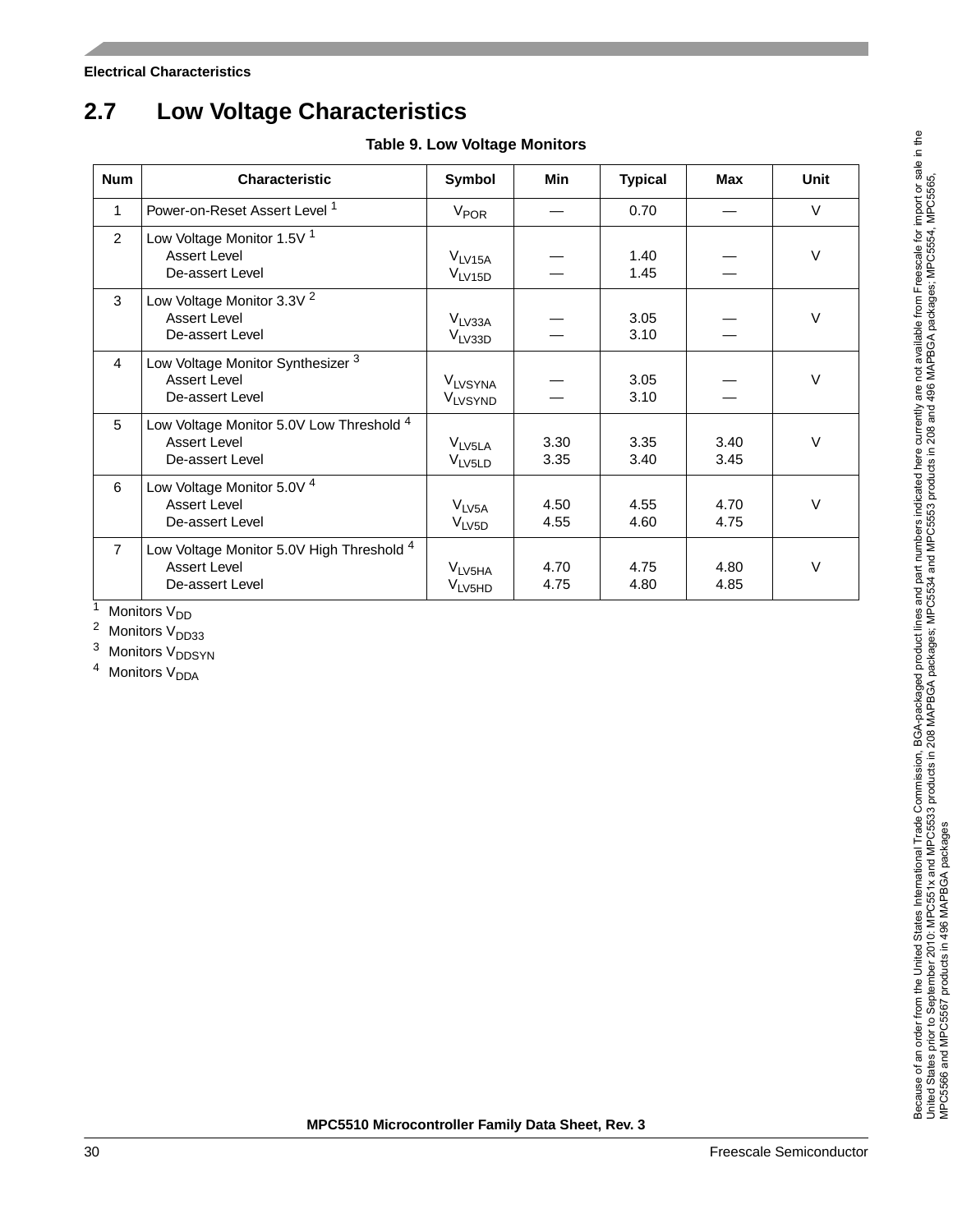## 2.7 Low Voltage Characteristics

**Table 9. Low Voltage Monitors**

| Num | Characteristic | Symbol | Min | Typical | Max | Unit |
|---|---|---|---|---|---|---|
| 1 | Power-on-Reset Assert Level [1] | $V_{POR}$ | — | 0.70 | — | V |
| 2 | Low Voltage Monitor 1.5V [1]<br>Assert Level<br>De-assert Level | <br>$V_{LV15A}$<br>$V_{LV15D}$ | <br>—<br>— | <br>1.40<br>1.45 | <br>—<br>— | V |
| 3 | Low Voltage Monitor 3.3V [2]<br>Assert Level<br>De-assert Level | <br>$V_{LV33A}$<br>$V_{LV33D}$ | <br>—<br>— | <br>3.05<br>3.10 | <br>—<br>— | V |
| 4 | Low Voltage Monitor Synthesizer [3]<br>Assert Level<br>De-assert Level | <br>$V_{LVSYNA}$<br>$V_{LVSYND}$ | <br>—<br>— | <br>3.05<br>3.10 | <br>—<br>— | V |
| 5 | Low Voltage Monitor 5.0V Low Threshold [4]<br>Assert Level<br>De-assert Level | <br>$V_{LV5LA}$<br>$V_{LV5LD}$ | <br>3.30<br>3.35 | <br>3.35<br>3.40 | <br>3.40<br>3.45 | V |
| 6 | Low Voltage Monitor 5.0V [4]<br>Assert Level<br>De-assert Level | <br>$V_{LV5A}$<br>$V_{LV5D}$ | <br>4.50<br>4.55 | <br>4.55<br>4.60 | <br>4.70<br>4.75 | V |
| 7 | Low Voltage Monitor 5.0V High Threshold [4]<br>Assert Level<br>De-assert Level | <br>$V_{LV5HA}$<br>$V_{LV5HD}$ | <br>4.70<br>4.75 | <br>4.75<br>4.80 | <br>4.80<br>4.85 | V |

[1] Monitors $V_{DD}$

[2] Monitors $V_{DD33}$

[3] Monitors $V_{DDSYN}$

[4] Monitors $V_{DDA}$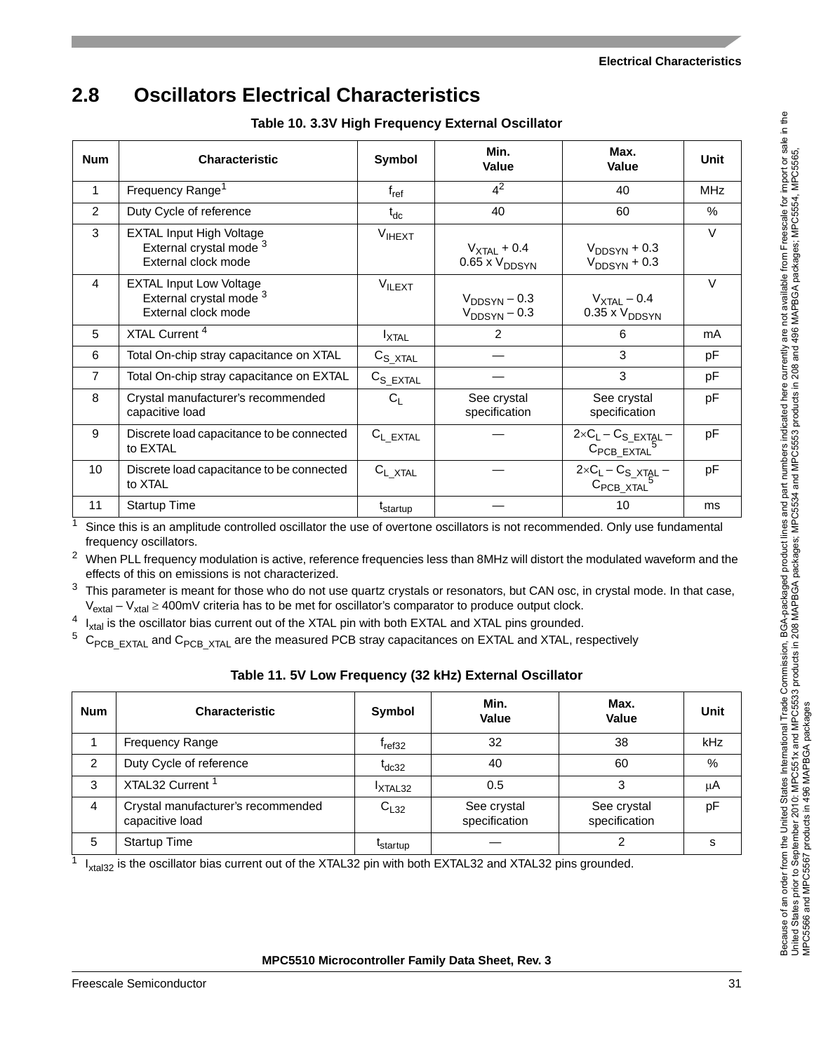## 2.8 Oscillators Electrical Characteristics

**Table 10. 3.3V High Frequency External Oscillator**

| Num | Characteristic | Symbol | Min. Value | Max. Value | Unit |
|---|---|---|---|---|---|
| 1 | Frequency Range[1] | $f_{ref}$ | 4[2] | 40 | MHz |
| 2 | Duty Cycle of reference | $t_{dc}$ | 40 | 60 | % |
| 3 | EXTAL Input High Voltage<br>External crystal mode [3]<br>External clock mode | $V_{IHEXT}$ | $V_{XTAL}$ + 0.4<br>0.65 x $V_{DDSYN}$ | $V_{DDSYN}$ + 0.3<br>$V_{DDSYN}$ + 0.3 | V |
| 4 | EXTAL Input Low Voltage<br>External crystal mode [3]<br>External clock mode | $V_{ILEXT}$ | $V_{DDSYN}$ – 0.3<br>$V_{DDSYN}$ – 0.3 | $V_{XTAL}$ – 0.4<br>0.35 x $V_{DDSYN}$ | V |
| 5 | XTAL Current [4] | $I_{XTAL}$ | 2 | 6 | mA |
| 6 | Total On-chip stray capacitance on XTAL | $C_{S\_XTAL}$ | — | 3 | pF |
| 7 | Total On-chip stray capacitance on EXTAL | $C_{S\_EXTAL}$ | — | 3 | pF |
| 8 | Crystal manufacturer's recommended capacitive load | $C_L$ | See crystal specification | See crystal specification | pF |
| 9 | Discrete load capacitance to be connected to EXTAL | $C_{L\_EXTAL}$ | — | $2 \times C_L - C_{S\_EXTAL} - C_{PCB\_EXTAL}$[5] | pF |
| 10 | Discrete load capacitance to be connected to XTAL | $C_{L\_XTAL}$ | — | $2 \times C_L - C_{S\_XTAL} - C_{PCB\_XTAL}$[5] | pF |
| 11 | Startup Time | $t_{startup}$ | — | 10 | ms |

1. Since this is an amplitude controlled oscillator the use of overtone oscillators is not recommended. Only use fundamental frequency oscillators.
2. When PLL frequency modulation is active, reference frequencies less than 8MHz will distort the modulated waveform and the effects of this on emissions is not characterized.
3. This parameter is meant for those who do not use quartz crystals or resonators, but CAN osc, in crystal mode. In that case, $V_{extal} - V_{xtal} \geq$ 400mV criteria has to be met for oscillator's comparator to produce output clock.
4. $I_{xtal}$ is the oscillator bias current out of the XTAL pin with both EXTAL and XTAL pins grounded.
5. $C_{PCB\_EXTAL}$ and $C_{PCB\_XTAL}$ are the measured PCB stray capacitances on EXTAL and XTAL, respectively

**Table 11. 5V Low Frequency (32 kHz) External Oscillator**

| Num | Characteristic | Symbol | Min. Value | Max. Value | Unit |
|---|---|---|---|---|---|
| 1 | Frequency Range | $f_{ref32}$ | 32 | 38 | kHz |
| 2 | Duty Cycle of reference | $t_{dc32}$ | 40 | 60 | % |
| 3 | XTAL32 Current [1] | $I_{XTAL32}$ | 0.5 | 3 | μA |
| 4 | Crystal manufacturer's recommended capacitive load | $C_{L32}$ | See crystal specification | See crystal specification | pF |
| 5 | Startup Time | $t_{startup}$ | — | 2 | s |

1. $I_{xtal32}$ is the oscillator bias current out of the XTAL32 pin with both EXTAL32 and XTAL32 pins grounded.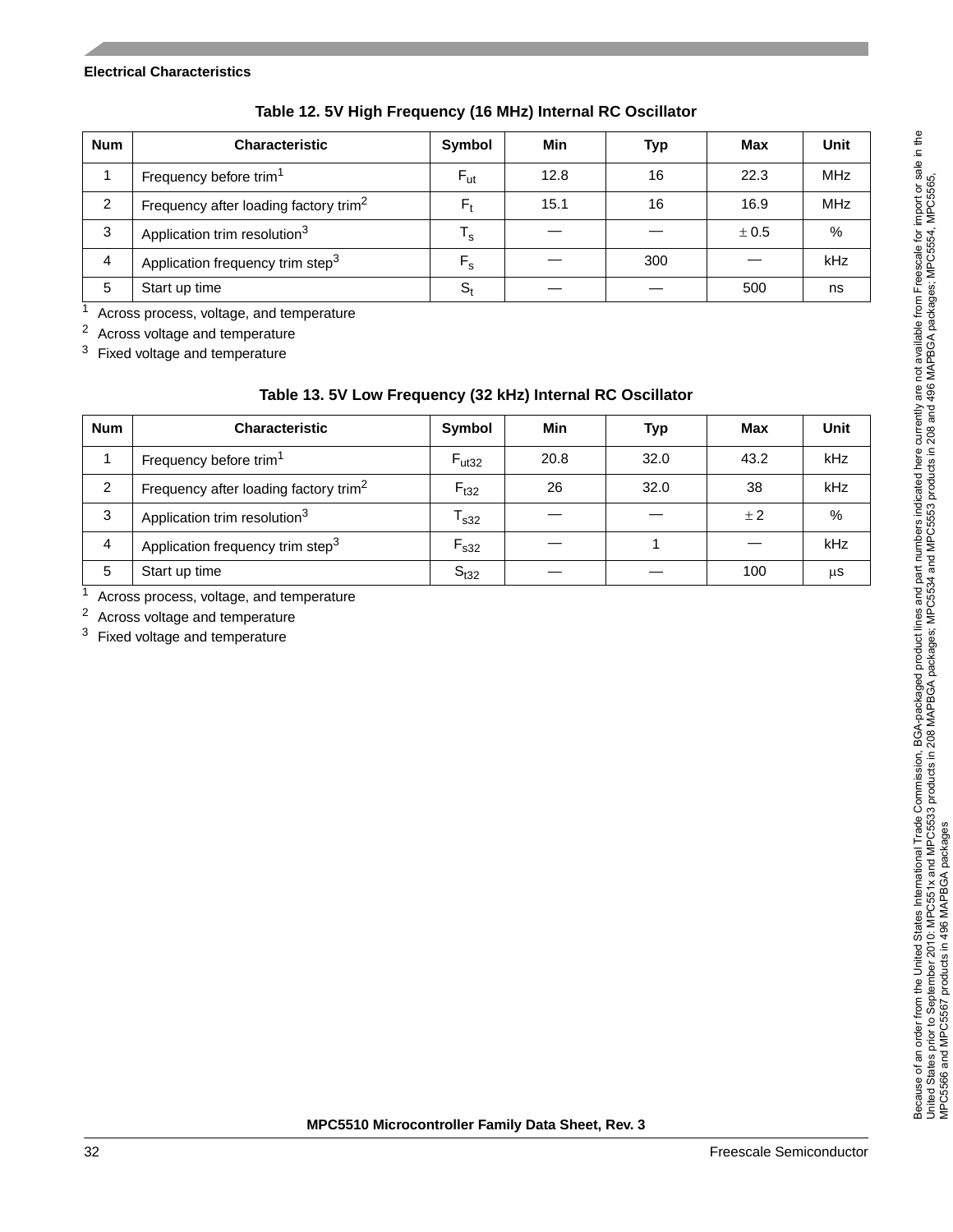**Table 12. 5V High Frequency (16 MHz) Internal RC Oscillator**

| Num | Characteristic | Symbol | Min | Typ | Max | Unit |
|---|---|---|---|---|---|---|
| 1 | Frequency before trim[1] | $F_{ut}$ | 12.8 | 16 | 22.3 | MHz |
| 2 | Frequency after loading factory trim[2] | $F_t$ | 15.1 | 16 | 16.9 | MHz |
| 3 | Application trim resolution[3] | $T_s$ | — | — | ± 0.5 | % |
| 4 | Application frequency trim step[3] | $F_s$ | — | 300 | — | kHz |
| 5 | Start up time | $S_t$ | — | — | 500 | ns |

[1] Across process, voltage, and temperature

[2] Across voltage and temperature

[3] Fixed voltage and temperature

**Table 13. 5V Low Frequency (32 kHz) Internal RC Oscillator**

| Num | Characteristic | Symbol | Min | Typ | Max | Unit |
|---|---|---|---|---|---|---|
| 1 | Frequency before trim[1] | $F_{ut32}$ | 20.8 | 32.0 | 43.2 | kHz |
| 2 | Frequency after loading factory trim[2] | $F_{t32}$ | 26 | 32.0 | 38 | kHz |
| 3 | Application trim resolution[3] | $T_{s32}$ | — | — | ± 2 | % |
| 4 | Application frequency trim step[3] | $F_{s32}$ | — | 1 | — | kHz |
| 5 | Start up time | $S_{t32}$ | — | — | 100 | μs |

[1] Across process, voltage, and temperature

[2] Across voltage and temperature

[3] Fixed voltage and temperature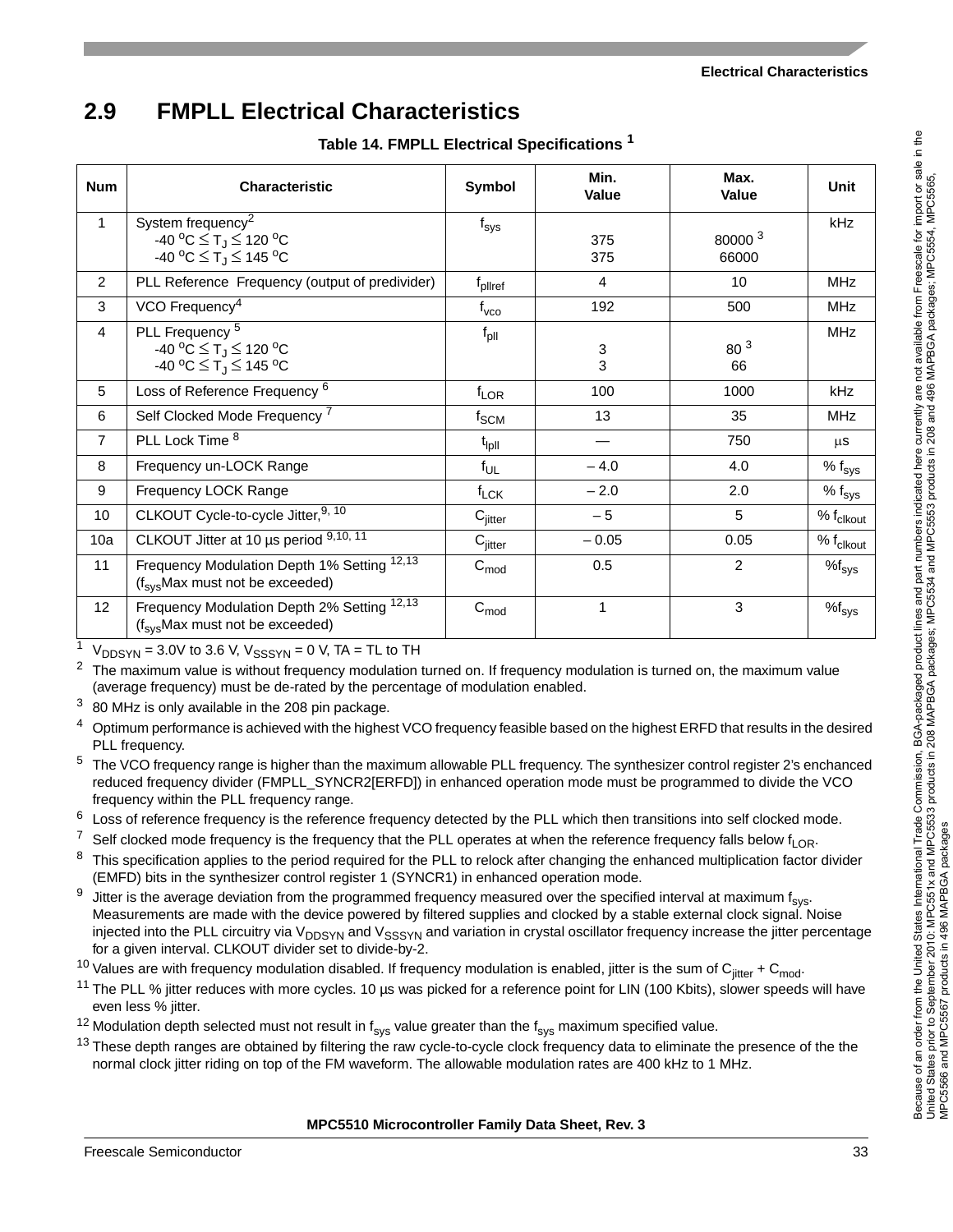## 2.9 FMPLL Electrical Characteristics

**Table 14. FMPLL Electrical Specifications [1]**

| Num | Characteristic | Symbol | Min. Value | Max. Value | Unit |
|---|---|---|---|---|---|
| 1 | System frequency[2]<br>$-40\ ^oC \leq T_J \leq 120\ ^oC$<br>$-40\ ^oC \leq T_J \leq 145\ ^oC$ | $f_{sys}$ | <br>375<br>375 | <br>80000 [3]<br>66000 | kHz |
| 2 | PLL Reference Frequency (output of predivider) | $f_{pllref}$ | 4 | 10 | MHz |
| 3 | VCO Frequency[4] | $f_{vco}$ | 192 | 500 | MHz |
| 4 | PLL Frequency [5]<br>$-40\ ^oC \leq T_J \leq 120\ ^oC$<br>$-40\ ^oC \leq T_J \leq 145\ ^oC$ | $f_{pll}$ | <br>3<br>3 | <br>80 [3]<br>66 | MHz |
| 5 | Loss of Reference Frequency [6] | $f_{LOR}$ | 100 | 1000 | kHz |
| 6 | Self Clocked Mode Frequency [7] | $f_{SCM}$ | 13 | 35 | MHz |
| 7 | PLL Lock Time [8] | $t_{lpll}$ | — | 750 | μs |
| 8 | Frequency un-LOCK Range | $f_{UL}$ | – 4.0 | 4.0 | % $f_{sys}$ |
| 9 | Frequency LOCK Range | $f_{LCK}$ | – 2.0 | 2.0 | % $f_{sys}$ |
| 10 | CLKOUT Cycle-to-cycle Jitter,[9, 10] | $C_{jitter}$ | – 5 | 5 | % $f_{clkout}$ |
| 10a | CLKOUT Jitter at 10 µs period [9,10, 11] | $C_{jitter}$ | – 0.05 | 0.05 | % $f_{clkout}$ |
| 11 | Frequency Modulation Depth 1% Setting [12,13]<br>($f_{sys}$Max must not be exceeded) | $C_{mod}$ | 0.5 | 2 | %$f_{sys}$ |
| 12 | Frequency Modulation Depth 2% Setting [12,13]<br>($f_{sys}$Max must not be exceeded) | $C_{mod}$ | 1 | 3 | %$f_{sys}$ |

[1] $V_{DDSYN}$ = 3.0V to 3.6 V, $V_{SSSYN}$ = 0 V, TA = TL to TH

[2] The maximum value is without frequency modulation turned on. If frequency modulation is turned on, the maximum value (average frequency) must be de-rated by the percentage of modulation enabled.

[3] 80 MHz is only available in the 208 pin package.

[4] Optimum performance is achieved with the highest VCO frequency feasible based on the highest ERFD that results in the desired PLL frequency.

[5] The VCO frequency range is higher than the maximum allowable PLL frequency. The synthesizer control register 2's enchanced reduced frequency divider (FMPLL_SYNCR2[ERFD]) in enhanced operation mode must be programmed to divide the VCO frequency within the PLL frequency range.

[6] Loss of reference frequency is the reference frequency detected by the PLL which then transitions into self clocked mode.

[7] Self clocked mode frequency is the frequency that the PLL operates at when the reference frequency falls below $f_{LOR}$.

[8] This specification applies to the period required for the PLL to relock after changing the enhanced multiplication factor divider (EMFD) bits in the synthesizer control register 1 (SYNCR1) in enhanced operation mode.

[9] Jitter is the average deviation from the programmed frequency measured over the specified interval at maximum $f_{sys}$. Measurements are made with the device powered by filtered supplies and clocked by a stable external clock signal. Noise injected into the PLL circuitry via $V_{DDSYN}$ and $V_{SSSYN}$ and variation in crystal oscillator frequency increase the jitter percentage for a given interval. CLKOUT divider set to divide-by-2.

[10] Values are with frequency modulation disabled. If frequency modulation is enabled, jitter is the sum of $C_{jitter}$ + $C_{mod}$.

[11] The PLL % jitter reduces with more cycles. 10 µs was picked for a reference point for LIN (100 Kbits), slower speeds will have even less % jitter.

[12] Modulation depth selected must not result in $f_{sys}$ value greater than the $f_{sys}$ maximum specified value.

[13] These depth ranges are obtained by filtering the raw cycle-to-cycle clock frequency data to eliminate the presence of the the normal clock jitter riding on top of the FM waveform. The allowable modulation rates are 400 kHz to 1 MHz.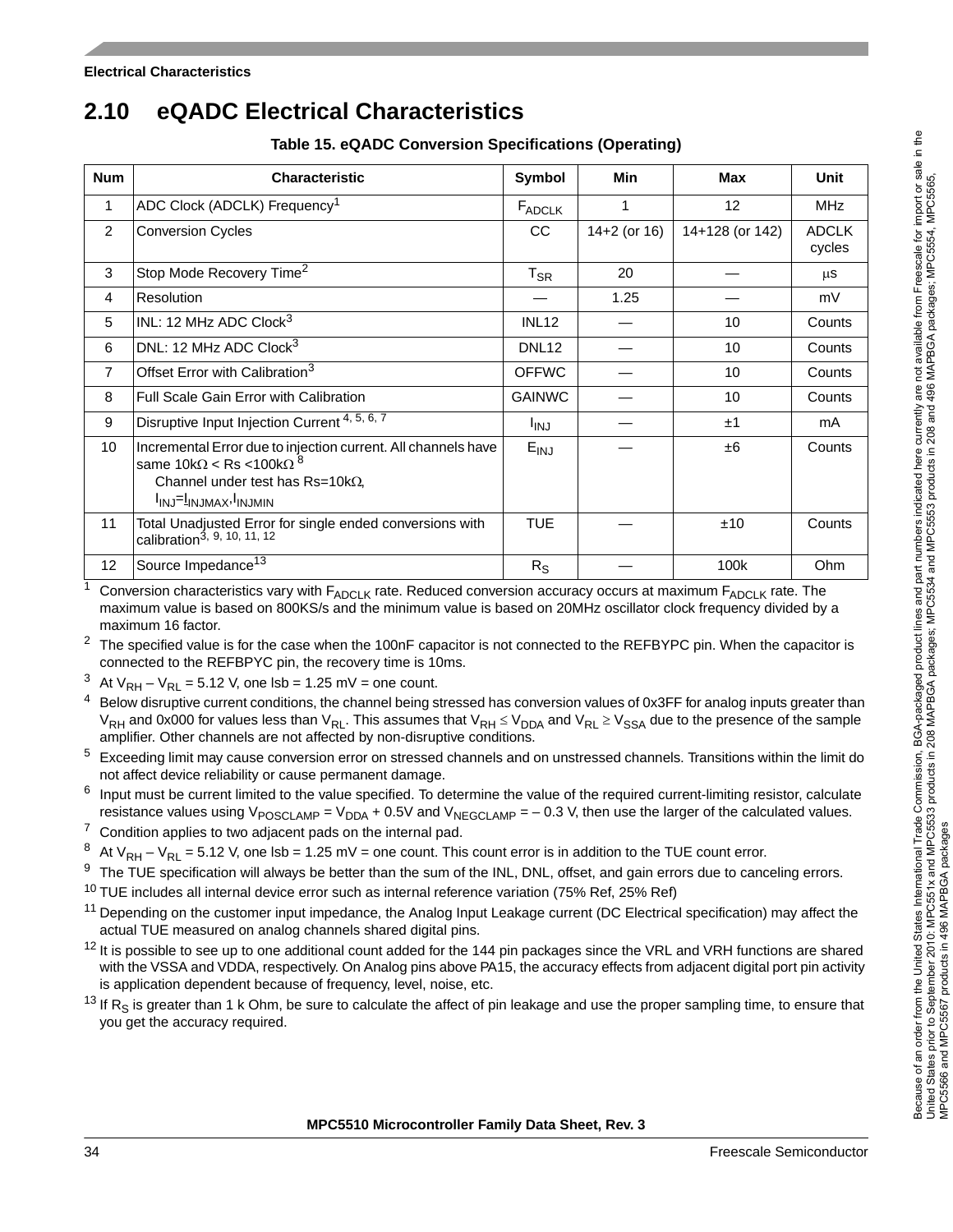## 2.10 eQADC Electrical Characteristics

**Table 15. eQADC Conversion Specifications (Operating)**

| Num | Characteristic | Symbol | Min | Max | Unit |
|---|---|---|---|---|---|
| 1 | ADC Clock (ADCLK) Frequency[1] | $F_{ADCLK}$ | 1 | 12 | MHz |
| 2 | Conversion Cycles | CC | 14+2 (or 16) | 14+128 (or 142) | ADCLK cycles |
| 3 | Stop Mode Recovery Time[2] | $T_{SR}$ | 20 | — | μs |
| 4 | Resolution | — | 1.25 | — | mV |
| 5 | INL: 12 MHz ADC Clock[3] | INL12 | — | 10 | Counts |
| 6 | DNL: 12 MHz ADC Clock[3] | DNL12 | — | 10 | Counts |
| 7 | Offset Error with Calibration[3] | OFFWC | — | 10 | Counts |
| 8 | Full Scale Gain Error with Calibration | GAINWC | — | 10 | Counts |
| 9 | Disruptive Input Injection Current [4, 5, 6, 7] | $I_{INJ}$ | — | ±1 | mA |
| 10 | Incremental Error due to injection current. All channels have same 10kΩ < Rs <100kΩ [8] Channel under test has Rs=10kΩ, $I_{INJ}$=$I_{INJMAX}$,$I_{INJMIN}$ | $E_{INJ}$ | — | ±6 | Counts |
| 11 | Total Unadjusted Error for single ended conversions with calibration[3, 9, 10, 11, 12] | TUE | — | ±10 | Counts |
| 12 | Source Impedance[13] | $R_S$ | — | 100k | Ohm |

[1] Conversion characteristics vary with $F_{ADCLK}$ rate. Reduced conversion accuracy occurs at maximum $F_{ADCLK}$ rate. The maximum value is based on 800KS/s and the minimum value is based on 20MHz oscillator clock frequency divided by a maximum 16 factor.

[2] The specified value is for the case when the 100nF capacitor is not connected to the REFBYPC pin. When the capacitor is connected to the REFBYPC pin, the recovery time is 10ms.

[3] At $V_{RH} – V_{RL}$ = 5.12 V, one lsb = 1.25 mV = one count.

[4] Below disruptive current conditions, the channel being stressed has conversion values of 0x3FF for analog inputs greater than $V_{RH}$ and 0x000 for values less than $V_{RL}$. This assumes that $V_{RH} \leq V_{DDA}$ and $V_{RL} \geq V_{SSA}$ due to the presence of the sample amplifier. Other channels are not affected by non-disruptive conditions.

[5] Exceeding limit may cause conversion error on stressed channels and on unstressed channels. Transitions within the limit do not affect device reliability or cause permanent damage.

[6] Input must be current limited to the value specified. To determine the value of the required current-limiting resistor, calculate resistance values using $V_{POSCLAMP} = V_{DDA}$ + 0.5V and $V_{NEGCLAMP}$ = – 0.3 V, then use the larger of the calculated values.

[7] Condition applies to two adjacent pads on the internal pad.

[8] At $V_{RH} – V_{RL}$ = 5.12 V, one lsb = 1.25 mV = one count. This count error is in addition to the TUE count error.

[9] The TUE specification will always be better than the sum of the INL, DNL, offset, and gain errors due to canceling errors.

[10] TUE includes all internal device error such as internal reference variation (75% Ref, 25% Ref)

[11] Depending on the customer input impedance, the Analog Input Leakage current (DC Electrical specification) may affect the actual TUE measured on analog channels shared digital pins.

[12] It is possible to see up to one additional count added for the 144 pin packages since the VRL and VRH functions are shared with the VSSA and VDDA, respectively. On Analog pins above PA15, the accuracy effects from adjacent digital port pin activity is application dependent because of frequency, level, noise, etc.

[13] If $R_S$ is greater than 1 k Ohm, be sure to calculate the affect of pin leakage and use the proper sampling time, to ensure that you get the accuracy required.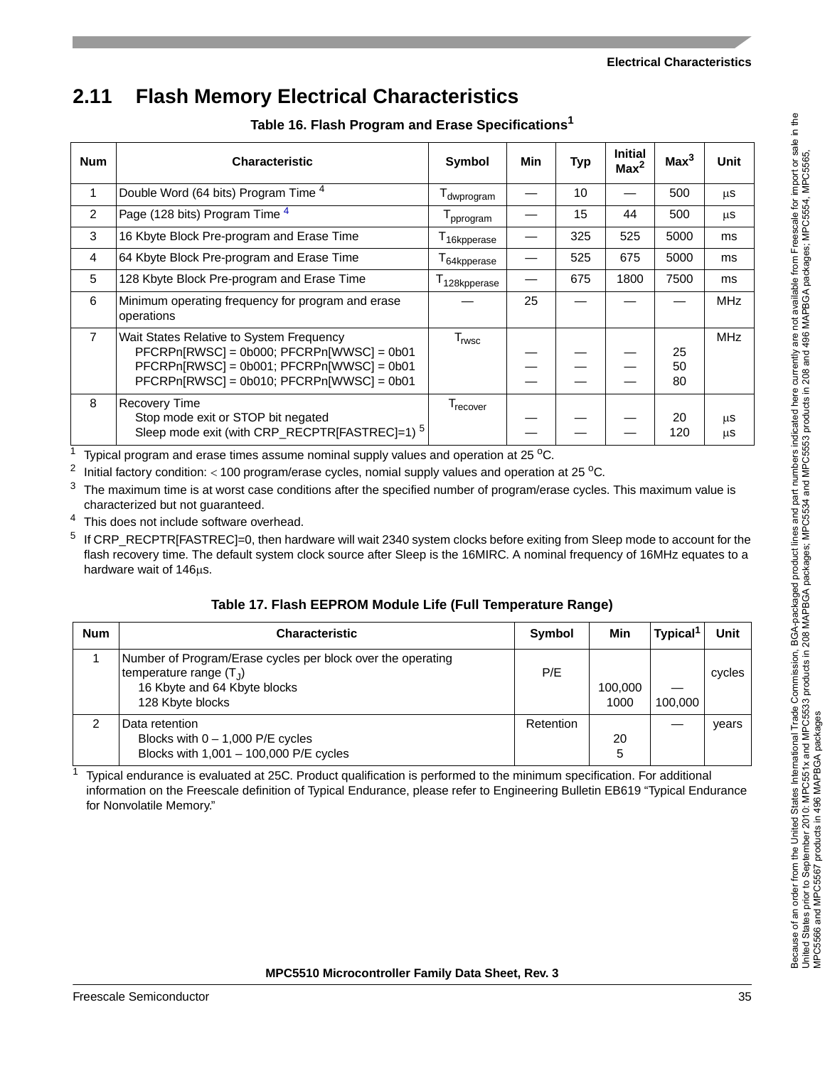## 2.11 Flash Memory Electrical Characteristics

**Table 16. Flash Program and Erase Specifications[1]**

| Num | Characteristic | Symbol | Min | Typ | Initial Max[2] | Max[3] | Unit |
|---|---|---|---|---|---|---|---|
| 1 | Double Word (64 bits) Program Time[4] | $T_{dwprogram}$ | — | 10 | — | 500 | μs |
| 2 | Page (128 bits) Program Time[4] | $T_{pprogram}$ | — | 15 | 44 | 500 | μs |
| 3 | 16 Kbyte Block Pre-program and Erase Time | $T_{16kpperase}$ | — | 325 | 525 | 5000 | ms |
| 4 | 64 Kbyte Block Pre-program and Erase Time | $T_{64kpperase}$ | — | 525 | 675 | 5000 | ms |
| 5 | 128 Kbyte Block Pre-program and Erase Time | $T_{128kpperase}$ | — | 675 | 1800 | 7500 | ms |
| 6 | Minimum operating frequency for program and erase operations | — | 25 | — | — | — | MHz |
| 7 | Wait States Relative to System Frequency<br>PFCRPn[RWSC] = 0b000; PFCRPn[WWSC] = 0b01<br>PFCRPn[RWSC] = 0b001; PFCRPn[WWSC] = 0b01<br>PFCRPn[RWSC] = 0b010; PFCRPn[WWSC] = 0b01 | $T_{rwsc}$ | <br>—<br>—<br>— | <br>—<br>—<br>— | <br>—<br>—<br>— | <br>25<br>50<br>80 | MHz |
| 8 | Recovery Time<br>Stop mode exit or STOP bit negated<br>Sleep mode exit (with CRP_RECPTR[FASTREC]=1)[5] | $T_{recover}$ | <br>—<br>— | <br>—<br>— | <br>—<br>— | <br>20<br>120 | <br>μs<br>μs |

1 Typical program and erase times assume nominal supply values and operation at 25 °C.

2 Initial factory condition: < 100 program/erase cycles, nomial supply values and operation at 25 °C.

3 The maximum time is at worst case conditions after the specified number of program/erase cycles. This maximum value is characterized but not guaranteed.

4 This does not include software overhead.

5 If CRP_RECPTR[FASTREC]=0, then hardware will wait 2340 system clocks before exiting from Sleep mode to account for the flash recovery time. The default system clock source after Sleep is the 16MIRC. A nominal frequency of 16MHz equates to a hardware wait of 146μs.

**Table 17. Flash EEPROM Module Life (Full Temperature Range)**

| Num | Characteristic | Symbol | Min | Typical[1] | Unit |
|---|---|---|---|---|---|
| 1 | Number of Program/Erase cycles per block over the operating temperature range ($T_J$)<br>16 Kbyte and 64 Kbyte blocks<br>128 Kbyte blocks | P/E | <br>100,000<br>1000 | <br>—<br>100,000 | cycles |
| 2 | Data retention<br>Blocks with 0 – 1,000 P/E cycles<br>Blocks with 1,001 – 100,000 P/E cycles | Retention | <br>20<br>5 | — | years |

1 Typical endurance is evaluated at 25C. Product qualification is performed to the minimum specification. For additional information on the Freescale definition of Typical Endurance, please refer to Engineering Bulletin EB619 "Typical Endurance for Nonvolatile Memory."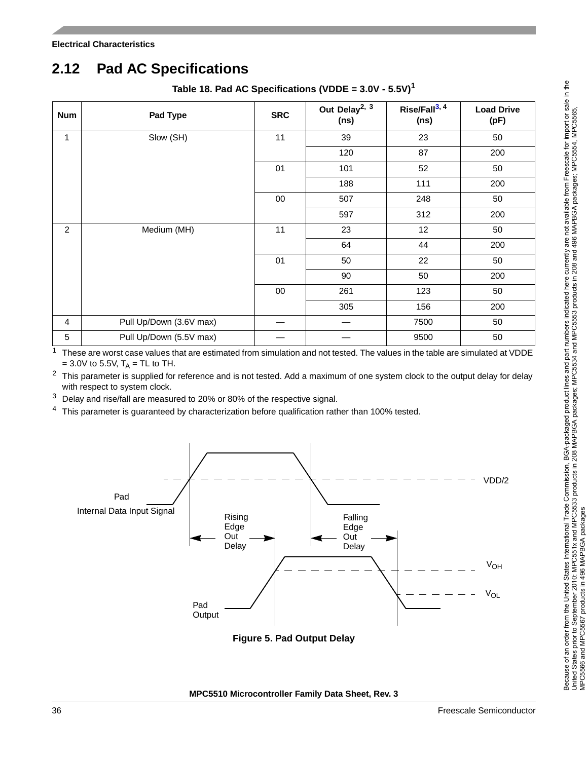## 2.12 Pad AC Specifications

**Table 18. Pad AC Specifications (VDDE = 3.0V - 5.5V)[1]**

| Num | Pad Type | SRC | Out Delay[2, 3] (ns) | Rise/Fall[3, 4] (ns) | Load Drive (pF) |
|---|---|---|---|---|---|
| 1 | Slow (SH) | 11 | 39 | 23 | 50 |
| | | | 120 | 87 | 200 |
| | | 01 | 101 | 52 | 50 |
| | | | 188 | 111 | 200 |
| | | 00 | 507 | 248 | 50 |
| | | | 597 | 312 | 200 |
| 2 | Medium (MH) | 11 | 23 | 12 | 50 |
| | | | 64 | 44 | 200 |
| | | 01 | 50 | 22 | 50 |
| | | | 90 | 50 | 200 |
| | | 00 | 261 | 123 | 50 |
| | | | 305 | 156 | 200 |
| 4 | Pull Up/Down (3.6V max) | — | — | 7500 | 50 |
| 5 | Pull Up/Down (5.5V max) | — | — | 9500 | 50 |

1. These are worst case values that are estimated from simulation and not tested. The values in the table are simulated at VDDE = 3.0V to 5.5V, $T_A$ = TL to TH.
2. This parameter is supplied for reference and is not tested. Add a maximum of one system clock to the output delay for delay with respect to system clock.
3. Delay and rise/fall are measured to 20% or 80% of the respective signal.
4. This parameter is guaranteed by characterization before qualification rather than 100% tested.

VDD/2

Pad
Internal Data Input Signal

Rising Edge Out Delay

Falling Edge Out Delay

$V_{OH}$

$V_{OL}$

Pad Output

**Figure 5. Pad Output Delay**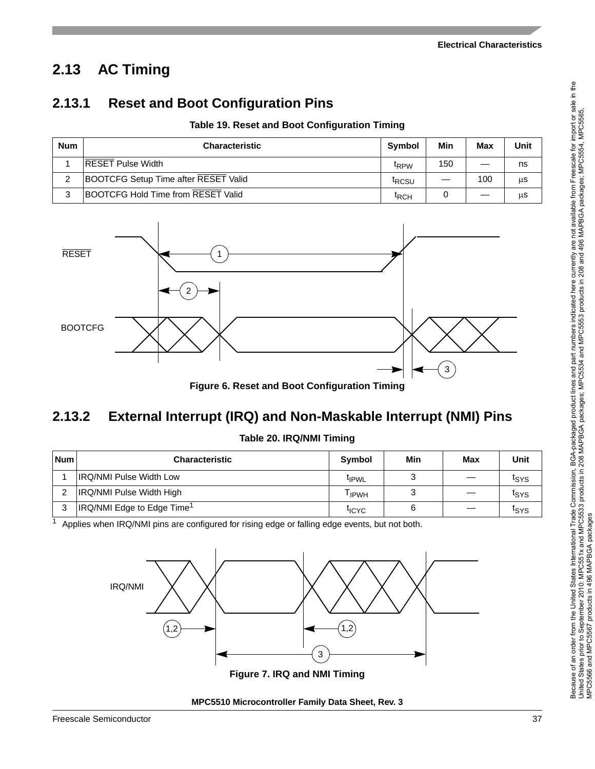## 2.13 AC Timing

### 2.13.1 Reset and Boot Configuration Pins

**Table 19. Reset and Boot Configuration Timing**

| Num | Characteristic | Symbol | Min | Max | Unit |
|---|---|---|---|---|---|
| 1 | $\overline{RESET}$ Pulse Width | $t_{RPW}$ | 150 | — | ns |
| 2 | BOOTCFG Setup Time after $\overline{RESET}$ Valid | $t_{RCSU}$ | — | 100 | μs |
| 3 | BOOTCFG Hold Time from $\overline{RESET}$ Valid | $t_{RCH}$ | 0 | — | μs |

**Figure 6. Reset and Boot Configuration Timing**

### 2.13.2 External Interrupt (IRQ) and Non-Maskable Interrupt (NMI) Pins

**Table 20. IRQ/NMI Timing**

| Num | Characteristic | Symbol | Min | Max | Unit |
|---|---|---|---|---|---|
| 1 | IRQ/NMI Pulse Width Low | $t_{IPWL}$ | 3 | — | $t_{SYS}$ |
| 2 | IRQ/NMI Pulse Width High | $T_{IPWH}$ | 3 | — | $t_{SYS}$ |
| 3 | IRQ/NMI Edge to Edge Time[1] | $t_{ICYC}$ | 6 | — | $t_{SYS}$ |

[1] Applies when IRQ/NMI pins are configured for rising edge or falling edge events, but not both.

**Figure 7. IRQ and NMI Timing**

Because of an order from the United States International Trade Commission, BGA-packaged product lines and part numbers indicated here currently are not available from Freescale for import or sale in the United States prior to September 2010: MPC551x and MPC5533 products in 208 MAPBGA packages; MPC5534 and MPC5553 products in 208 and 496 MAPBGA packages; MPC5554, MPC5565, MPC5566 and MPC5567 products in 496 MAPBGA packages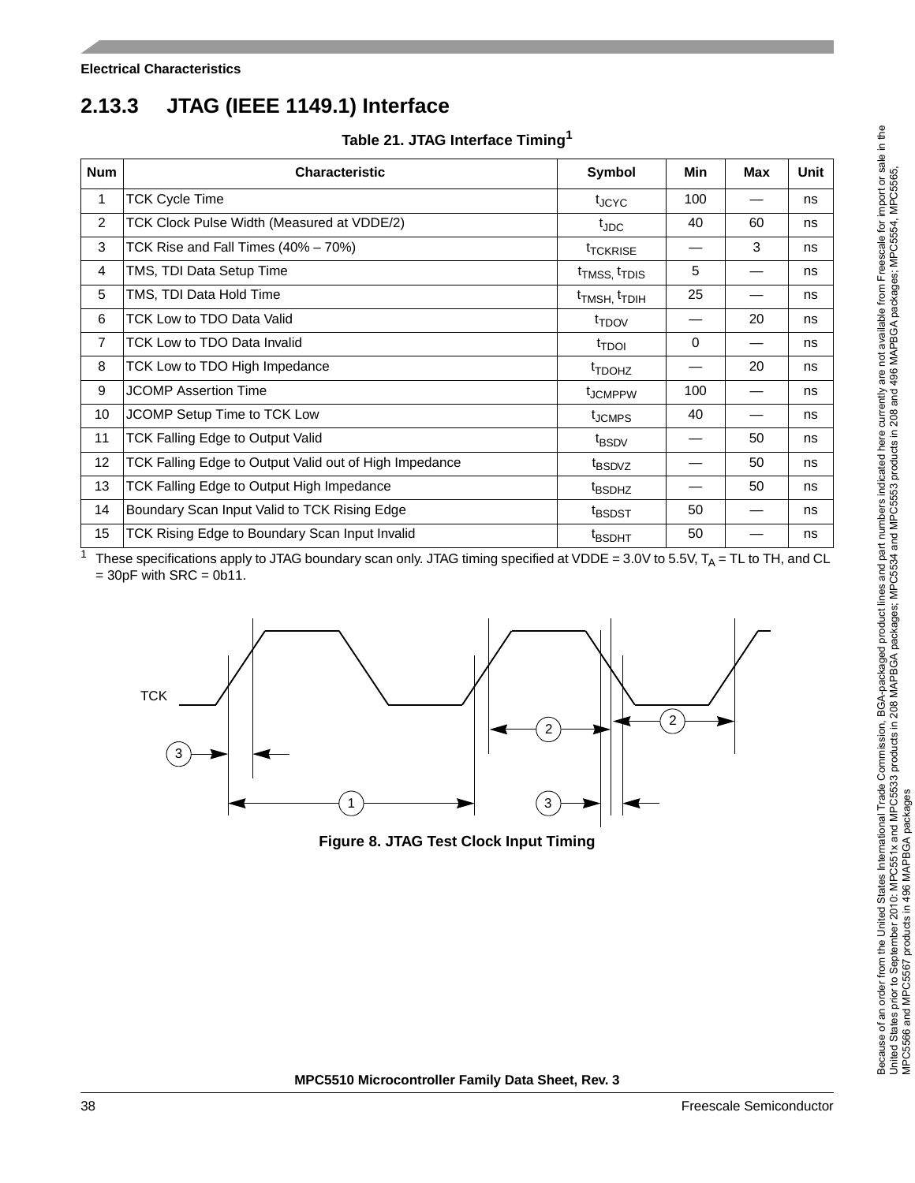## 2.13.3 JTAG (IEEE 1149.1) Interface

**Table 21. JTAG Interface Timing[1]**

| Num | Characteristic | Symbol | Min | Max | Unit |
|---|---|---|---|---|---|
| 1 | TCK Cycle Time | $t_{JCYC}$ | 100 | — | ns |
| 2 | TCK Clock Pulse Width (Measured at VDDE/2) | $t_{JDC}$ | 40 | 60 | ns |
| 3 | TCK Rise and Fall Times (40% – 70%) | $t_{TCKRISE}$ | — | 3 | ns |
| 4 | TMS, TDI Data Setup Time | $t_{TMSS}$, $t_{TDIS}$ | 5 | — | ns |
| 5 | TMS, TDI Data Hold Time | $t_{TMSH}$, $t_{TDIH}$ | 25 | — | ns |
| 6 | TCK Low to TDO Data Valid | $t_{TDOV}$ | — | 20 | ns |
| 7 | TCK Low to TDO Data Invalid | $t_{TDOI}$ | 0 | — | ns |
| 8 | TCK Low to TDO High Impedance | $t_{TDOHZ}$ | — | 20 | ns |
| 9 | JCOMP Assertion Time | $t_{JCMPPW}$ | 100 | — | ns |
| 10 | JCOMP Setup Time to TCK Low | $t_{JCMPS}$ | 40 | — | ns |
| 11 | TCK Falling Edge to Output Valid | $t_{BSDV}$ | — | 50 | ns |
| 12 | TCK Falling Edge to Output Valid out of High Impedance | $t_{BSDVZ}$ | — | 50 | ns |
| 13 | TCK Falling Edge to Output High Impedance | $t_{BSDHZ}$ | — | 50 | ns |
| 14 | Boundary Scan Input Valid to TCK Rising Edge | $t_{BSDST}$ | 50 | — | ns |
| 15 | TCK Rising Edge to Boundary Scan Input Invalid | $t_{BSDHT}$ | 50 | — | ns |

[1] These specifications apply to JTAG boundary scan only. JTAG timing specified at VDDE = 3.0V to 5.5V, $T_A$ = TL to TH, and CL = 30pF with SRC = 0b11.

**Figure 8. JTAG Test Clock Input Timing**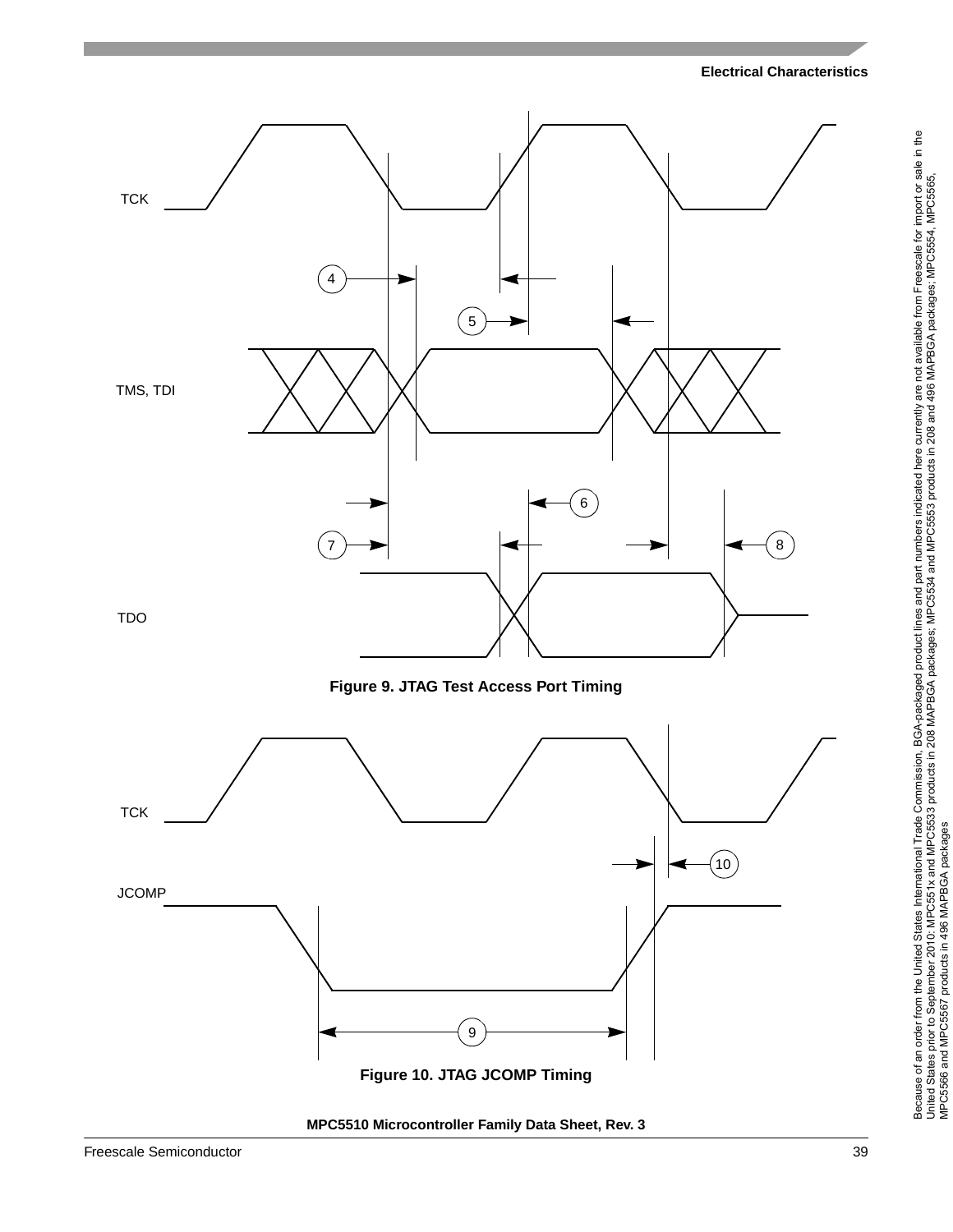Figure 9. JTAG Test Access Port Timing

Figure 10. JTAG JCOMP Timing

Because of an order from the United States International Trade Commission, BGA-packaged product lines and part numbers indicated here currently are not available from Freescale for import or sale in the United States prior to September 2010: MPC551x and MPC5533 products in 208 MAPBGA packages; MPC5534 and MPC5553 products in 208 and 496 MAPBGA packages; MPC5554, MPC5565, MPC5566 and MPC5567 products in 496 MAPBGA packages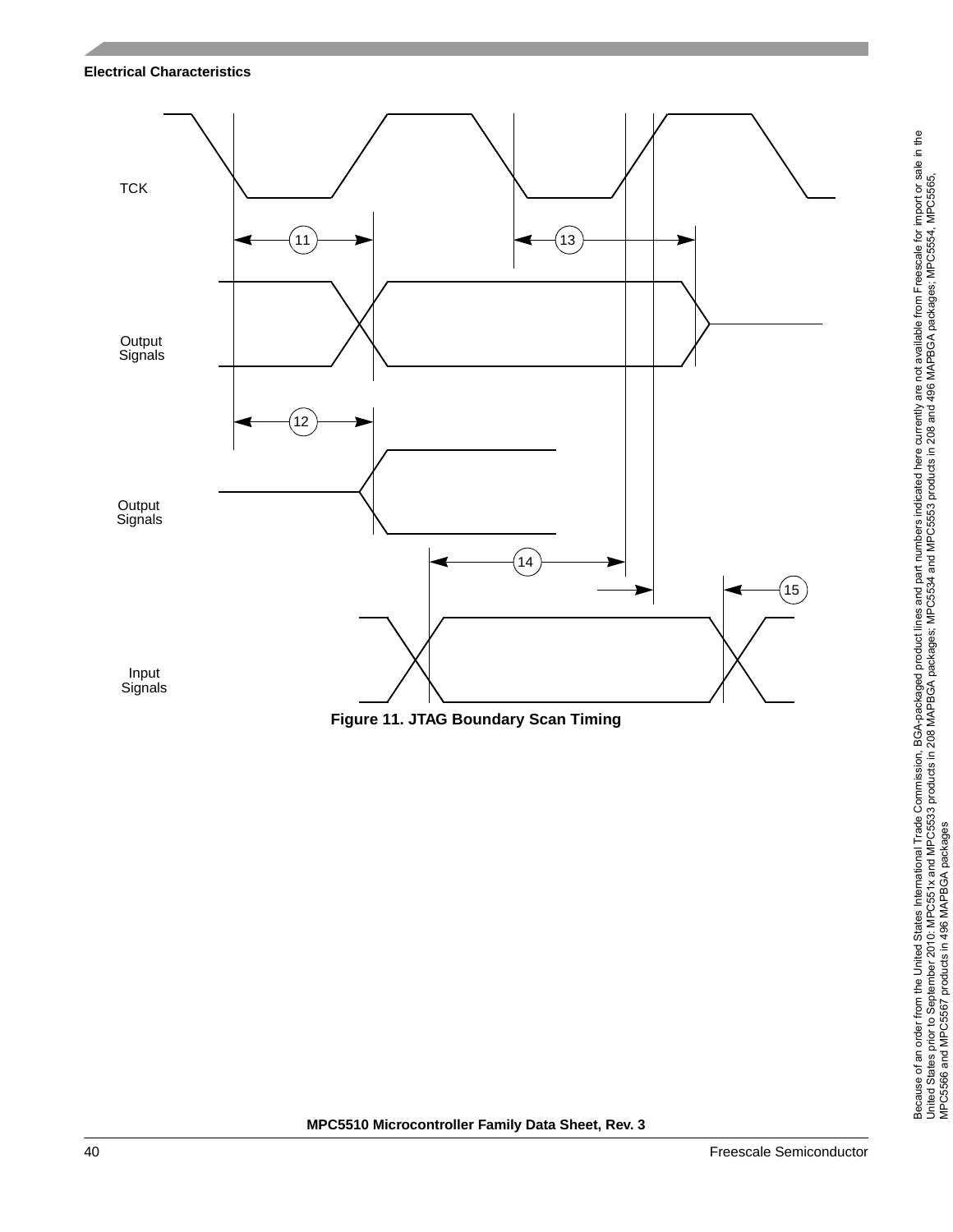Figure 11. JTAG Boundary Scan Timing

Because of an order from the United States International Trade Commission, BGA-packaged product lines and part numbers indicated here currently are not available from Freescale for import or sale in the United States prior to September 2010: MPC551x and MPC5533 products in 208 MAPBGA packages; MPC5534 and MPC5553 products in 208 and 496 MAPBGA packages; MPC5554, MPC5565, MPC5566 and MPC5567 products in 496 MAPBGA packages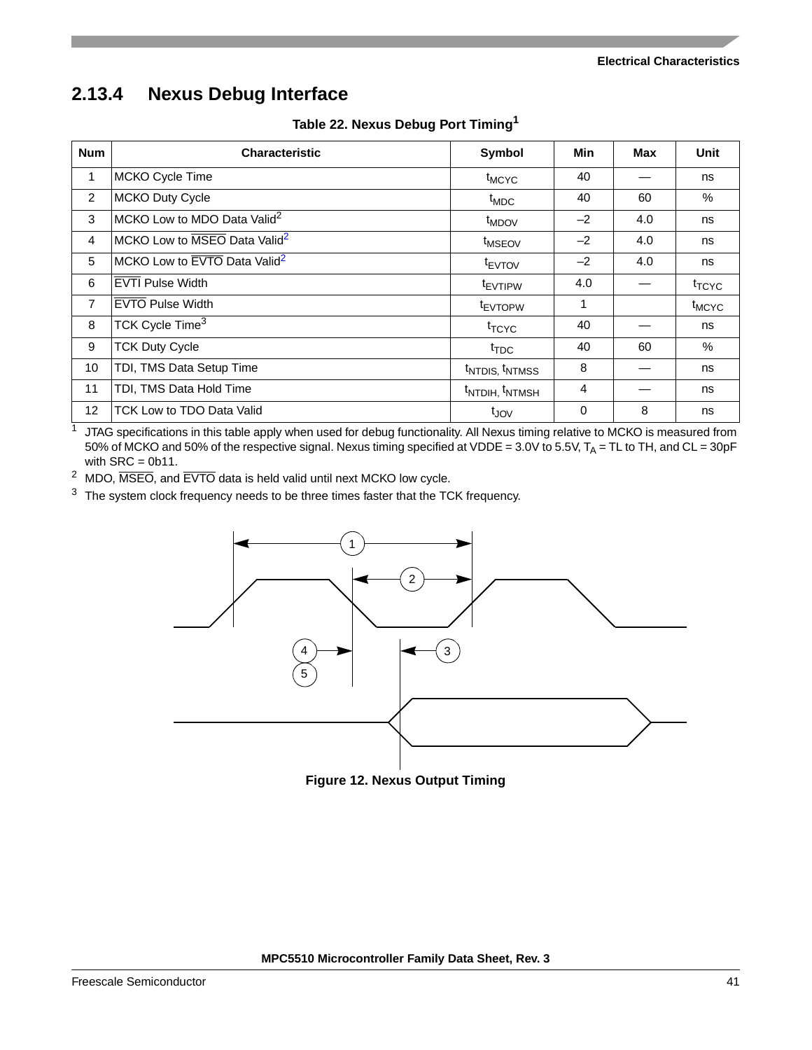## 2.13.4 Nexus Debug Interface

**Table 22. Nexus Debug Port Timing**[1]

| Num | Characteristic | Symbol | Min | Max | Unit |
|---|---|---|---|---|---|
| 1 | MCKO Cycle Time | $t_{MCYC}$ | 40 | — | ns |
| 2 | MCKO Duty Cycle | $t_{MDC}$ | 40 | 60 | % |
| 3 | MCKO Low to MDO Data Valid[2] | $t_{MDOV}$ | –2 | 4.0 | ns |
| 4 | MCKO Low to $\overline{MSEO}$ Data Valid[2] | $t_{MSEOV}$ | –2 | 4.0 | ns |
| 5 | MCKO Low to $\overline{EVTO}$ Data Valid[2] | $t_{EVTOV}$ | –2 | 4.0 | ns |
| 6 | $\overline{EVTI}$ Pulse Width | $t_{EVTIPW}$ | 4.0 | — | $t_{TCYC}$ |
| 7 | $\overline{EVTO}$ Pulse Width | $t_{EVTOPW}$ | 1 | | $t_{MCYC}$ |
| 8 | TCK Cycle Time[3] | $t_{TCYC}$ | 40 | — | ns |
| 9 | TCK Duty Cycle | $t_{TDC}$ | 40 | 60 | % |
| 10 | TDI, TMS Data Setup Time | $t_{NTDIS}$, $t_{NTMSS}$ | 8 | — | ns |
| 11 | TDI, TMS Data Hold Time | $t_{NTDIH}$, $t_{NTMSH}$ | 4 | — | ns |
| 12 | TCK Low to TDO Data Valid | $t_{JOV}$ | 0 | 8 | ns |

[1] JTAG specifications in this table apply when used for debug functionality. All Nexus timing relative to MCKO is measured from 50% of MCKO and 50% of the respective signal. Nexus timing specified at VDDE = 3.0V to 5.5V, $T_A$ = TL to TH, and CL = 30pF with SRC = 0b11.

[2] MDO, $\overline{MSEO}$, and $\overline{EVTO}$ data is held valid until next MCKO low cycle.

[3] The system clock frequency needs to be three times faster that the TCK frequency.

1
2
4
5
3

**Figure 12. Nexus Output Timing**